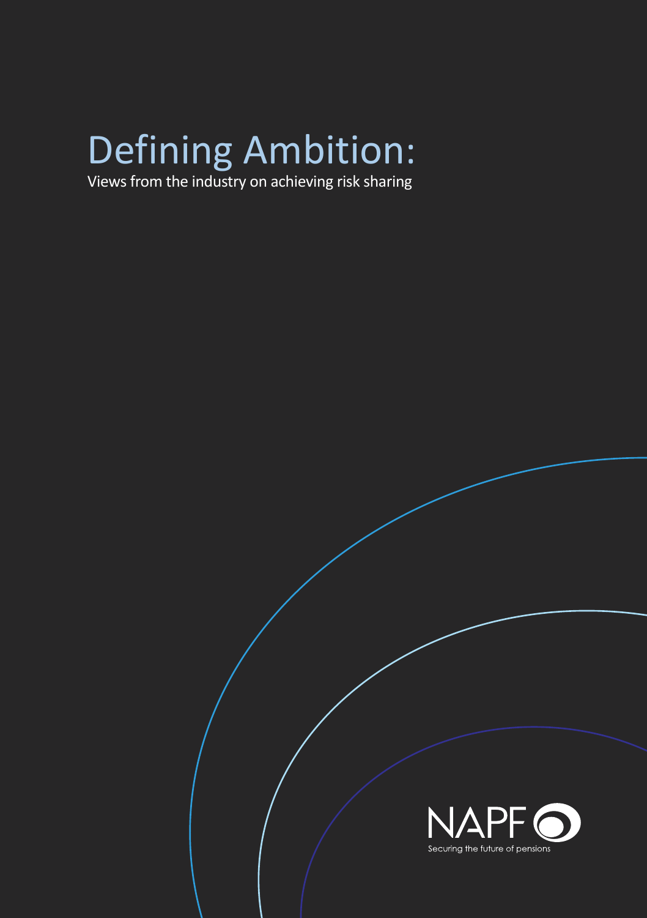# Defining Ambition:

Views from the industry on achieving risk sharing

NAPF

Securing the future of pensions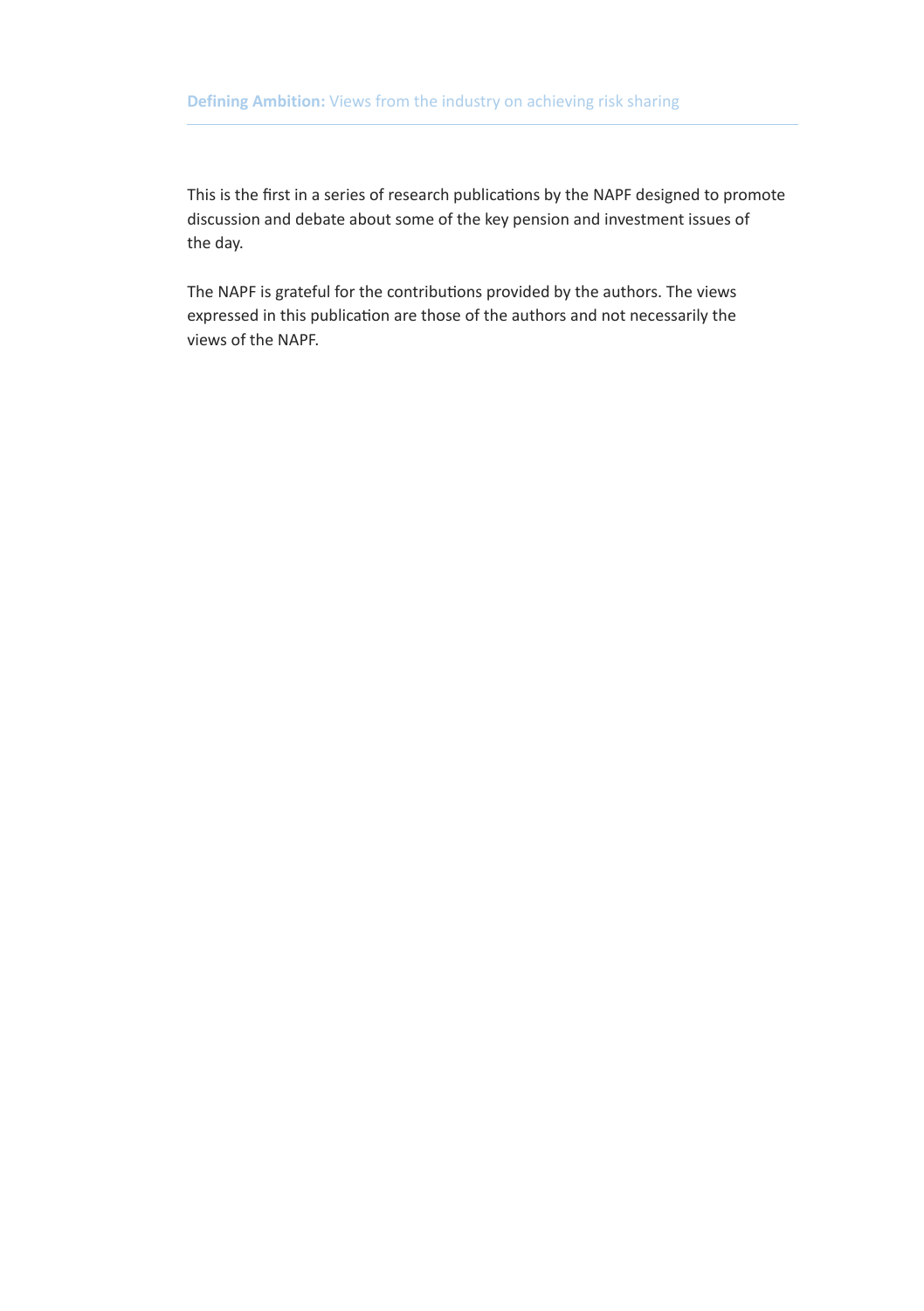This is the first in a series of research publications by the NAPF designed to promote discussion and debate about some of the key pension and investment issues of the day.

The NAPF is grateful for the contributions provided by the authors. The views expressed in this publication are those of the authors and not necessarily the views of the NAPF.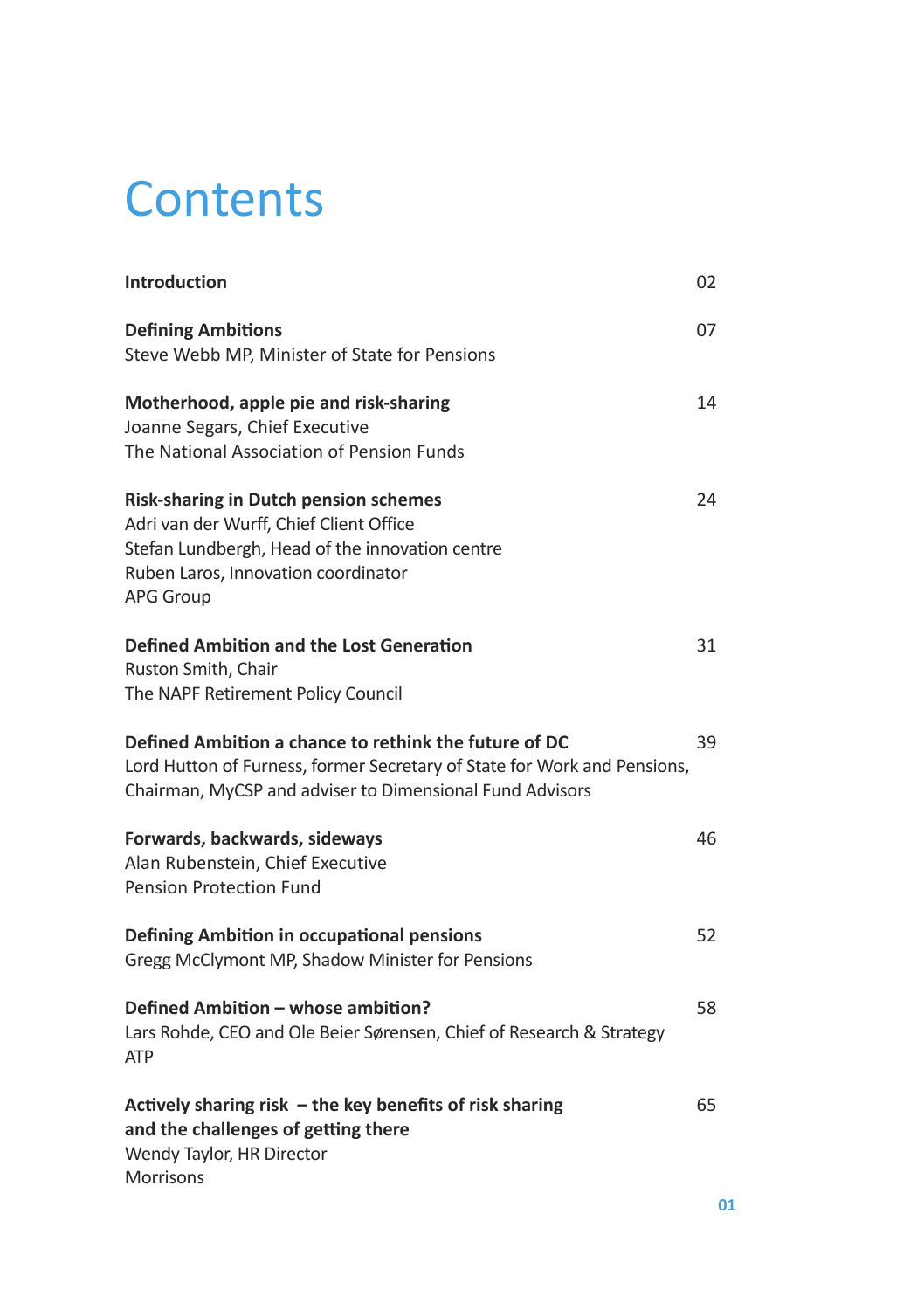# Contents

| | |
|---|---|
| **Introduction** | 02 |
| **Defining Ambitions**<br>Steve Webb MP, Minister of State for Pensions | 07 |
| **Motherhood, apple pie and risk-sharing**<br>Joanne Segars, Chief Executive<br>The National Association of Pension Funds | 14 |
| **Risk-sharing in Dutch pension schemes**<br>Adri van der Wurff, Chief Client Office<br>Stefan Lundbergh, Head of the innovation centre<br>Ruben Laros, Innovation coordinator<br>APG Group | 24 |
| **Defined Ambition and the Lost Generation**<br>Ruston Smith, Chair<br>The NAPF Retirement Policy Council | 31 |
| **Defined Ambition a chance to rethink the future of DC**<br>Lord Hutton of Furness, former Secretary of State for Work and Pensions, Chairman, MyCSP and adviser to Dimensional Fund Advisors | 39 |
| **Forwards, backwards, sideways**<br>Alan Rubenstein, Chief Executive<br>Pension Protection Fund | 46 |
| **Defining Ambition in occupational pensions**<br>Gregg McClymont MP, Shadow Minister for Pensions | 52 |
| **Defined Ambition – whose ambition?**<br>Lars Rohde, CEO and Ole Beier Sørensen, Chief of Research & Strategy<br>ATP | 58 |
| **Actively sharing risk – the key benefits of risk sharing and the challenges of getting there**<br>Wendy Taylor, HR Director<br>Morrisons | 65 |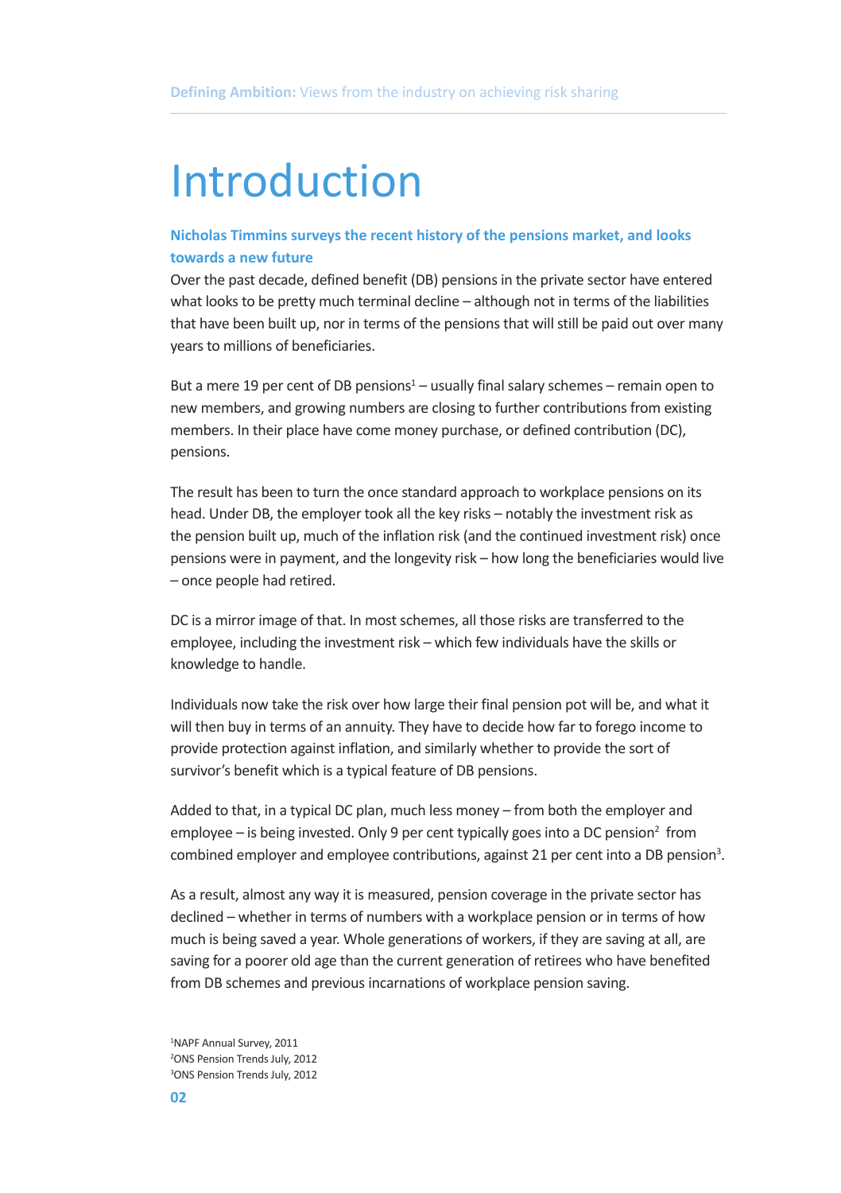# Introduction

**Nicholas Timmins surveys the recent history of the pensions market, and looks towards a new future**

Over the past decade, defined benefit (DB) pensions in the private sector have entered what looks to be pretty much terminal decline – although not in terms of the liabilities that have been built up, nor in terms of the pensions that will still be paid out over many years to millions of beneficiaries.

But a mere 19 per cent of DB pensions[1] – usually final salary schemes – remain open to new members, and growing numbers are closing to further contributions from existing members. In their place have come money purchase, or defined contribution (DC), pensions.

The result has been to turn the once standard approach to workplace pensions on its head. Under DB, the employer took all the key risks – notably the investment risk as the pension built up, much of the inflation risk (and the continued investment risk) once pensions were in payment, and the longevity risk – how long the beneficiaries would live – once people had retired.

DC is a mirror image of that. In most schemes, all those risks are transferred to the employee, including the investment risk – which few individuals have the skills or knowledge to handle.

Individuals now take the risk over how large their final pension pot will be, and what it will then buy in terms of an annuity. They have to decide how far to forego income to provide protection against inflation, and similarly whether to provide the sort of survivor's benefit which is a typical feature of DB pensions.

Added to that, in a typical DC plan, much less money – from both the employer and employee – is being invested. Only 9 per cent typically goes into a DC pension[2] from combined employer and employee contributions, against 21 per cent into a DB pension[3].

As a result, almost any way it is measured, pension coverage in the private sector has declined – whether in terms of numbers with a workplace pension or in terms of how much is being saved a year. Whole generations of workers, if they are saving at all, are saving for a poorer old age than the current generation of retirees who have benefited from DB schemes and previous incarnations of workplace pension saving.

[1]NAPF Annual Survey, 2011
[2]ONS Pension Trends July, 2012
[3]ONS Pension Trends July, 2012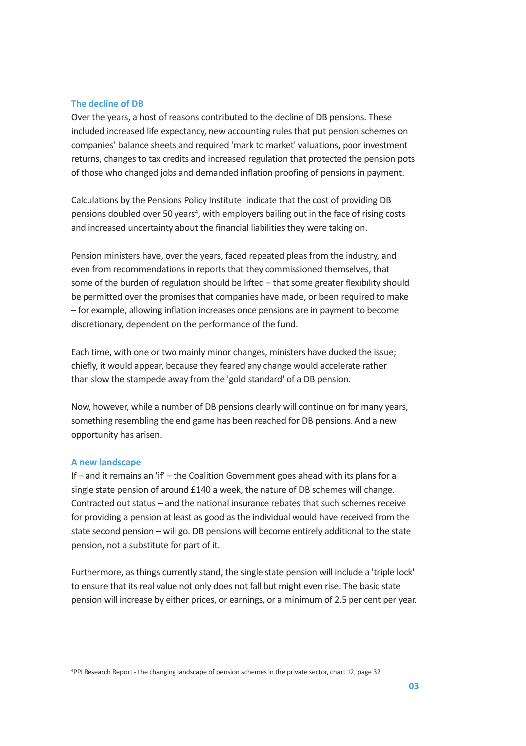### The decline of DB

Over the years, a host of reasons contributed to the decline of DB pensions. These included increased life expectancy, new accounting rules that put pension schemes on companies' balance sheets and required 'mark to market' valuations, poor investment returns, changes to tax credits and increased regulation that protected the pension pots of those who changed jobs and demanded inflation proofing of pensions in payment.

Calculations by the Pensions Policy Institute indicate that the cost of providing DB pensions doubled over 50 years[4], with employers bailing out in the face of rising costs and increased uncertainty about the financial liabilities they were taking on.

Pension ministers have, over the years, faced repeated pleas from the industry, and even from recommendations in reports that they commissioned themselves, that some of the burden of regulation should be lifted – that some greater flexibility should be permitted over the promises that companies have made, or been required to make – for example, allowing inflation increases once pensions are in payment to become discretionary, dependent on the performance of the fund.

Each time, with one or two mainly minor changes, ministers have ducked the issue; chiefly, it would appear, because they feared any change would accelerate rather than slow the stampede away from the 'gold standard' of a DB pension.

Now, however, while a number of DB pensions clearly will continue on for many years, something resembling the end game has been reached for DB pensions. And a new opportunity has arisen.

### A new landscape

If – and it remains an 'if' – the Coalition Government goes ahead with its plans for a single state pension of around £140 a week, the nature of DB schemes will change. Contracted out status – and the national insurance rebates that such schemes receive for providing a pension at least as good as the individual would have received from the state second pension – will go. DB pensions will become entirely additional to the state pension, not a substitute for part of it.

Furthermore, as things currently stand, the single state pension will include a 'triple lock' to ensure that its real value not only does not fall but might even rise. The basic state pension will increase by either prices, or earnings, or a minimum of 2.5 per cent per year.

[4]PPI Research Report - the changing landscape of pension schemes in the private sector, chart 12, page 32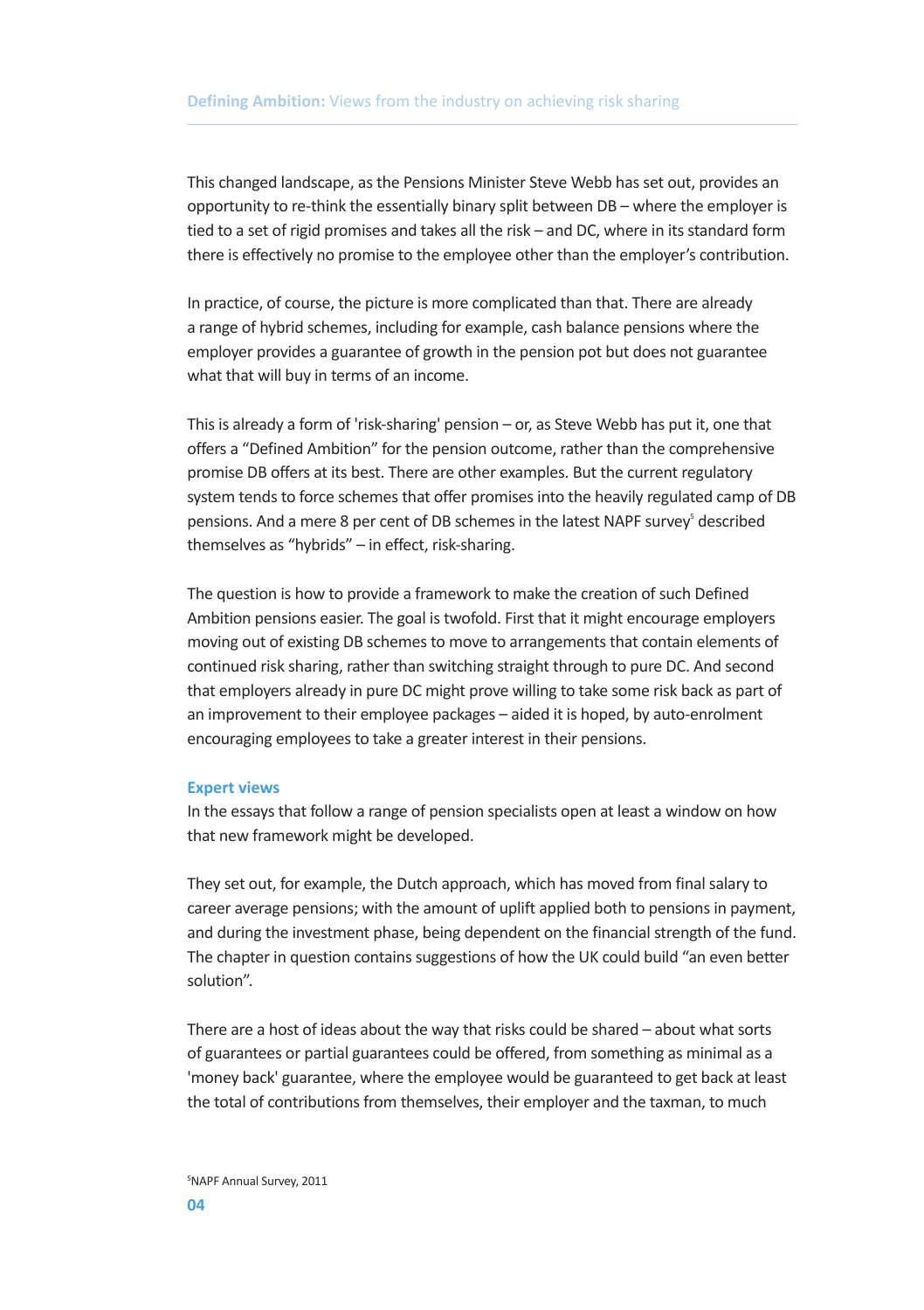This changed landscape, as the Pensions Minister Steve Webb has set out, provides an opportunity to re-think the essentially binary split between DB – where the employer is tied to a set of rigid promises and takes all the risk – and DC, where in its standard form there is effectively no promise to the employee other than the employer's contribution.

In practice, of course, the picture is more complicated than that. There are already a range of hybrid schemes, including for example, cash balance pensions where the employer provides a guarantee of growth in the pension pot but does not guarantee what that will buy in terms of an income.

This is already a form of 'risk-sharing' pension – or, as Steve Webb has put it, one that offers a "Defined Ambition" for the pension outcome, rather than the comprehensive promise DB offers at its best. There are other examples. But the current regulatory system tends to force schemes that offer promises into the heavily regulated camp of DB pensions. And a mere 8 per cent of DB schemes in the latest NAPF survey[5] described themselves as "hybrids" – in effect, risk-sharing.

The question is how to provide a framework to make the creation of such Defined Ambition pensions easier. The goal is twofold. First that it might encourage employers moving out of existing DB schemes to move to arrangements that contain elements of continued risk sharing, rather than switching straight through to pure DC. And second that employers already in pure DC might prove willing to take some risk back as part of an improvement to their employee packages – aided it is hoped, by auto-enrolment encouraging employees to take a greater interest in their pensions.

## Expert views

In the essays that follow a range of pension specialists open at least a window on how that new framework might be developed.

They set out, for example, the Dutch approach, which has moved from final salary to career average pensions; with the amount of uplift applied both to pensions in payment, and during the investment phase, being dependent on the financial strength of the fund. The chapter in question contains suggestions of how the UK could build "an even better solution".

There are a host of ideas about the way that risks could be shared – about what sorts of guarantees or partial guarantees could be offered, from something as minimal as a 'money back' guarantee, where the employee would be guaranteed to get back at least the total of contributions from themselves, their employer and the taxman, to much

[5]NAPF Annual Survey, 2011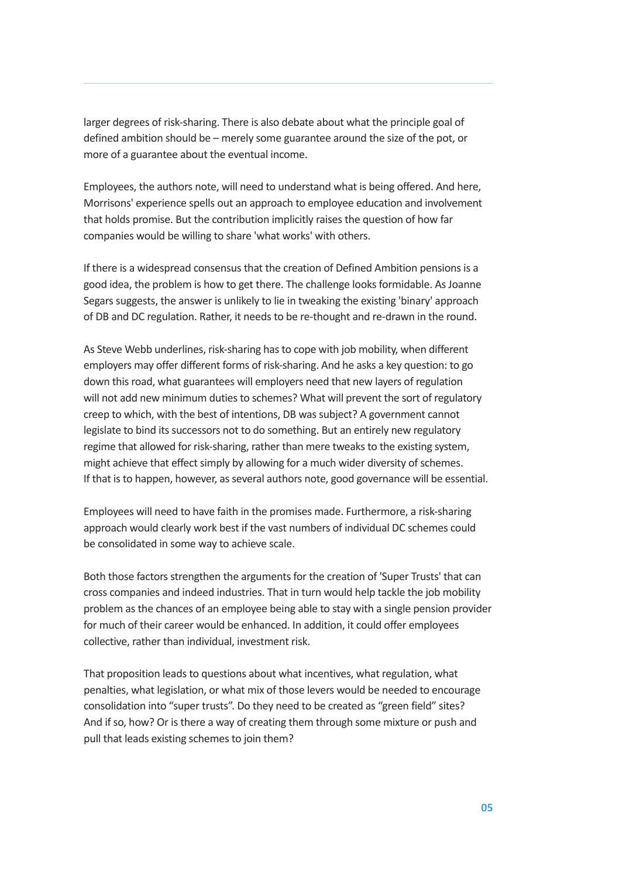larger degrees of risk-sharing. There is also debate about what the principle goal of defined ambition should be – merely some guarantee around the size of the pot, or more of a guarantee about the eventual income.

Employees, the authors note, will need to understand what is being offered. And here, Morrisons' experience spells out an approach to employee education and involvement that holds promise. But the contribution implicitly raises the question of how far companies would be willing to share 'what works' with others.

If there is a widespread consensus that the creation of Defined Ambition pensions is a good idea, the problem is how to get there. The challenge looks formidable. As Joanne Segars suggests, the answer is unlikely to lie in tweaking the existing 'binary' approach of DB and DC regulation. Rather, it needs to be re-thought and re-drawn in the round.

As Steve Webb underlines, risk-sharing has to cope with job mobility, when different employers may offer different forms of risk-sharing. And he asks a key question: to go down this road, what guarantees will employers need that new layers of regulation will not add new minimum duties to schemes? What will prevent the sort of regulatory creep to which, with the best of intentions, DB was subject? A government cannot legislate to bind its successors not to do something. But an entirely new regulatory regime that allowed for risk-sharing, rather than mere tweaks to the existing system, might achieve that effect simply by allowing for a much wider diversity of schemes. If that is to happen, however, as several authors note, good governance will be essential.

Employees will need to have faith in the promises made. Furthermore, a risk-sharing approach would clearly work best if the vast numbers of individual DC schemes could be consolidated in some way to achieve scale.

Both those factors strengthen the arguments for the creation of 'Super Trusts' that can cross companies and indeed industries. That in turn would help tackle the job mobility problem as the chances of an employee being able to stay with a single pension provider for much of their career would be enhanced. In addition, it could offer employees collective, rather than individual, investment risk.

That proposition leads to questions about what incentives, what regulation, what penalties, what legislation, or what mix of those levers would be needed to encourage consolidation into "super trusts". Do they need to be created as "green field" sites? And if so, how? Or is there a way of creating them through some mixture or push and pull that leads existing schemes to join them?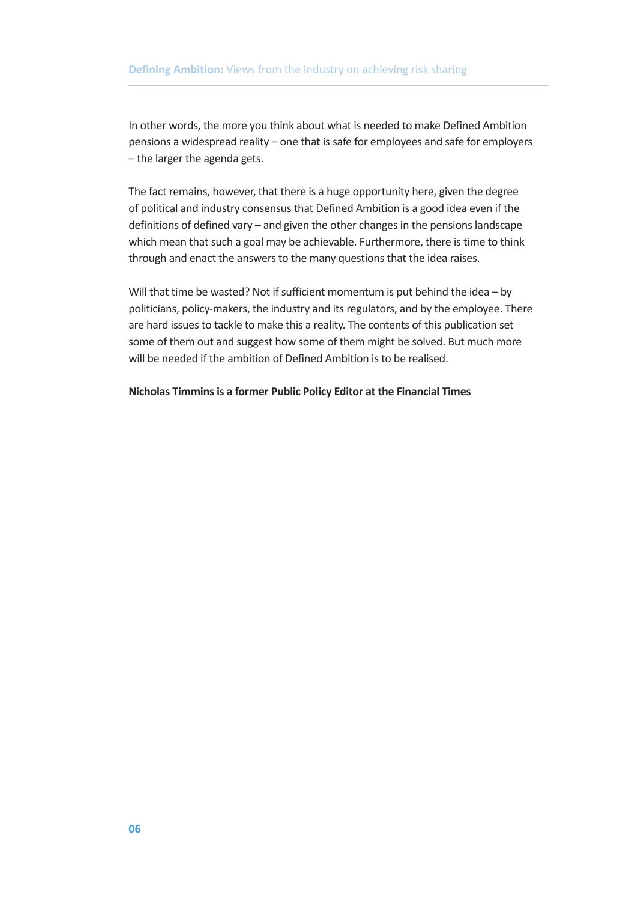In other words, the more you think about what is needed to make Defined Ambition pensions a widespread reality – one that is safe for employees and safe for employers – the larger the agenda gets.

The fact remains, however, that there is a huge opportunity here, given the degree of political and industry consensus that Defined Ambition is a good idea even if the definitions of defined vary – and given the other changes in the pensions landscape which mean that such a goal may be achievable. Furthermore, there is time to think through and enact the answers to the many questions that the idea raises.

Will that time be wasted? Not if sufficient momentum is put behind the idea – by politicians, policy-makers, the industry and its regulators, and by the employee. There are hard issues to tackle to make this a reality. The contents of this publication set some of them out and suggest how some of them might be solved. But much more will be needed if the ambition of Defined Ambition is to be realised.

**Nicholas Timmins is a former Public Policy Editor at the Financial Times**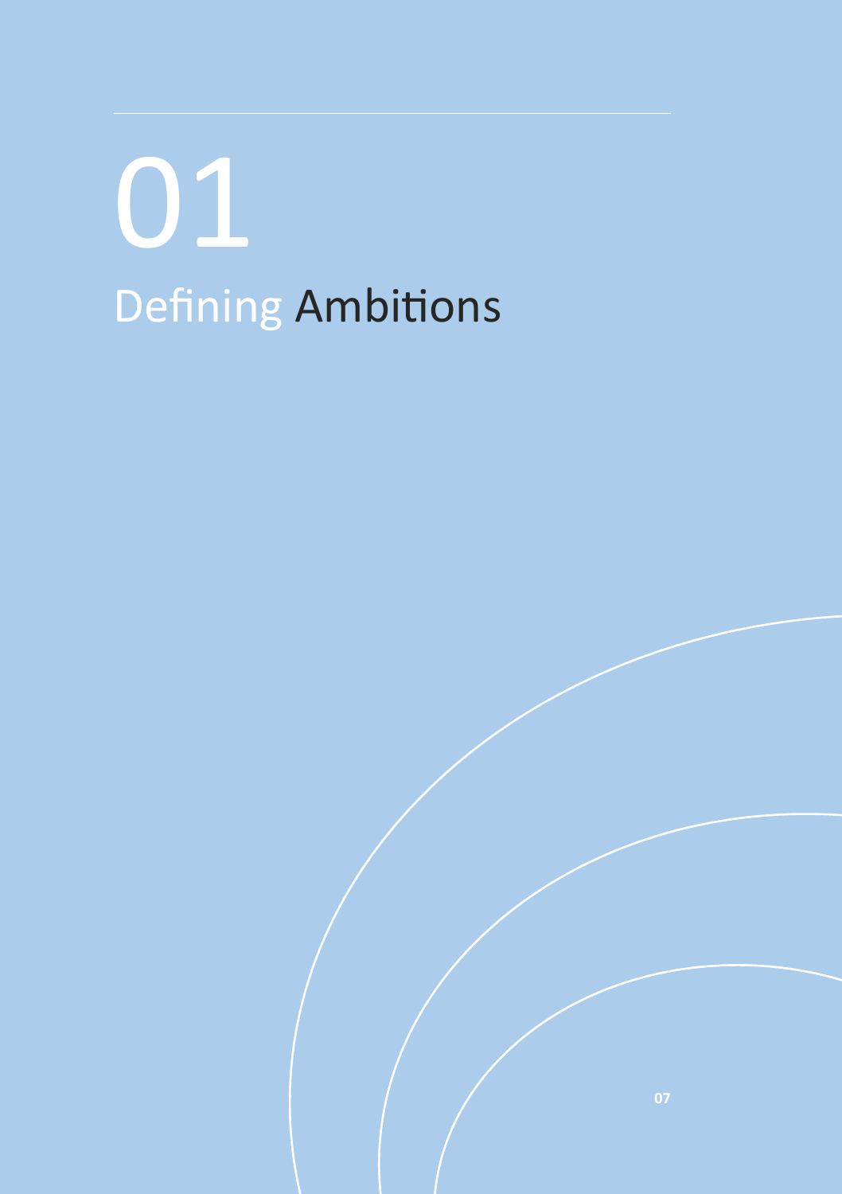# 01 Defining Ambitions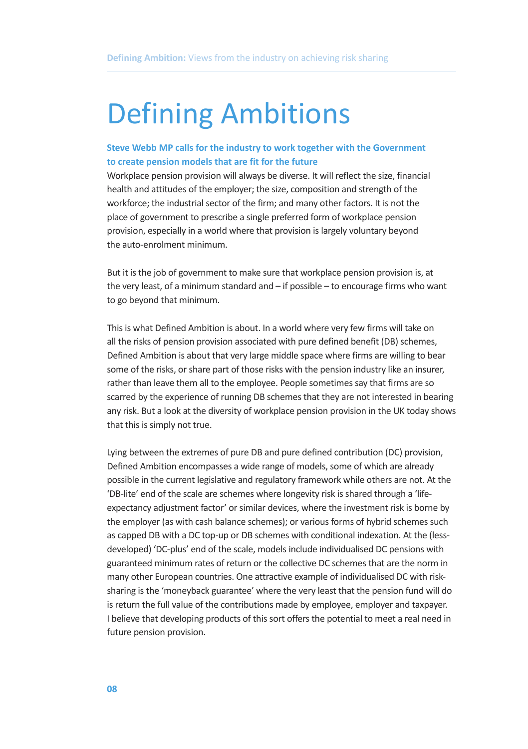# Defining Ambitions

**Steve Webb MP calls for the industry to work together with the Government to create pension models that are fit for the future**

Workplace pension provision will always be diverse. It will reflect the size, financial health and attitudes of the employer; the size, composition and strength of the workforce; the industrial sector of the firm; and many other factors. It is not the place of government to prescribe a single preferred form of workplace pension provision, especially in a world where that provision is largely voluntary beyond the auto-enrolment minimum.

But it is the job of government to make sure that workplace pension provision is, at the very least, of a minimum standard and – if possible – to encourage firms who want to go beyond that minimum.

This is what Defined Ambition is about. In a world where very few firms will take on all the risks of pension provision associated with pure defined benefit (DB) schemes, Defined Ambition is about that very large middle space where firms are willing to bear some of the risks, or share part of those risks with the pension industry like an insurer, rather than leave them all to the employee. People sometimes say that firms are so scarred by the experience of running DB schemes that they are not interested in bearing any risk. But a look at the diversity of workplace pension provision in the UK today shows that this is simply not true.

Lying between the extremes of pure DB and pure defined contribution (DC) provision, Defined Ambition encompasses a wide range of models, some of which are already possible in the current legislative and regulatory framework while others are not. At the 'DB-lite' end of the scale are schemes where longevity risk is shared through a 'life-expectancy adjustment factor' or similar devices, where the investment risk is borne by the employer (as with cash balance schemes); or various forms of hybrid schemes such as capped DB with a DC top-up or DB schemes with conditional indexation. At the (less-developed) 'DC-plus' end of the scale, models include individualised DC pensions with guaranteed minimum rates of return or the collective DC schemes that are the norm in many other European countries. One attractive example of individualised DC with risk-sharing is the 'moneyback guarantee' where the very least that the pension fund will do is return the full value of the contributions made by employee, employer and taxpayer. I believe that developing products of this sort offers the potential to meet a real need in future pension provision.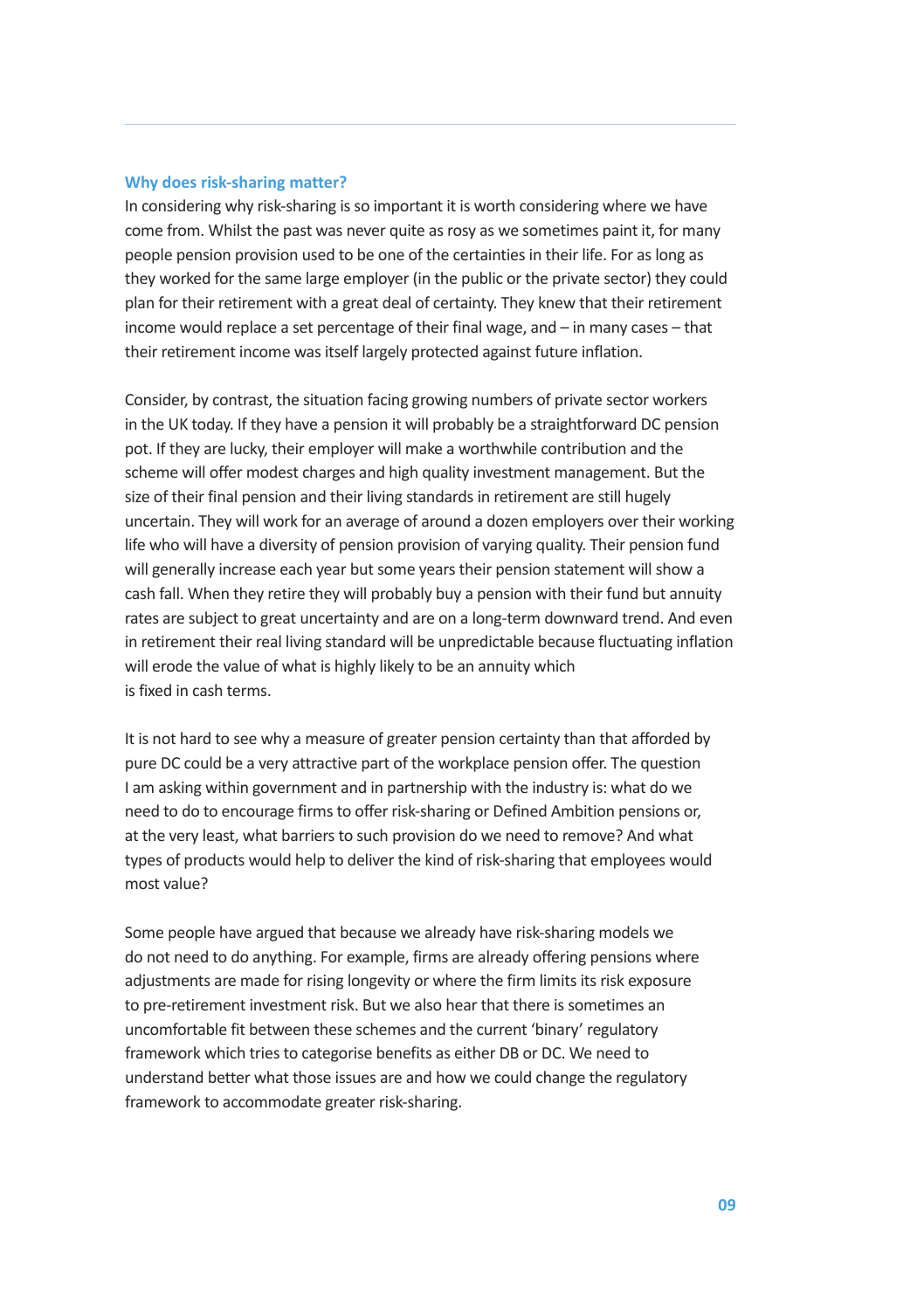## Why does risk-sharing matter?

In considering why risk-sharing is so important it is worth considering where we have come from. Whilst the past was never quite as rosy as we sometimes paint it, for many people pension provision used to be one of the certainties in their life. For as long as they worked for the same large employer (in the public or the private sector) they could plan for their retirement with a great deal of certainty. They knew that their retirement income would replace a set percentage of their final wage, and – in many cases – that their retirement income was itself largely protected against future inflation.

Consider, by contrast, the situation facing growing numbers of private sector workers in the UK today. If they have a pension it will probably be a straightforward DC pension pot. If they are lucky, their employer will make a worthwhile contribution and the scheme will offer modest charges and high quality investment management. But the size of their final pension and their living standards in retirement are still hugely uncertain. They will work for an average of around a dozen employers over their working life who will have a diversity of pension provision of varying quality. Their pension fund will generally increase each year but some years their pension statement will show a cash fall. When they retire they will probably buy a pension with their fund but annuity rates are subject to great uncertainty and are on a long-term downward trend. And even in retirement their real living standard will be unpredictable because fluctuating inflation will erode the value of what is highly likely to be an annuity which is fixed in cash terms.

It is not hard to see why a measure of greater pension certainty than that afforded by pure DC could be a very attractive part of the workplace pension offer. The question I am asking within government and in partnership with the industry is: what do we need to do to encourage firms to offer risk-sharing or Defined Ambition pensions or, at the very least, what barriers to such provision do we need to remove? And what types of products would help to deliver the kind of risk-sharing that employees would most value?

Some people have argued that because we already have risk-sharing models we do not need to do anything. For example, firms are already offering pensions where adjustments are made for rising longevity or where the firm limits its risk exposure to pre-retirement investment risk. But we also hear that there is sometimes an uncomfortable fit between these schemes and the current 'binary' regulatory framework which tries to categorise benefits as either DB or DC. We need to understand better what those issues are and how we could change the regulatory framework to accommodate greater risk-sharing.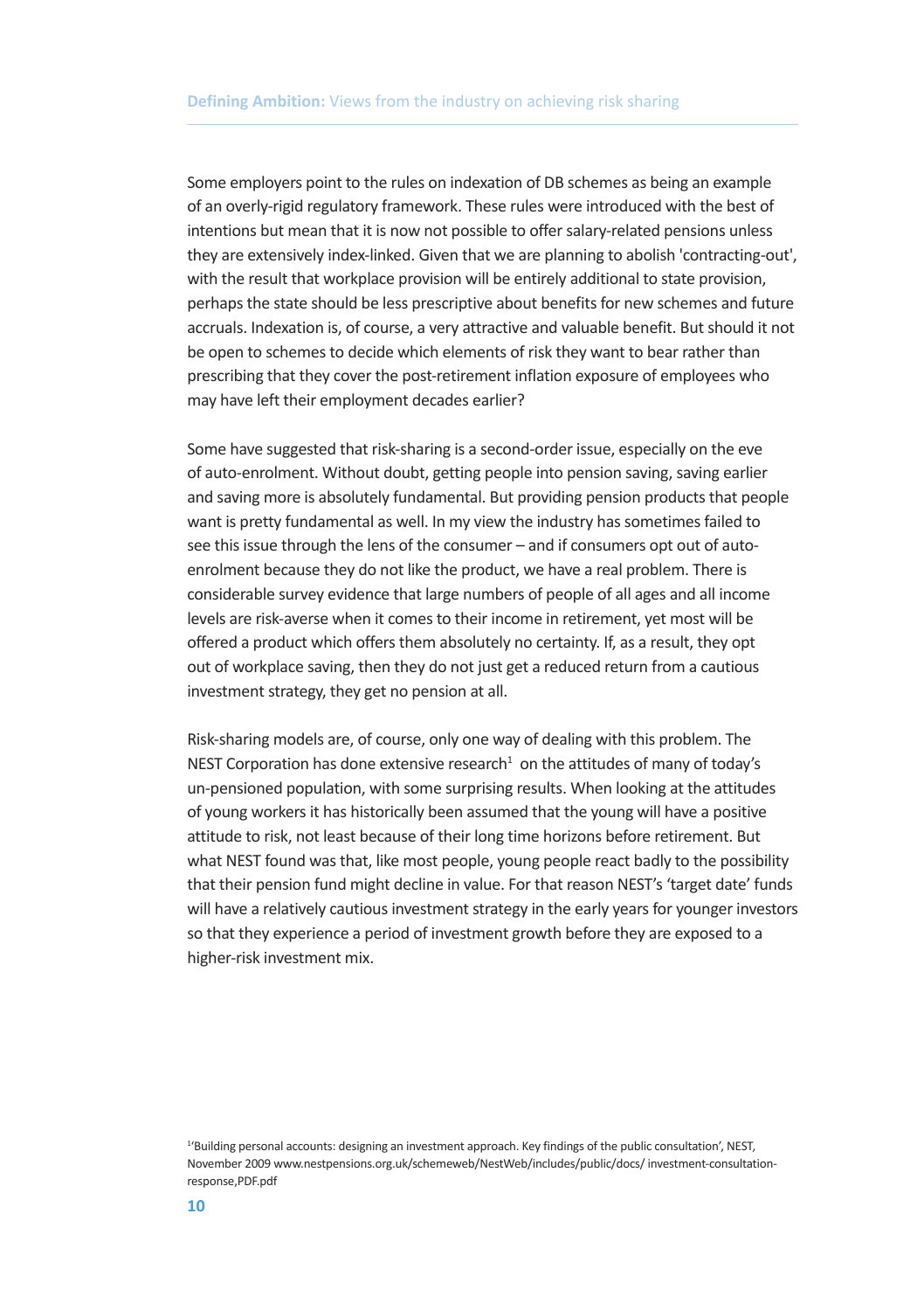Some employers point to the rules on indexation of DB schemes as being an example of an overly-rigid regulatory framework. These rules were introduced with the best of intentions but mean that it is now not possible to offer salary-related pensions unless they are extensively index-linked. Given that we are planning to abolish 'contracting-out', with the result that workplace provision will be entirely additional to state provision, perhaps the state should be less prescriptive about benefits for new schemes and future accruals. Indexation is, of course, a very attractive and valuable benefit. But should it not be open to schemes to decide which elements of risk they want to bear rather than prescribing that they cover the post-retirement inflation exposure of employees who may have left their employment decades earlier?

Some have suggested that risk-sharing is a second-order issue, especially on the eve of auto-enrolment. Without doubt, getting people into pension saving, saving earlier and saving more is absolutely fundamental. But providing pension products that people want is pretty fundamental as well. In my view the industry has sometimes failed to see this issue through the lens of the consumer – and if consumers opt out of auto-enrolment because they do not like the product, we have a real problem. There is considerable survey evidence that large numbers of people of all ages and all income levels are risk-averse when it comes to their income in retirement, yet most will be offered a product which offers them absolutely no certainty. If, as a result, they opt out of workplace saving, then they do not just get a reduced return from a cautious investment strategy, they get no pension at all.

Risk-sharing models are, of course, only one way of dealing with this problem. The NEST Corporation has done extensive research[1] on the attitudes of many of today's un-pensioned population, with some surprising results. When looking at the attitudes of young workers it has historically been assumed that the young will have a positive attitude to risk, not least because of their long time horizons before retirement. But what NEST found was that, like most people, young people react badly to the possibility that their pension fund might decline in value. For that reason NEST's 'target date' funds will have a relatively cautious investment strategy in the early years for younger investors so that they experience a period of investment growth before they are exposed to a higher-risk investment mix.

[1] 'Building personal accounts: designing an investment approach. Key findings of the public consultation', NEST, November 2009 www.nestpensions.org.uk/schemeweb/NestWeb/includes/public/docs/ investment-consultation-response,PDF.pdf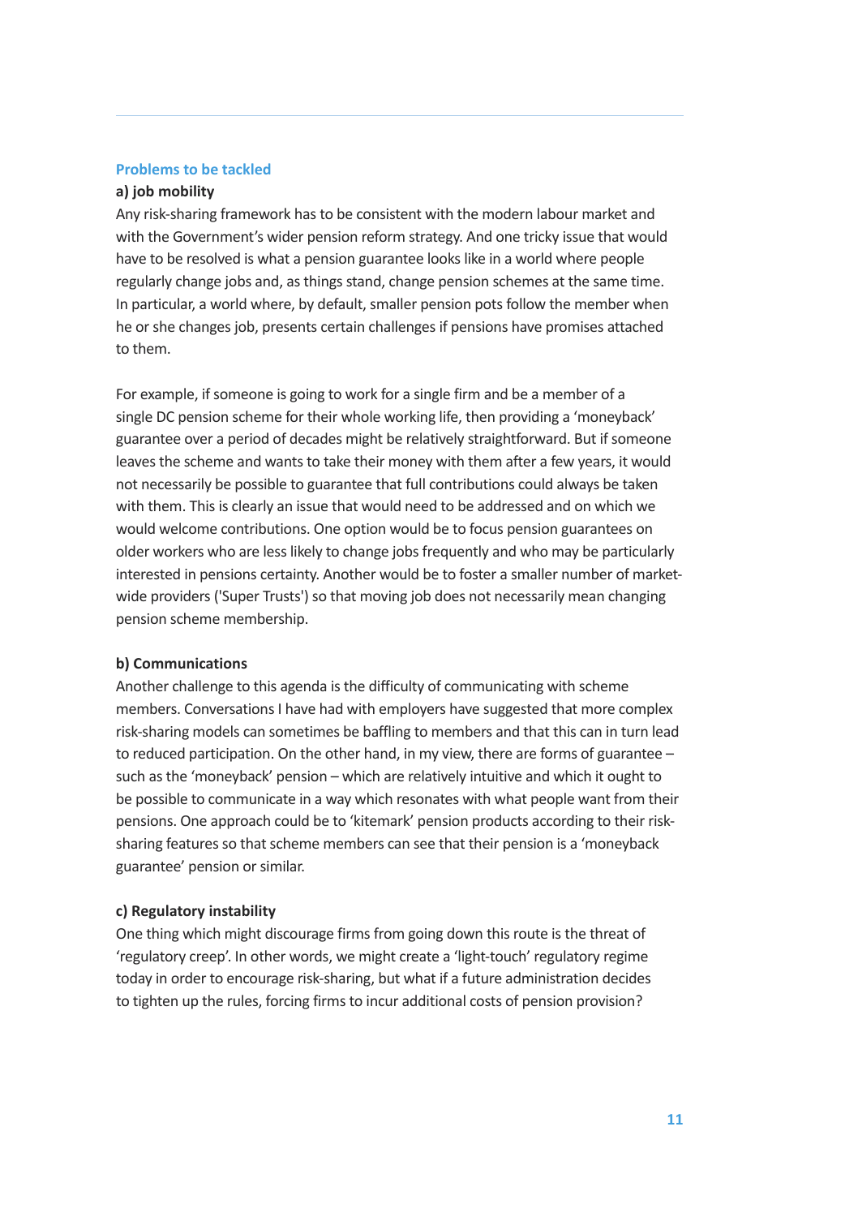## Problems to be tackled

### a) job mobility

Any risk-sharing framework has to be consistent with the modern labour market and with the Government's wider pension reform strategy. And one tricky issue that would have to be resolved is what a pension guarantee looks like in a world where people regularly change jobs and, as things stand, change pension schemes at the same time. In particular, a world where, by default, smaller pension pots follow the member when he or she changes job, presents certain challenges if pensions have promises attached to them.

For example, if someone is going to work for a single firm and be a member of a single DC pension scheme for their whole working life, then providing a 'moneyback' guarantee over a period of decades might be relatively straightforward. But if someone leaves the scheme and wants to take their money with them after a few years, it would not necessarily be possible to guarantee that full contributions could always be taken with them. This is clearly an issue that would need to be addressed and on which we would welcome contributions. One option would be to focus pension guarantees on older workers who are less likely to change jobs frequently and who may be particularly interested in pensions certainty. Another would be to foster a smaller number of market-wide providers ('Super Trusts') so that moving job does not necessarily mean changing pension scheme membership.

### b) Communications

Another challenge to this agenda is the difficulty of communicating with scheme members. Conversations I have had with employers have suggested that more complex risk-sharing models can sometimes be baffling to members and that this can in turn lead to reduced participation. On the other hand, in my view, there are forms of guarantee – such as the 'moneyback' pension – which are relatively intuitive and which it ought to be possible to communicate in a way which resonates with what people want from their pensions. One approach could be to 'kitemark' pension products according to their risk-sharing features so that scheme members can see that their pension is a 'moneyback guarantee' pension or similar.

### c) Regulatory instability

One thing which might discourage firms from going down this route is the threat of 'regulatory creep'. In other words, we might create a 'light-touch' regulatory regime today in order to encourage risk-sharing, but what if a future administration decides to tighten up the rules, forcing firms to incur additional costs of pension provision?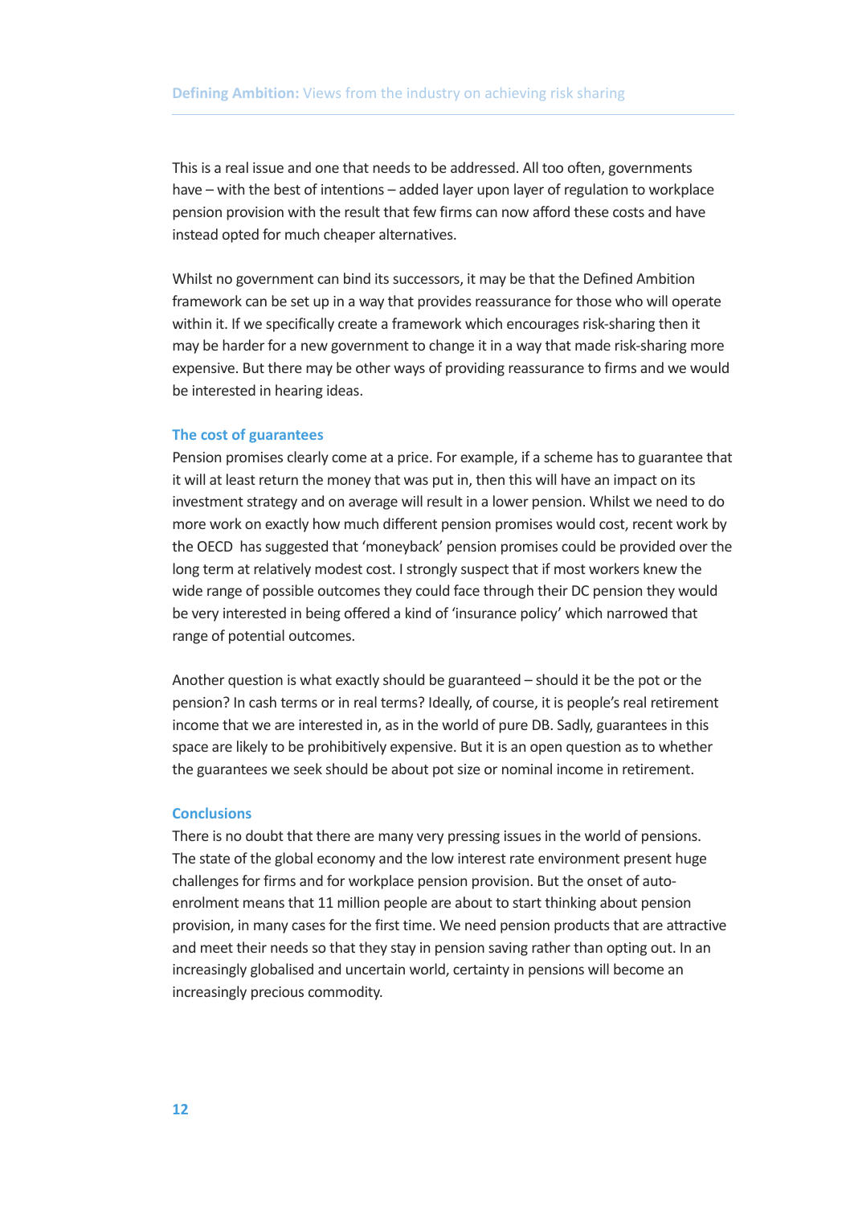This is a real issue and one that needs to be addressed. All too often, governments have – with the best of intentions – added layer upon layer of regulation to workplace pension provision with the result that few firms can now afford these costs and have instead opted for much cheaper alternatives.

Whilst no government can bind its successors, it may be that the Defined Ambition framework can be set up in a way that provides reassurance for those who will operate within it. If we specifically create a framework which encourages risk-sharing then it may be harder for a new government to change it in a way that made risk-sharing more expensive. But there may be other ways of providing reassurance to firms and we would be interested in hearing ideas.

### The cost of guarantees

Pension promises clearly come at a price. For example, if a scheme has to guarantee that it will at least return the money that was put in, then this will have an impact on its investment strategy and on average will result in a lower pension. Whilst we need to do more work on exactly how much different pension promises would cost, recent work by the OECD has suggested that 'moneyback' pension promises could be provided over the long term at relatively modest cost. I strongly suspect that if most workers knew the wide range of possible outcomes they could face through their DC pension they would be very interested in being offered a kind of 'insurance policy' which narrowed that range of potential outcomes.

Another question is what exactly should be guaranteed – should it be the pot or the pension? In cash terms or in real terms? Ideally, of course, it is people's real retirement income that we are interested in, as in the world of pure DB. Sadly, guarantees in this space are likely to be prohibitively expensive. But it is an open question as to whether the guarantees we seek should be about pot size or nominal income in retirement.

### Conclusions

There is no doubt that there are many very pressing issues in the world of pensions. The state of the global economy and the low interest rate environment present huge challenges for firms and for workplace pension provision. But the onset of auto-enrolment means that 11 million people are about to start thinking about pension provision, in many cases for the first time. We need pension products that are attractive and meet their needs so that they stay in pension saving rather than opting out. In an increasingly globalised and uncertain world, certainty in pensions will become an increasingly precious commodity.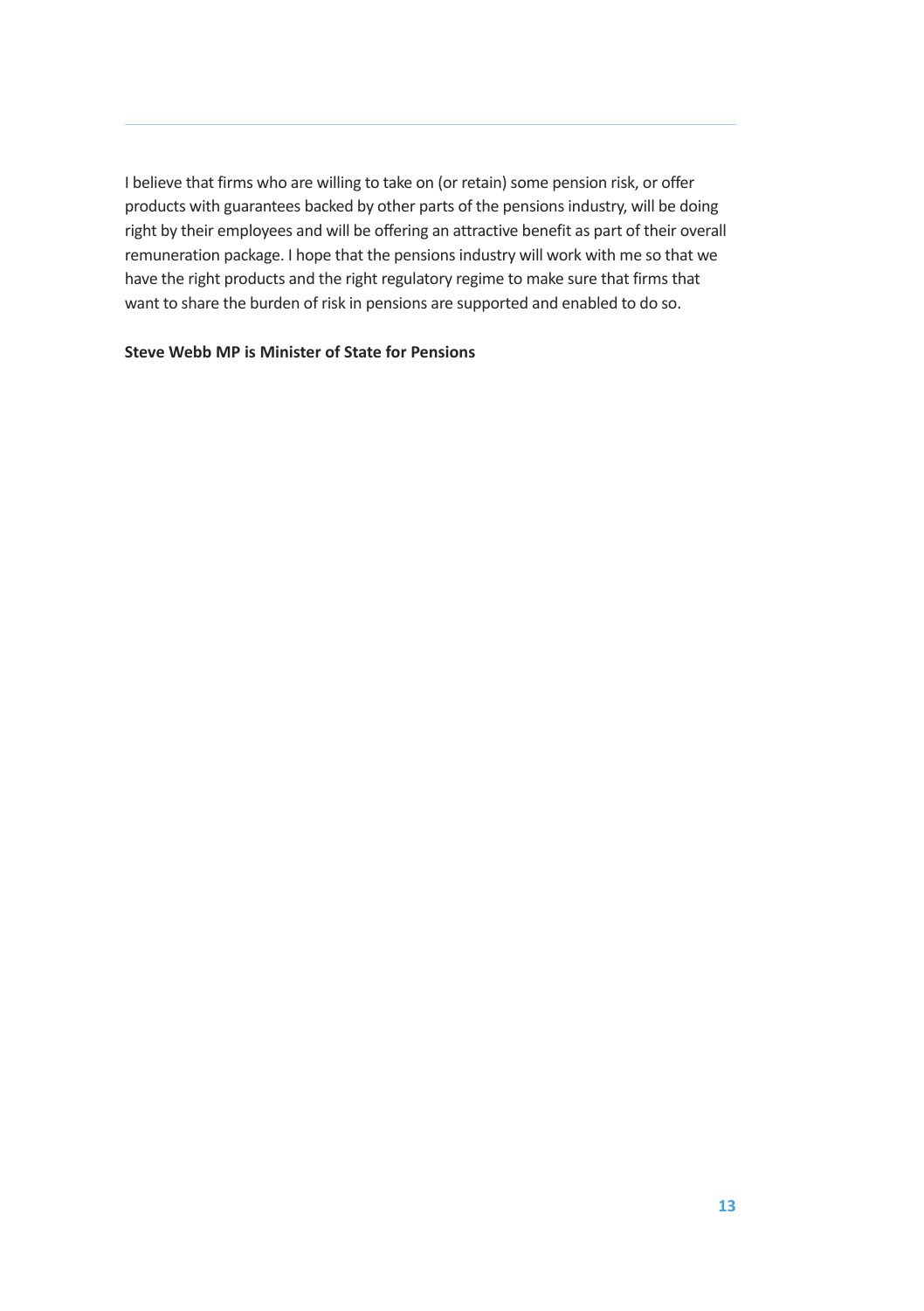I believe that firms who are willing to take on (or retain) some pension risk, or offer products with guarantees backed by other parts of the pensions industry, will be doing right by their employees and will be offering an attractive benefit as part of their overall remuneration package. I hope that the pensions industry will work with me so that we have the right products and the right regulatory regime to make sure that firms that want to share the burden of risk in pensions are supported and enabled to do so.

**Steve Webb MP is Minister of State for Pensions**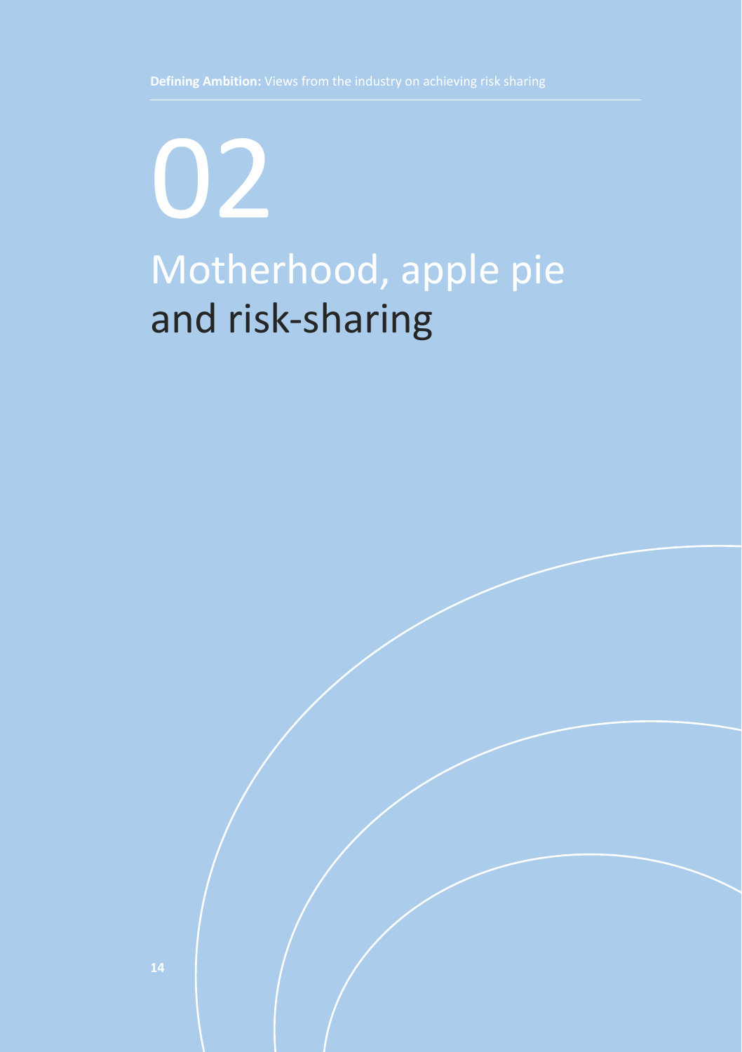# 02

# Motherhood, apple pie and risk-sharing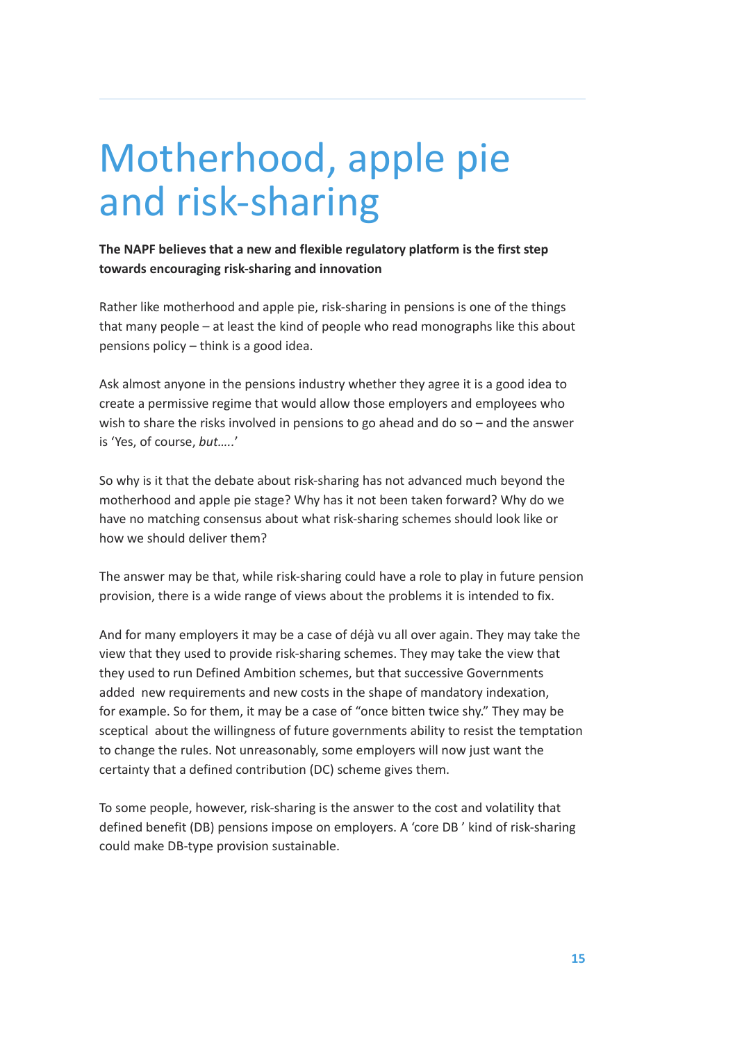# Motherhood, apple pie and risk-sharing

**The NAPF believes that a new and flexible regulatory platform is the first step towards encouraging risk-sharing and innovation**

Rather like motherhood and apple pie, risk-sharing in pensions is one of the things that many people – at least the kind of people who read monographs like this about pensions policy – think is a good idea.

Ask almost anyone in the pensions industry whether they agree it is a good idea to create a permissive regime that would allow those employers and employees who wish to share the risks involved in pensions to go ahead and do so – and the answer is 'Yes, of course, *but…..*'

So why is it that the debate about risk-sharing has not advanced much beyond the motherhood and apple pie stage? Why has it not been taken forward? Why do we have no matching consensus about what risk-sharing schemes should look like or how we should deliver them?

The answer may be that, while risk-sharing could have a role to play in future pension provision, there is a wide range of views about the problems it is intended to fix.

And for many employers it may be a case of déjà vu all over again. They may take the view that they used to provide risk-sharing schemes. They may take the view that they used to run Defined Ambition schemes, but that successive Governments added new requirements and new costs in the shape of mandatory indexation, for example. So for them, it may be a case of "once bitten twice shy." They may be sceptical about the willingness of future governments ability to resist the temptation to change the rules. Not unreasonably, some employers will now just want the certainty that a defined contribution (DC) scheme gives them.

To some people, however, risk-sharing is the answer to the cost and volatility that defined benefit (DB) pensions impose on employers. A 'core DB' kind of risk-sharing could make DB-type provision sustainable.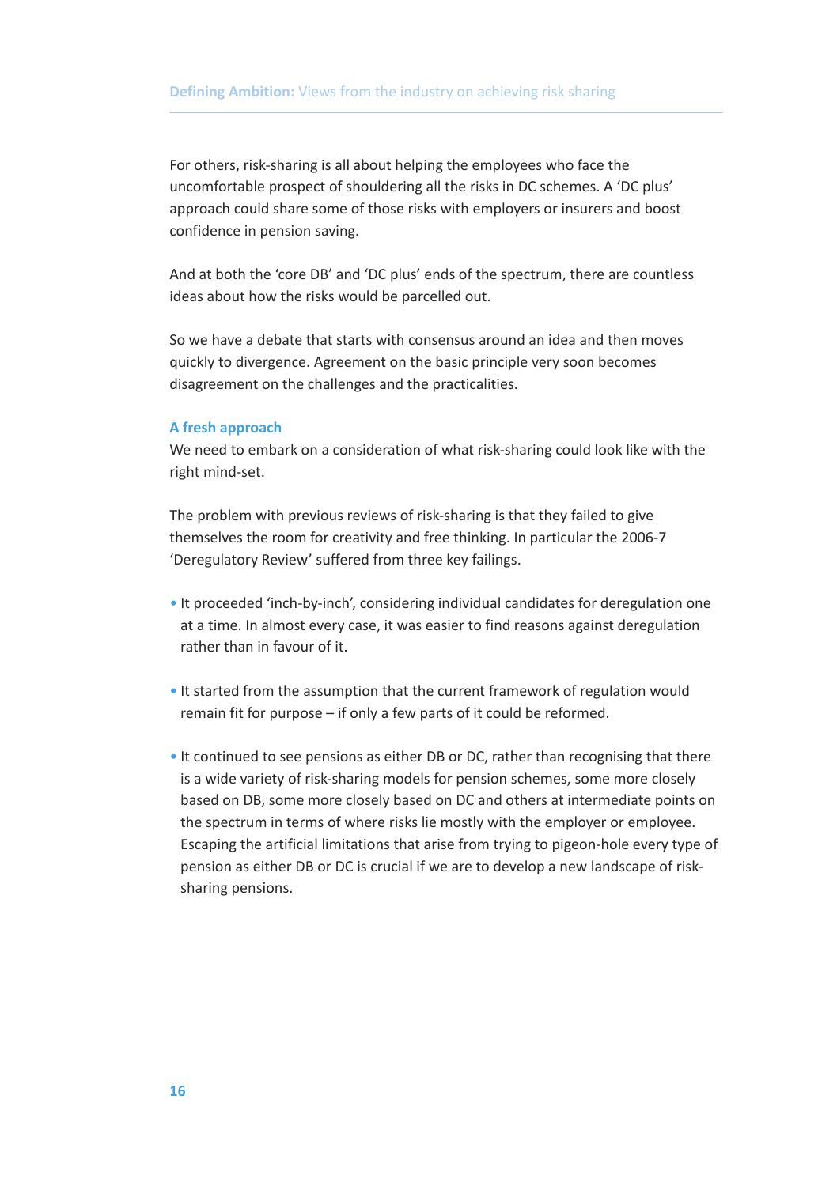For others, risk-sharing is all about helping the employees who face the uncomfortable prospect of shouldering all the risks in DC schemes. A 'DC plus' approach could share some of those risks with employers or insurers and boost confidence in pension saving.

And at both the 'core DB' and 'DC plus' ends of the spectrum, there are countless ideas about how the risks would be parcelled out.

So we have a debate that starts with consensus around an idea and then moves quickly to divergence. Agreement on the basic principle very soon becomes disagreement on the challenges and the practicalities.

### A fresh approach

We need to embark on a consideration of what risk-sharing could look like with the right mind-set.

The problem with previous reviews of risk-sharing is that they failed to give themselves the room for creativity and free thinking. In particular the 2006-7 'Deregulatory Review' suffered from three key failings.

- It proceeded 'inch-by-inch', considering individual candidates for deregulation one at a time. In almost every case, it was easier to find reasons against deregulation rather than in favour of it.
- It started from the assumption that the current framework of regulation would remain fit for purpose – if only a few parts of it could be reformed.
- It continued to see pensions as either DB or DC, rather than recognising that there is a wide variety of risk-sharing models for pension schemes, some more closely based on DB, some more closely based on DC and others at intermediate points on the spectrum in terms of where risks lie mostly with the employer or employee. Escaping the artificial limitations that arise from trying to pigeon-hole every type of pension as either DB or DC is crucial if we are to develop a new landscape of risk-sharing pensions.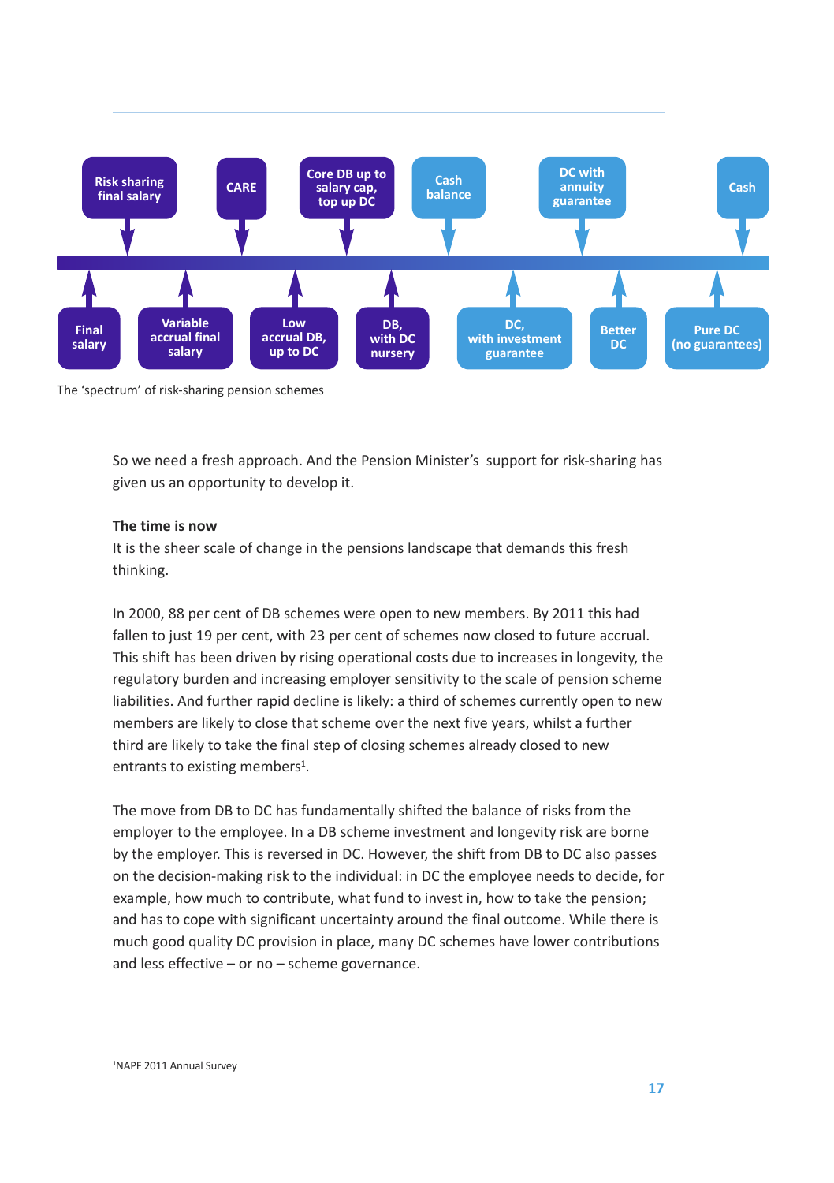Risk sharing final salary

CARE

Core DB up to salary cap, top up DC

Cash balance

DC with annuity guarantee

Cash

Final salary

Variable accrual final salary

Low accrual DB, up to DC

DB, with DC nursery

DC, with investment guarantee

Better DC

Pure DC (no guarantees)

The 'spectrum' of risk-sharing pension schemes

So we need a fresh approach. And the Pension Minister's support for risk-sharing has given us an opportunity to develop it.

**The time is now**

It is the sheer scale of change in the pensions landscape that demands this fresh thinking.

In 2000, 88 per cent of DB schemes were open to new members. By 2011 this had fallen to just 19 per cent, with 23 per cent of schemes now closed to future accrual. This shift has been driven by rising operational costs due to increases in longevity, the regulatory burden and increasing employer sensitivity to the scale of pension scheme liabilities. And further rapid decline is likely: a third of schemes currently open to new members are likely to close that scheme over the next five years, whilst a further third are likely to take the final step of closing schemes already closed to new entrants to existing members[1].

The move from DB to DC has fundamentally shifted the balance of risks from the employer to the employee. In a DB scheme investment and longevity risk are borne by the employer. This is reversed in DC. However, the shift from DB to DC also passes on the decision-making risk to the individual: in DC the employee needs to decide, for example, how much to contribute, what fund to invest in, how to take the pension; and has to cope with significant uncertainty around the final outcome. While there is much good quality DC provision in place, many DC schemes have lower contributions and less effective – or no – scheme governance.

[1]NAPF 2011 Annual Survey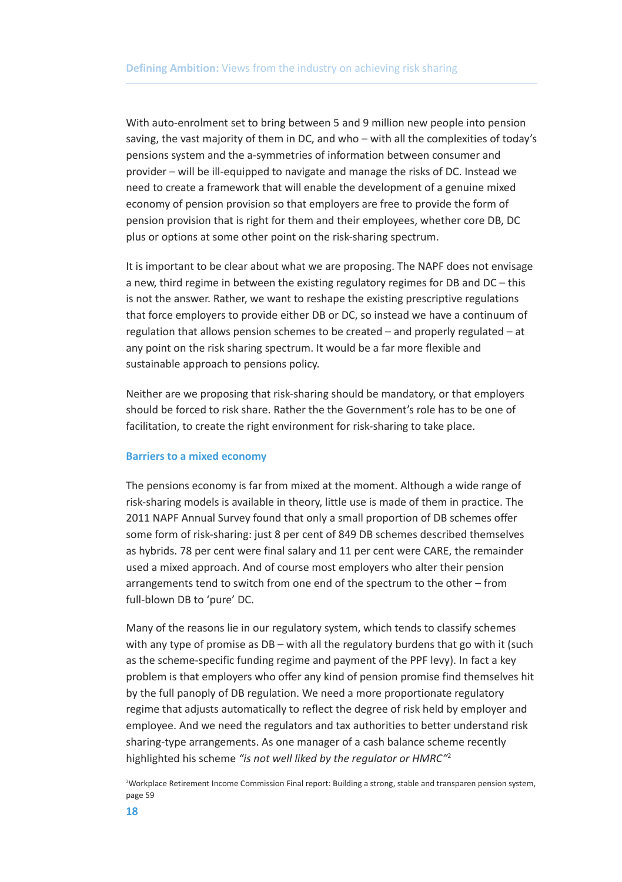With auto-enrolment set to bring between 5 and 9 million new people into pension saving, the vast majority of them in DC, and who – with all the complexities of today's pensions system and the a-symmetries of information between consumer and provider – will be ill-equipped to navigate and manage the risks of DC. Instead we need to create a framework that will enable the development of a genuine mixed economy of pension provision so that employers are free to provide the form of pension provision that is right for them and their employees, whether core DB, DC plus or options at some other point on the risk-sharing spectrum.

It is important to be clear about what we are proposing. The NAPF does not envisage a new, third regime in between the existing regulatory regimes for DB and DC – this is not the answer. Rather, we want to reshape the existing prescriptive regulations that force employers to provide either DB or DC, so instead we have a continuum of regulation that allows pension schemes to be created – and properly regulated – at any point on the risk sharing spectrum. It would be a far more flexible and sustainable approach to pensions policy.

Neither are we proposing that risk-sharing should be mandatory, or that employers should be forced to risk share. Rather the the Government's role has to be one of facilitation, to create the right environment for risk-sharing to take place.

### Barriers to a mixed economy

The pensions economy is far from mixed at the moment. Although a wide range of risk-sharing models is available in theory, little use is made of them in practice. The 2011 NAPF Annual Survey found that only a small proportion of DB schemes offer some form of risk-sharing: just 8 per cent of 849 DB schemes described themselves as hybrids. 78 per cent were final salary and 11 per cent were CARE, the remainder used a mixed approach. And of course most employers who alter their pension arrangements tend to switch from one end of the spectrum to the other – from full-blown DB to 'pure' DC.

Many of the reasons lie in our regulatory system, which tends to classify schemes with any type of promise as DB – with all the regulatory burdens that go with it (such as the scheme-specific funding regime and payment of the PPF levy). In fact a key problem is that employers who offer any kind of pension promise find themselves hit by the full panoply of DB regulation. We need a more proportionate regulatory regime that adjusts automatically to reflect the degree of risk held by employer and employee. And we need the regulators and tax authorities to better understand risk sharing-type arrangements. As one manager of a cash balance scheme recently highlighted his scheme *"is not well liked by the regulator or HMRC"*[2]

[2]Workplace Retirement Income Commission Final report: Building a strong, stable and transparen pension system, page 59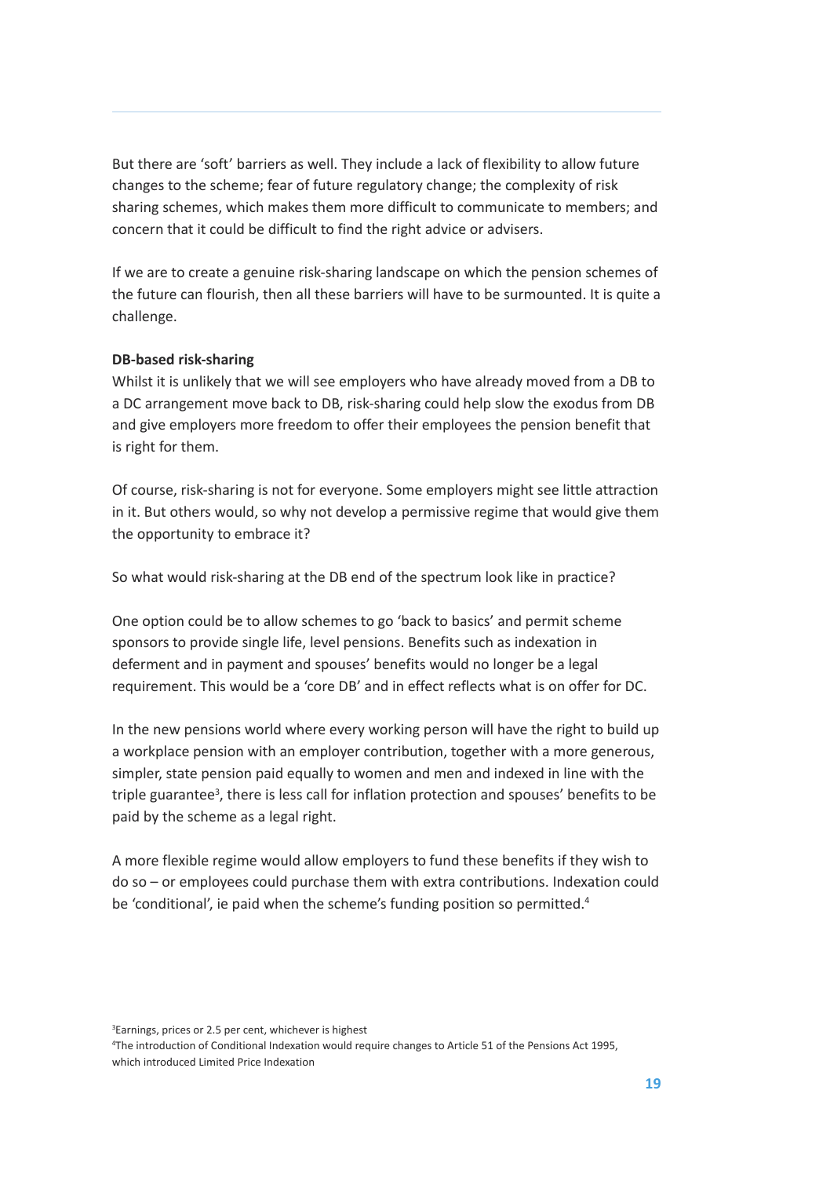But there are 'soft' barriers as well. They include a lack of flexibility to allow future changes to the scheme; fear of future regulatory change; the complexity of risk sharing schemes, which makes them more difficult to communicate to members; and concern that it could be difficult to find the right advice or advisers.

If we are to create a genuine risk-sharing landscape on which the pension schemes of the future can flourish, then all these barriers will have to be surmounted. It is quite a challenge.

**DB-based risk-sharing**

Whilst it is unlikely that we will see employers who have already moved from a DB to a DC arrangement move back to DB, risk-sharing could help slow the exodus from DB and give employers more freedom to offer their employees the pension benefit that is right for them.

Of course, risk-sharing is not for everyone. Some employers might see little attraction in it. But others would, so why not develop a permissive regime that would give them the opportunity to embrace it?

So what would risk-sharing at the DB end of the spectrum look like in practice?

One option could be to allow schemes to go 'back to basics' and permit scheme sponsors to provide single life, level pensions. Benefits such as indexation in deferment and in payment and spouses' benefits would no longer be a legal requirement. This would be a 'core DB' and in effect reflects what is on offer for DC.

In the new pensions world where every working person will have the right to build up a workplace pension with an employer contribution, together with a more generous, simpler, state pension paid equally to women and men and indexed in line with the triple guarantee[3], there is less call for inflation protection and spouses' benefits to be paid by the scheme as a legal right.

A more flexible regime would allow employers to fund these benefits if they wish to do so – or employees could purchase them with extra contributions. Indexation could be 'conditional', ie paid when the scheme's funding position so permitted.[4]

[3]Earnings, prices or 2.5 per cent, whichever is highest

[4]The introduction of Conditional Indexation would require changes to Article 51 of the Pensions Act 1995, which introduced Limited Price Indexation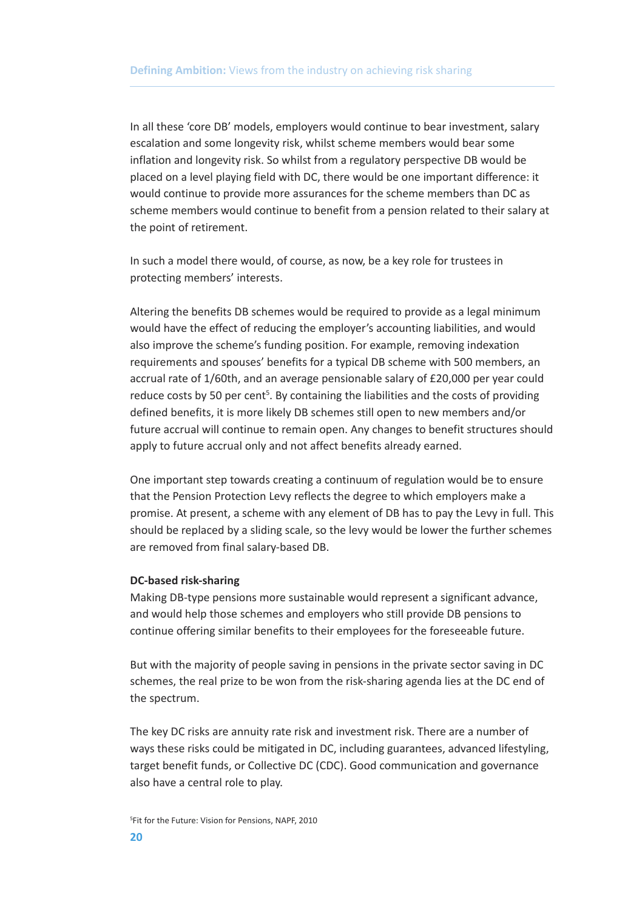In all these 'core DB' models, employers would continue to bear investment, salary escalation and some longevity risk, whilst scheme members would bear some inflation and longevity risk. So whilst from a regulatory perspective DB would be placed on a level playing field with DC, there would be one important difference: it would continue to provide more assurances for the scheme members than DC as scheme members would continue to benefit from a pension related to their salary at the point of retirement.

In such a model there would, of course, as now, be a key role for trustees in protecting members' interests.

Altering the benefits DB schemes would be required to provide as a legal minimum would have the effect of reducing the employer's accounting liabilities, and would also improve the scheme's funding position. For example, removing indexation requirements and spouses' benefits for a typical DB scheme with 500 members, an accrual rate of 1/60th, and an average pensionable salary of £20,000 per year could reduce costs by 50 per cent[5]. By containing the liabilities and the costs of providing defined benefits, it is more likely DB schemes still open to new members and/or future accrual will continue to remain open. Any changes to benefit structures should apply to future accrual only and not affect benefits already earned.

One important step towards creating a continuum of regulation would be to ensure that the Pension Protection Levy reflects the degree to which employers make a promise. At present, a scheme with any element of DB has to pay the Levy in full. This should be replaced by a sliding scale, so the levy would be lower the further schemes are removed from final salary-based DB.

**DC-based risk-sharing**

Making DB-type pensions more sustainable would represent a significant advance, and would help those schemes and employers who still provide DB pensions to continue offering similar benefits to their employees for the foreseeable future.

But with the majority of people saving in pensions in the private sector saving in DC schemes, the real prize to be won from the risk-sharing agenda lies at the DC end of the spectrum.

The key DC risks are annuity rate risk and investment risk. There are a number of ways these risks could be mitigated in DC, including guarantees, advanced lifestyling, target benefit funds, or Collective DC (CDC). Good communication and governance also have a central role to play.

[5]Fit for the Future: Vision for Pensions, NAPF, 2010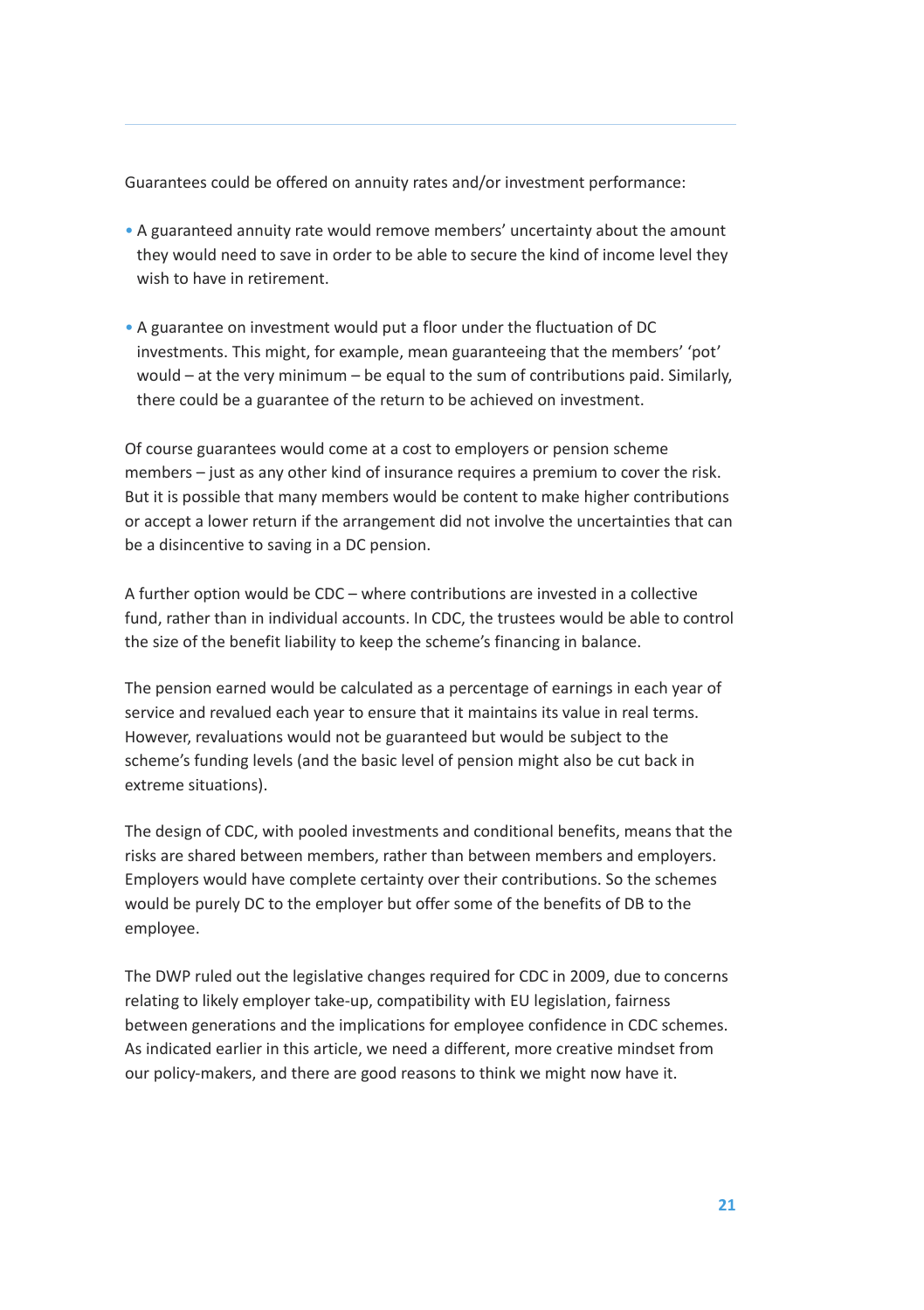Guarantees could be offered on annuity rates and/or investment performance:

- A guaranteed annuity rate would remove members' uncertainty about the amount they would need to save in order to be able to secure the kind of income level they wish to have in retirement.

- A guarantee on investment would put a floor under the fluctuation of DC investments. This might, for example, mean guaranteeing that the members' 'pot' would – at the very minimum – be equal to the sum of contributions paid. Similarly, there could be a guarantee of the return to be achieved on investment.

Of course guarantees would come at a cost to employers or pension scheme members – just as any other kind of insurance requires a premium to cover the risk. But it is possible that many members would be content to make higher contributions or accept a lower return if the arrangement did not involve the uncertainties that can be a disincentive to saving in a DC pension.

A further option would be CDC – where contributions are invested in a collective fund, rather than in individual accounts. In CDC, the trustees would be able to control the size of the benefit liability to keep the scheme's financing in balance.

The pension earned would be calculated as a percentage of earnings in each year of service and revalued each year to ensure that it maintains its value in real terms. However, revaluations would not be guaranteed but would be subject to the scheme's funding levels (and the basic level of pension might also be cut back in extreme situations).

The design of CDC, with pooled investments and conditional benefits, means that the risks are shared between members, rather than between members and employers. Employers would have complete certainty over their contributions. So the schemes would be purely DC to the employer but offer some of the benefits of DB to the employee.

The DWP ruled out the legislative changes required for CDC in 2009, due to concerns relating to likely employer take-up, compatibility with EU legislation, fairness between generations and the implications for employee confidence in CDC schemes. As indicated earlier in this article, we need a different, more creative mindset from our policy-makers, and there are good reasons to think we might now have it.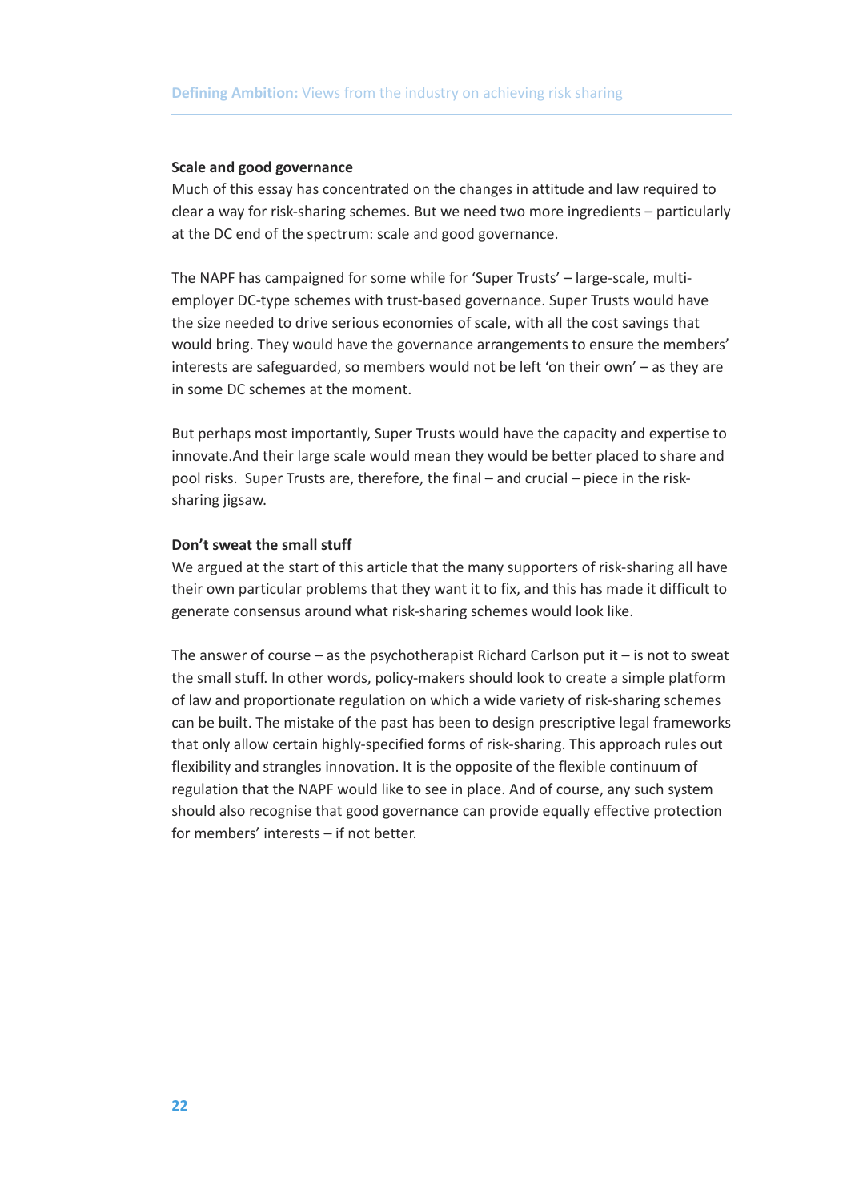### Scale and good governance

Much of this essay has concentrated on the changes in attitude and law required to clear a way for risk-sharing schemes. But we need two more ingredients – particularly at the DC end of the spectrum: scale and good governance.

The NAPF has campaigned for some while for 'Super Trusts' – large-scale, multi-employer DC-type schemes with trust-based governance. Super Trusts would have the size needed to drive serious economies of scale, with all the cost savings that would bring. They would have the governance arrangements to ensure the members' interests are safeguarded, so members would not be left 'on their own' – as they are in some DC schemes at the moment.

But perhaps most importantly, Super Trusts would have the capacity and expertise to innovate.And their large scale would mean they would be better placed to share and pool risks. Super Trusts are, therefore, the final – and crucial – piece in the risk-sharing jigsaw.

### Don't sweat the small stuff

We argued at the start of this article that the many supporters of risk-sharing all have their own particular problems that they want it to fix, and this has made it difficult to generate consensus around what risk-sharing schemes would look like.

The answer of course – as the psychotherapist Richard Carlson put it – is not to sweat the small stuff. In other words, policy-makers should look to create a simple platform of law and proportionate regulation on which a wide variety of risk-sharing schemes can be built. The mistake of the past has been to design prescriptive legal frameworks that only allow certain highly-specified forms of risk-sharing. This approach rules out flexibility and strangles innovation. It is the opposite of the flexible continuum of regulation that the NAPF would like to see in place. And of course, any such system should also recognise that good governance can provide equally effective protection for members' interests – if not better.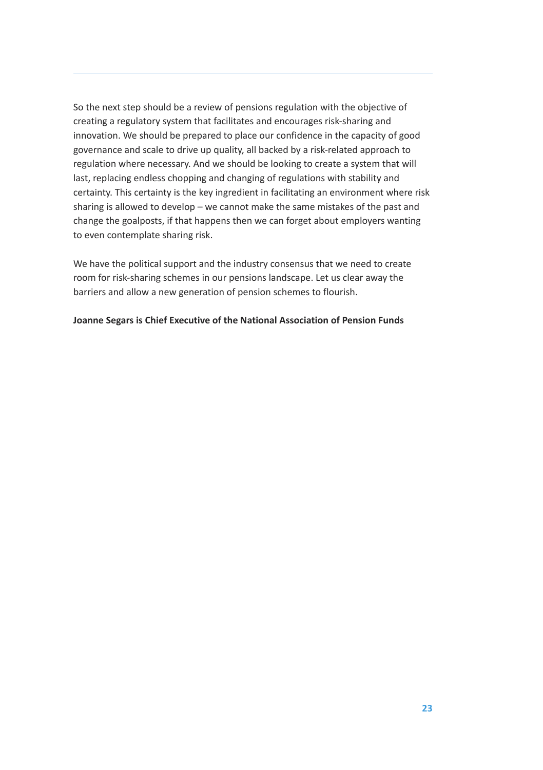So the next step should be a review of pensions regulation with the objective of creating a regulatory system that facilitates and encourages risk-sharing and innovation. We should be prepared to place our confidence in the capacity of good governance and scale to drive up quality, all backed by a risk-related approach to regulation where necessary. And we should be looking to create a system that will last, replacing endless chopping and changing of regulations with stability and certainty. This certainty is the key ingredient in facilitating an environment where risk sharing is allowed to develop – we cannot make the same mistakes of the past and change the goalposts, if that happens then we can forget about employers wanting to even contemplate sharing risk.

We have the political support and the industry consensus that we need to create room for risk-sharing schemes in our pensions landscape. Let us clear away the barriers and allow a new generation of pension schemes to flourish.

**Joanne Segars is Chief Executive of the National Association of Pension Funds**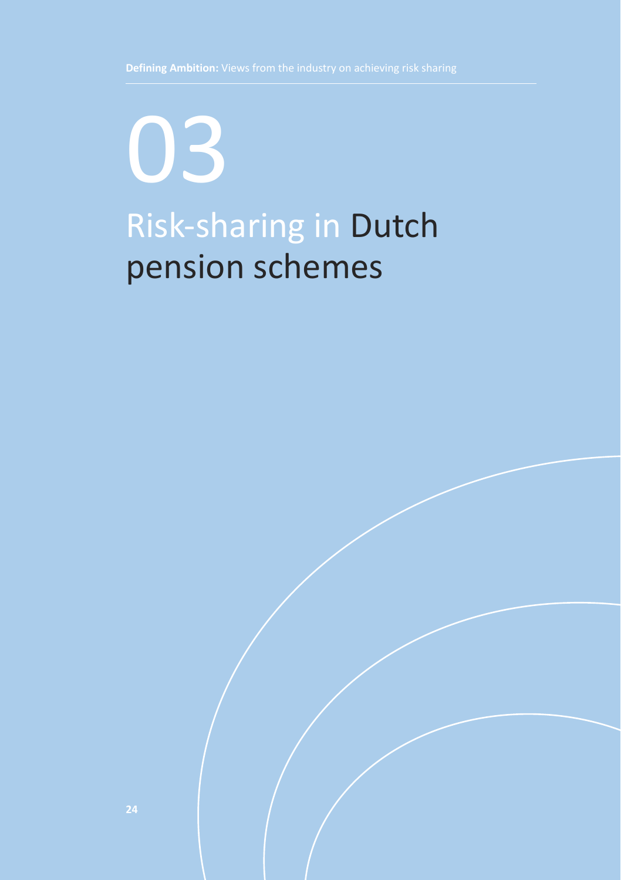# 03

# Risk-sharing in Dutch pension schemes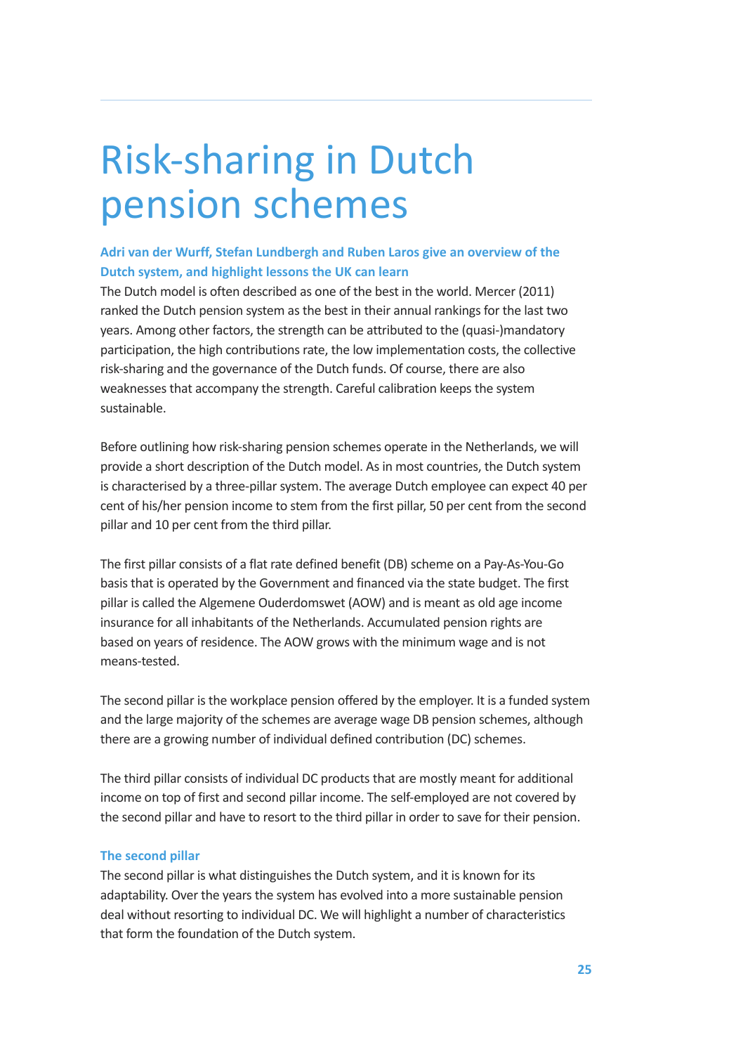# Risk-sharing in Dutch pension schemes

**Adri van der Wurff, Stefan Lundbergh and Ruben Laros give an overview of the Dutch system, and highlight lessons the UK can learn**

The Dutch model is often described as one of the best in the world. Mercer (2011) ranked the Dutch pension system as the best in their annual rankings for the last two years. Among other factors, the strength can be attributed to the (quasi-)mandatory participation, the high contributions rate, the low implementation costs, the collective risk-sharing and the governance of the Dutch funds. Of course, there are also weaknesses that accompany the strength. Careful calibration keeps the system sustainable.

Before outlining how risk-sharing pension schemes operate in the Netherlands, we will provide a short description of the Dutch model. As in most countries, the Dutch system is characterised by a three-pillar system. The average Dutch employee can expect 40 per cent of his/her pension income to stem from the first pillar, 50 per cent from the second pillar and 10 per cent from the third pillar.

The first pillar consists of a flat rate defined benefit (DB) scheme on a Pay-As-You-Go basis that is operated by the Government and financed via the state budget. The first pillar is called the Algemene Ouderdomswet (AOW) and is meant as old age income insurance for all inhabitants of the Netherlands. Accumulated pension rights are based on years of residence. The AOW grows with the minimum wage and is not means-tested.

The second pillar is the workplace pension offered by the employer. It is a funded system and the large majority of the schemes are average wage DB pension schemes, although there are a growing number of individual defined contribution (DC) schemes.

The third pillar consists of individual DC products that are mostly meant for additional income on top of first and second pillar income. The self-employed are not covered by the second pillar and have to resort to the third pillar in order to save for their pension.

## The second pillar

The second pillar is what distinguishes the Dutch system, and it is known for its adaptability. Over the years the system has evolved into a more sustainable pension deal without resorting to individual DC. We will highlight a number of characteristics that form the foundation of the Dutch system.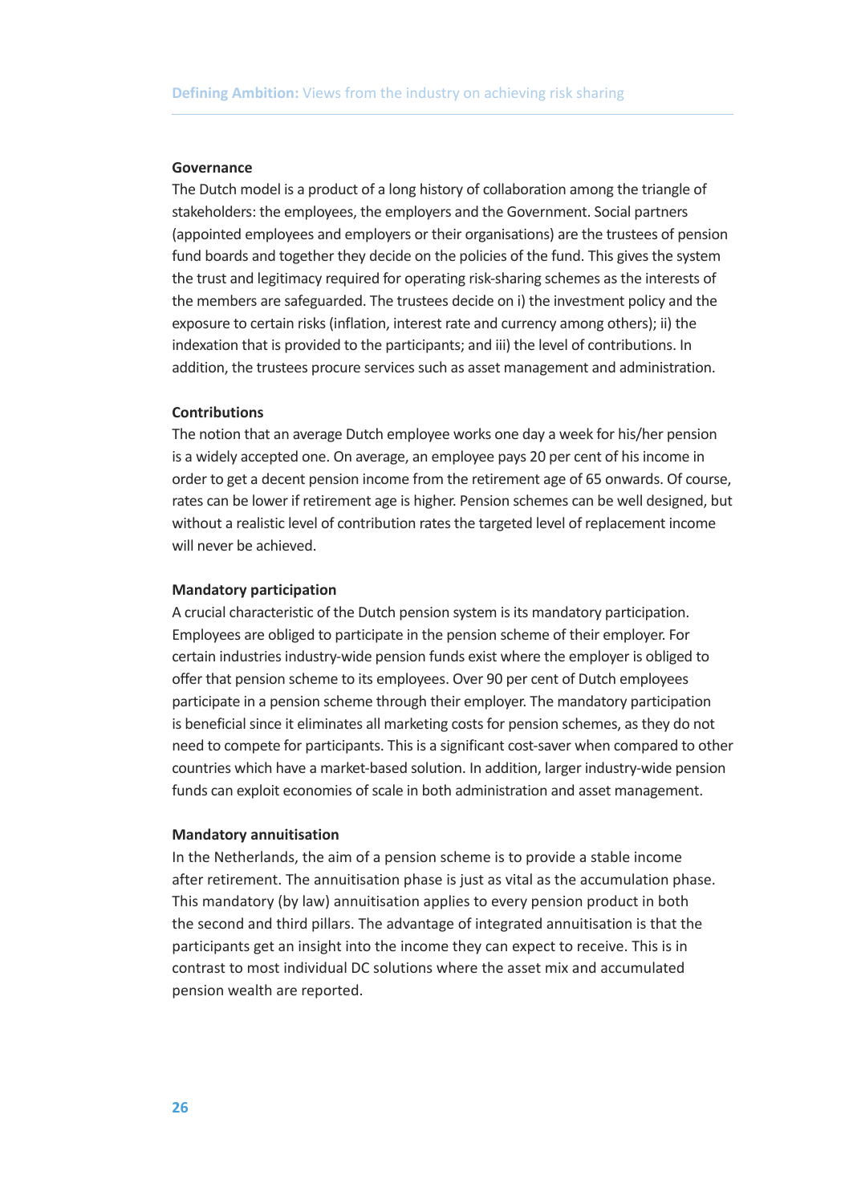### Governance

The Dutch model is a product of a long history of collaboration among the triangle of stakeholders: the employees, the employers and the Government. Social partners (appointed employees and employers or their organisations) are the trustees of pension fund boards and together they decide on the policies of the fund. This gives the system the trust and legitimacy required for operating risk-sharing schemes as the interests of the members are safeguarded. The trustees decide on i) the investment policy and the exposure to certain risks (inflation, interest rate and currency among others); ii) the indexation that is provided to the participants; and iii) the level of contributions. In addition, the trustees procure services such as asset management and administration.

### Contributions

The notion that an average Dutch employee works one day a week for his/her pension is a widely accepted one. On average, an employee pays 20 per cent of his income in order to get a decent pension income from the retirement age of 65 onwards. Of course, rates can be lower if retirement age is higher. Pension schemes can be well designed, but without a realistic level of contribution rates the targeted level of replacement income will never be achieved.

### Mandatory participation

A crucial characteristic of the Dutch pension system is its mandatory participation. Employees are obliged to participate in the pension scheme of their employer. For certain industries industry-wide pension funds exist where the employer is obliged to offer that pension scheme to its employees. Over 90 per cent of Dutch employees participate in a pension scheme through their employer. The mandatory participation is beneficial since it eliminates all marketing costs for pension schemes, as they do not need to compete for participants. This is a significant cost-saver when compared to other countries which have a market-based solution. In addition, larger industry-wide pension funds can exploit economies of scale in both administration and asset management.

### Mandatory annuitisation

In the Netherlands, the aim of a pension scheme is to provide a stable income after retirement. The annuitisation phase is just as vital as the accumulation phase. This mandatory (by law) annuitisation applies to every pension product in both the second and third pillars. The advantage of integrated annuitisation is that the participants get an insight into the income they can expect to receive. This is in contrast to most individual DC solutions where the asset mix and accumulated pension wealth are reported.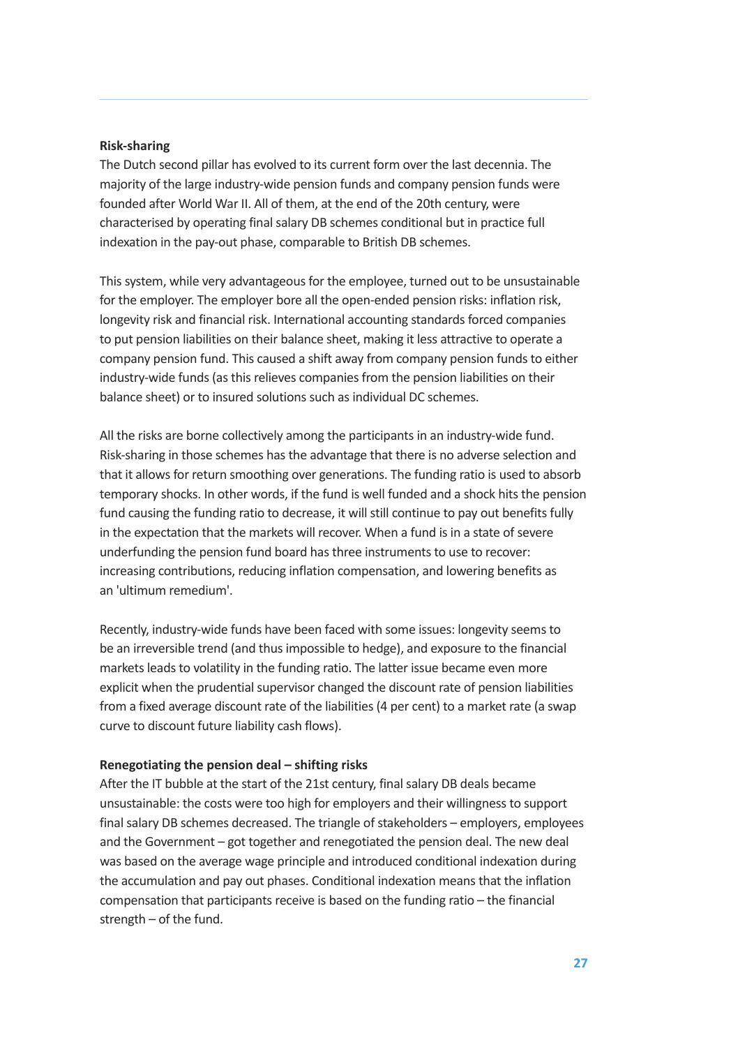**Risk-sharing**

The Dutch second pillar has evolved to its current form over the last decennia. The majority of the large industry-wide pension funds and company pension funds were founded after World War II. All of them, at the end of the 20th century, were characterised by operating final salary DB schemes conditional but in practice full indexation in the pay-out phase, comparable to British DB schemes.

This system, while very advantageous for the employee, turned out to be unsustainable for the employer. The employer bore all the open-ended pension risks: inflation risk, longevity risk and financial risk. International accounting standards forced companies to put pension liabilities on their balance sheet, making it less attractive to operate a company pension fund. This caused a shift away from company pension funds to either industry-wide funds (as this relieves companies from the pension liabilities on their balance sheet) or to insured solutions such as individual DC schemes.

All the risks are borne collectively among the participants in an industry-wide fund. Risk-sharing in those schemes has the advantage that there is no adverse selection and that it allows for return smoothing over generations. The funding ratio is used to absorb temporary shocks. In other words, if the fund is well funded and a shock hits the pension fund causing the funding ratio to decrease, it will still continue to pay out benefits fully in the expectation that the markets will recover. When a fund is in a state of severe underfunding the pension fund board has three instruments to use to recover: increasing contributions, reducing inflation compensation, and lowering benefits as an 'ultimum remedium'.

Recently, industry-wide funds have been faced with some issues: longevity seems to be an irreversible trend (and thus impossible to hedge), and exposure to the financial markets leads to volatility in the funding ratio. The latter issue became even more explicit when the prudential supervisor changed the discount rate of pension liabilities from a fixed average discount rate of the liabilities (4 per cent) to a market rate (a swap curve to discount future liability cash flows).

**Renegotiating the pension deal – shifting risks**

After the IT bubble at the start of the 21st century, final salary DB deals became unsustainable: the costs were too high for employers and their willingness to support final salary DB schemes decreased. The triangle of stakeholders – employers, employees and the Government – got together and renegotiated the pension deal. The new deal was based on the average wage principle and introduced conditional indexation during the accumulation and pay out phases. Conditional indexation means that the inflation compensation that participants receive is based on the funding ratio – the financial strength – of the fund.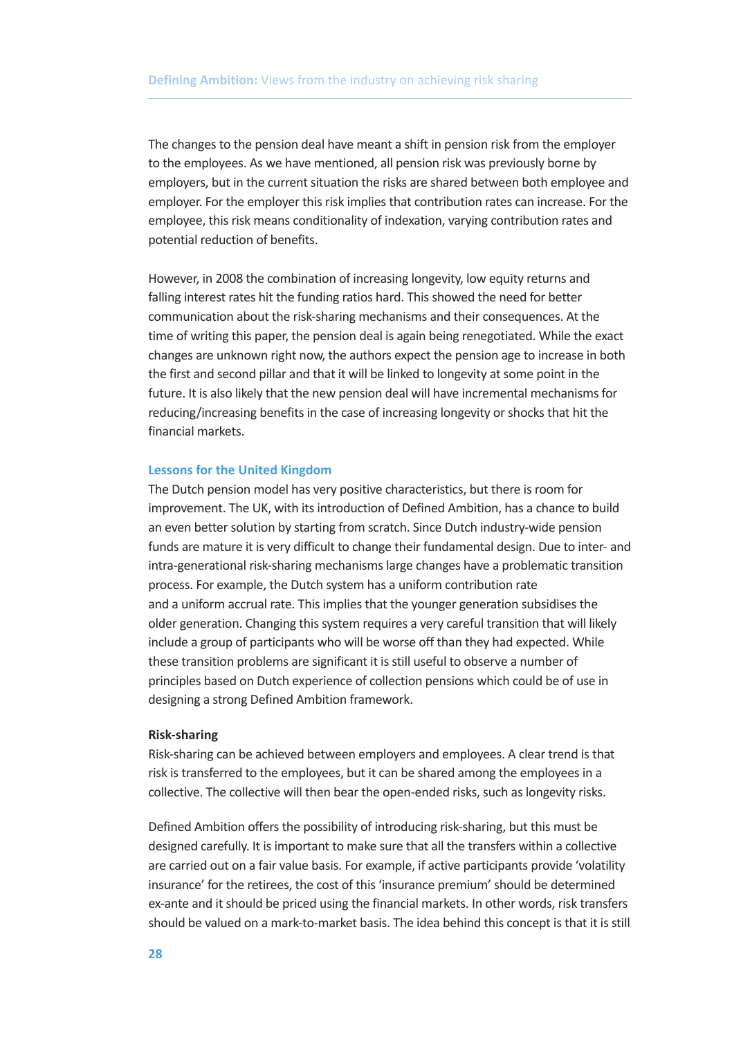The changes to the pension deal have meant a shift in pension risk from the employer to the employees. As we have mentioned, all pension risk was previously borne by employers, but in the current situation the risks are shared between both employee and employer. For the employer this risk implies that contribution rates can increase. For the employee, this risk means conditionality of indexation, varying contribution rates and potential reduction of benefits.

However, in 2008 the combination of increasing longevity, low equity returns and falling interest rates hit the funding ratios hard. This showed the need for better communication about the risk-sharing mechanisms and their consequences. At the time of writing this paper, the pension deal is again being renegotiated. While the exact changes are unknown right now, the authors expect the pension age to increase in both the first and second pillar and that it will be linked to longevity at some point in the future. It is also likely that the new pension deal will have incremental mechanisms for reducing/increasing benefits in the case of increasing longevity or shocks that hit the financial markets.

## Lessons for the United Kingdom

The Dutch pension model has very positive characteristics, but there is room for improvement. The UK, with its introduction of Defined Ambition, has a chance to build an even better solution by starting from scratch. Since Dutch industry-wide pension funds are mature it is very difficult to change their fundamental design. Due to inter- and intra-generational risk-sharing mechanisms large changes have a problematic transition process. For example, the Dutch system has a uniform contribution rate and a uniform accrual rate. This implies that the younger generation subsidises the older generation. Changing this system requires a very careful transition that will likely include a group of participants who will be worse off than they had expected. While these transition problems are significant it is still useful to observe a number of principles based on Dutch experience of collection pensions which could be of use in designing a strong Defined Ambition framework.

### Risk-sharing

Risk-sharing can be achieved between employers and employees. A clear trend is that risk is transferred to the employees, but it can be shared among the employees in a collective. The collective will then bear the open-ended risks, such as longevity risks.

Defined Ambition offers the possibility of introducing risk-sharing, but this must be designed carefully. It is important to make sure that all the transfers within a collective are carried out on a fair value basis. For example, if active participants provide 'volatility insurance' for the retirees, the cost of this 'insurance premium' should be determined ex-ante and it should be priced using the financial markets. In other words, risk transfers should be valued on a mark-to-market basis. The idea behind this concept is that it is still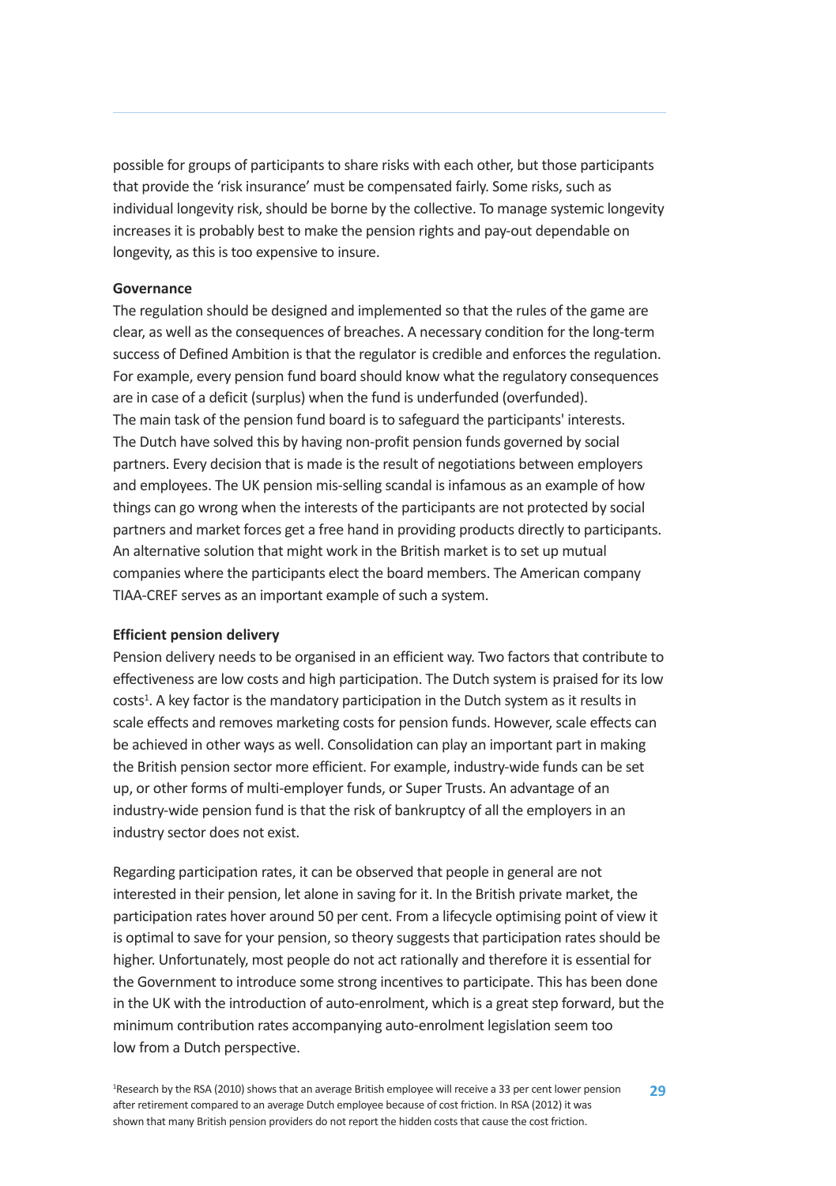possible for groups of participants to share risks with each other, but those participants that provide the 'risk insurance' must be compensated fairly. Some risks, such as individual longevity risk, should be borne by the collective. To manage systemic longevity increases it is probably best to make the pension rights and pay-out dependable on longevity, as this is too expensive to insure.

**Governance**

The regulation should be designed and implemented so that the rules of the game are clear, as well as the consequences of breaches. A necessary condition for the long-term success of Defined Ambition is that the regulator is credible and enforces the regulation. For example, every pension fund board should know what the regulatory consequences are in case of a deficit (surplus) when the fund is underfunded (overfunded). The main task of the pension fund board is to safeguard the participants' interests. The Dutch have solved this by having non-profit pension funds governed by social partners. Every decision that is made is the result of negotiations between employers and employees. The UK pension mis-selling scandal is infamous as an example of how things can go wrong when the interests of the participants are not protected by social partners and market forces get a free hand in providing products directly to participants. An alternative solution that might work in the British market is to set up mutual companies where the participants elect the board members. The American company TIAA-CREF serves as an important example of such a system.

**Efficient pension delivery**

Pension delivery needs to be organised in an efficient way. Two factors that contribute to effectiveness are low costs and high participation. The Dutch system is praised for its low costs[1]. A key factor is the mandatory participation in the Dutch system as it results in scale effects and removes marketing costs for pension funds. However, scale effects can be achieved in other ways as well. Consolidation can play an important part in making the British pension sector more efficient. For example, industry-wide funds can be set up, or other forms of multi-employer funds, or Super Trusts. An advantage of an industry-wide pension fund is that the risk of bankruptcy of all the employers in an industry sector does not exist.

Regarding participation rates, it can be observed that people in general are not interested in their pension, let alone in saving for it. In the British private market, the participation rates hover around 50 per cent. From a lifecycle optimising point of view it is optimal to save for your pension, so theory suggests that participation rates should be higher. Unfortunately, most people do not act rationally and therefore it is essential for the Government to introduce some strong incentives to participate. This has been done in the UK with the introduction of auto-enrolment, which is a great step forward, but the minimum contribution rates accompanying auto-enrolment legislation seem too low from a Dutch perspective.

[1]Research by the RSA (2010) shows that an average British employee will receive a 33 per cent lower pension after retirement compared to an average Dutch employee because of cost friction. In RSA (2012) it was shown that many British pension providers do not report the hidden costs that cause the cost friction.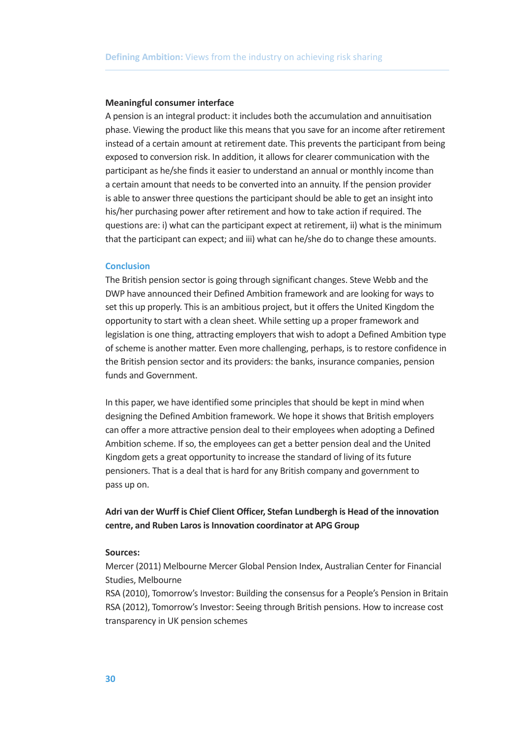**Meaningful consumer interface**

A pension is an integral product: it includes both the accumulation and annuitisation phase. Viewing the product like this means that you save for an income after retirement instead of a certain amount at retirement date. This prevents the participant from being exposed to conversion risk. In addition, it allows for clearer communication with the participant as he/she finds it easier to understand an annual or monthly income than a certain amount that needs to be converted into an annuity. If the pension provider is able to answer three questions the participant should be able to get an insight into his/her purchasing power after retirement and how to take action if required. The questions are: i) what can the participant expect at retirement, ii) what is the minimum that the participant can expect; and iii) what can he/she do to change these amounts.

## Conclusion

The British pension sector is going through significant changes. Steve Webb and the DWP have announced their Defined Ambition framework and are looking for ways to set this up properly. This is an ambitious project, but it offers the United Kingdom the opportunity to start with a clean sheet. While setting up a proper framework and legislation is one thing, attracting employers that wish to adopt a Defined Ambition type of scheme is another matter. Even more challenging, perhaps, is to restore confidence in the British pension sector and its providers: the banks, insurance companies, pension funds and Government.

In this paper, we have identified some principles that should be kept in mind when designing the Defined Ambition framework. We hope it shows that British employers can offer a more attractive pension deal to their employees when adopting a Defined Ambition scheme. If so, the employees can get a better pension deal and the United Kingdom gets a great opportunity to increase the standard of living of its future pensioners. That is a deal that is hard for any British company and government to pass up on.

**Adri van der Wurff is Chief Client Officer, Stefan Lundbergh is Head of the innovation centre, and Ruben Laros is Innovation coordinator at APG Group**

**Sources:**

Mercer (2011) Melbourne Mercer Global Pension Index, Australian Center for Financial Studies, Melbourne

RSA (2010), Tomorrow's Investor: Building the consensus for a People's Pension in Britain

RSA (2012), Tomorrow's Investor: Seeing through British pensions. How to increase cost transparency in UK pension schemes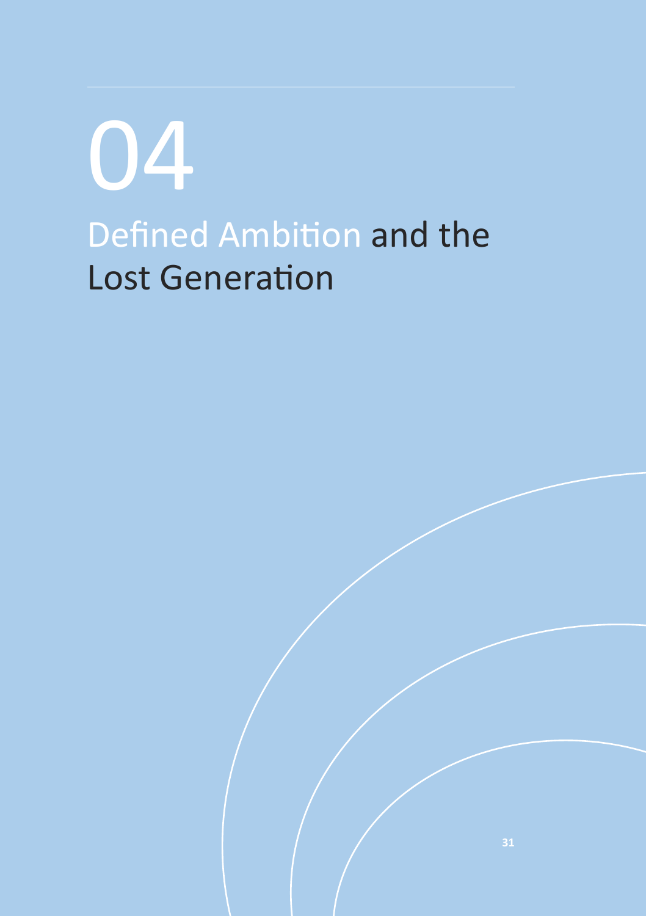# 04

# Defined Ambition and the Lost Generation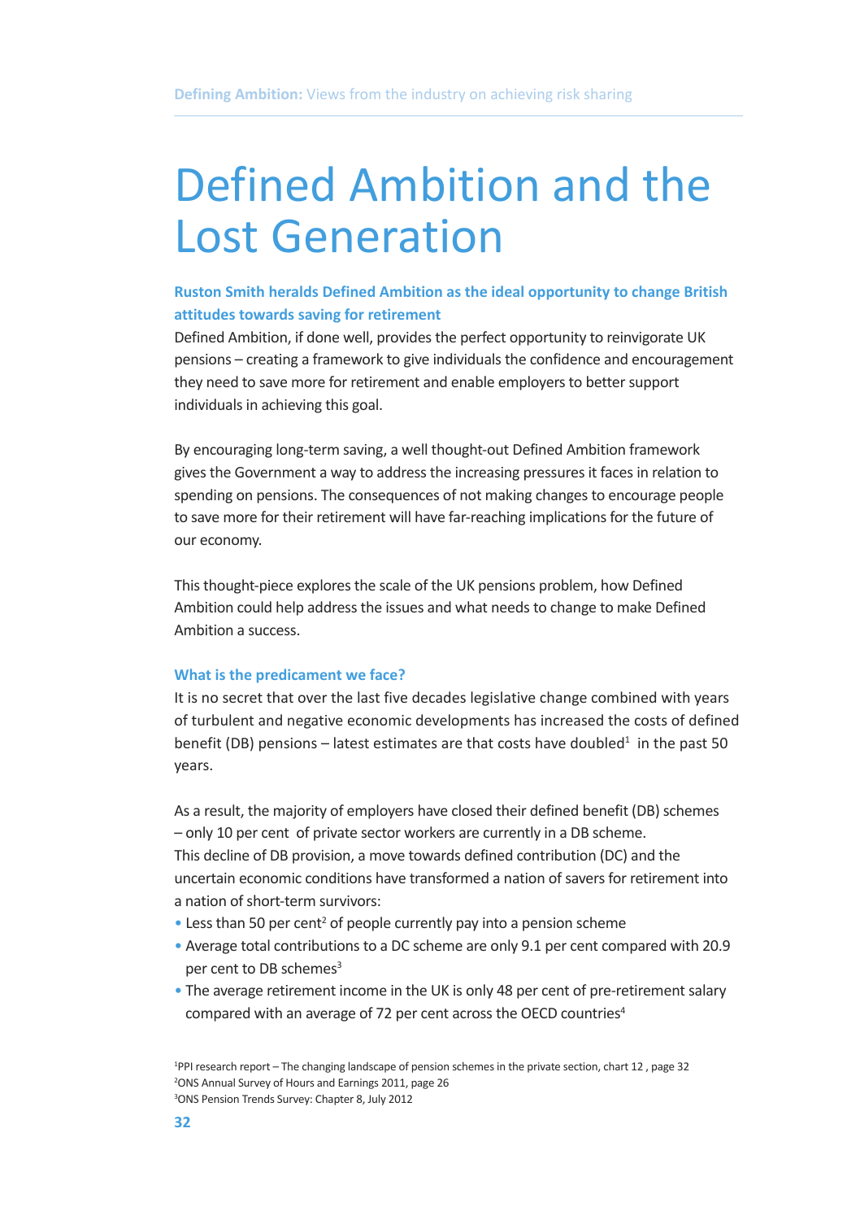# Defined Ambition and the Lost Generation

**Ruston Smith heralds Defined Ambition as the ideal opportunity to change British attitudes towards saving for retirement**

Defined Ambition, if done well, provides the perfect opportunity to reinvigorate UK pensions – creating a framework to give individuals the confidence and encouragement they need to save more for retirement and enable employers to better support individuals in achieving this goal.

By encouraging long-term saving, a well thought-out Defined Ambition framework gives the Government a way to address the increasing pressures it faces in relation to spending on pensions. The consequences of not making changes to encourage people to save more for their retirement will have far-reaching implications for the future of our economy.

This thought-piece explores the scale of the UK pensions problem, how Defined Ambition could help address the issues and what needs to change to make Defined Ambition a success.

### What is the predicament we face?

It is no secret that over the last five decades legislative change combined with years of turbulent and negative economic developments has increased the costs of defined benefit (DB) pensions – latest estimates are that costs have doubled[1] in the past 50 years.

As a result, the majority of employers have closed their defined benefit (DB) schemes – only 10 per cent of private sector workers are currently in a DB scheme. This decline of DB provision, a move towards defined contribution (DC) and the uncertain economic conditions have transformed a nation of savers for retirement into a nation of short-term survivors:

- Less than 50 per cent[2] of people currently pay into a pension scheme
- Average total contributions to a DC scheme are only 9.1 per cent compared with 20.9 per cent to DB schemes[3]
- The average retirement income in the UK is only 48 per cent of pre-retirement salary compared with an average of 72 per cent across the OECD countries[4]

[1]PPI research report – The changing landscape of pension schemes in the private section, chart 12 , page 32
[2]ONS Annual Survey of Hours and Earnings 2011, page 26
[3]ONS Pension Trends Survey: Chapter 8, July 2012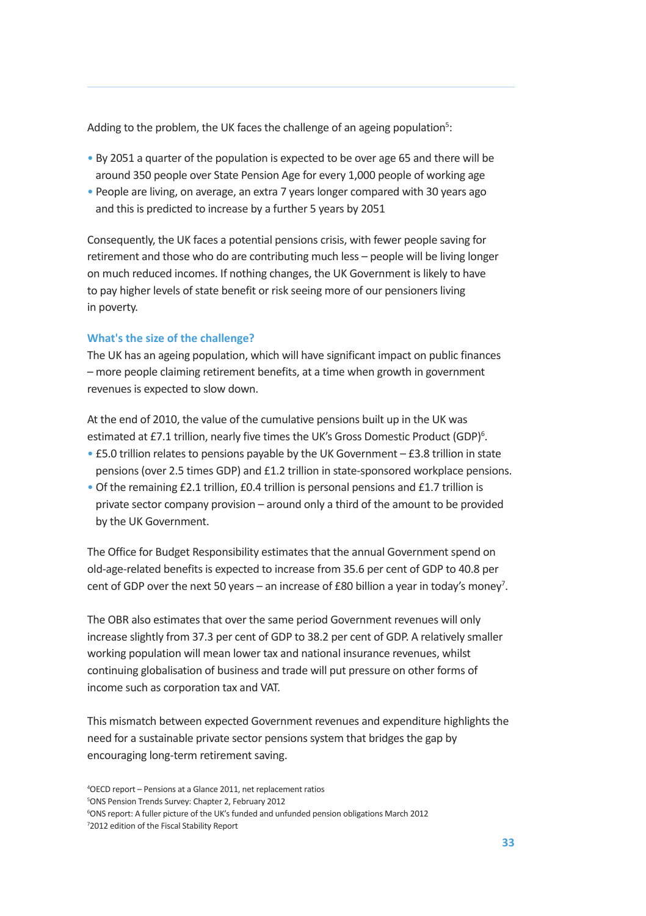Adding to the problem, the UK faces the challenge of an ageing population[5]:

- By 2051 a quarter of the population is expected to be over age 65 and there will be around 350 people over State Pension Age for every 1,000 people of working age
- People are living, on average, an extra 7 years longer compared with 30 years ago and this is predicted to increase by a further 5 years by 2051

Consequently, the UK faces a potential pensions crisis, with fewer people saving for retirement and those who do are contributing much less – people will be living longer on much reduced incomes. If nothing changes, the UK Government is likely to have to pay higher levels of state benefit or risk seeing more of our pensioners living in poverty.

### What's the size of the challenge?

The UK has an ageing population, which will have significant impact on public finances – more people claiming retirement benefits, at a time when growth in government revenues is expected to slow down.

At the end of 2010, the value of the cumulative pensions built up in the UK was estimated at £7.1 trillion, nearly five times the UK's Gross Domestic Product (GDP)[6].

- £5.0 trillion relates to pensions payable by the UK Government – £3.8 trillion in state pensions (over 2.5 times GDP) and £1.2 trillion in state-sponsored workplace pensions.
- Of the remaining £2.1 trillion, £0.4 trillion is personal pensions and £1.7 trillion is private sector company provision – around only a third of the amount to be provided by the UK Government.

The Office for Budget Responsibility estimates that the annual Government spend on old-age-related benefits is expected to increase from 35.6 per cent of GDP to 40.8 per cent of GDP over the next 50 years – an increase of £80 billion a year in today's money[7].

The OBR also estimates that over the same period Government revenues will only increase slightly from 37.3 per cent of GDP to 38.2 per cent of GDP. A relatively smaller working population will mean lower tax and national insurance revenues, whilst continuing globalisation of business and trade will put pressure on other forms of income such as corporation tax and VAT.

This mismatch between expected Government revenues and expenditure highlights the need for a sustainable private sector pensions system that bridges the gap by encouraging long-term retirement saving.

[4] OECD report – Pensions at a Glance 2011, net replacement ratios

[5] ONS Pension Trends Survey: Chapter 2, February 2012

[6] ONS report: A fuller picture of the UK's funded and unfunded pension obligations March 2012

[7] 2012 edition of the Fiscal Stability Report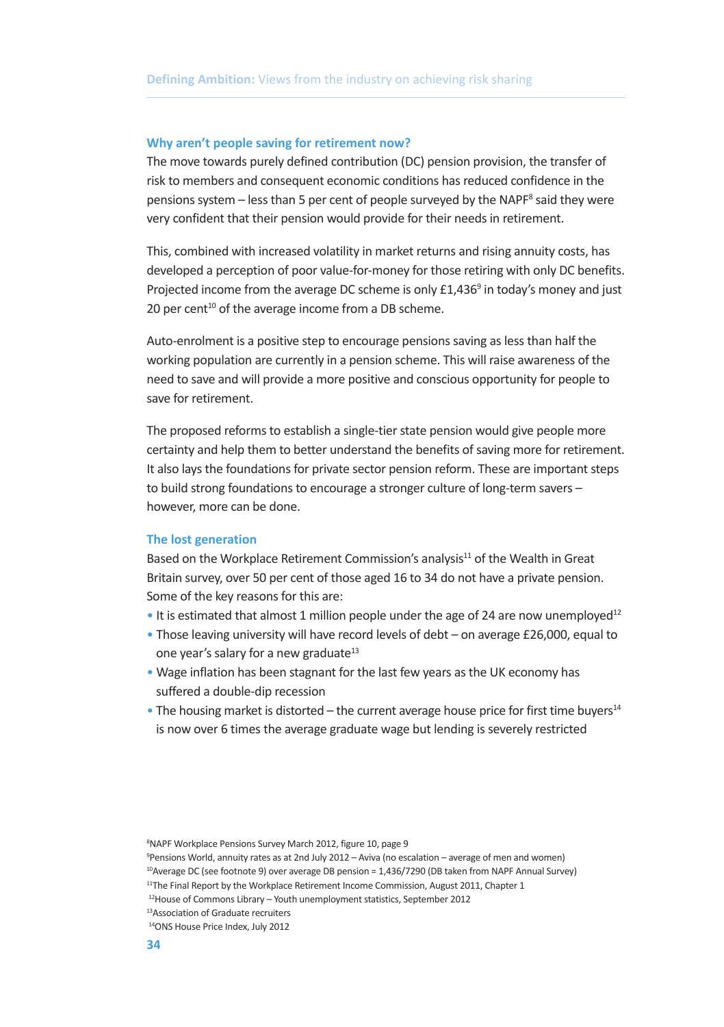## Why aren't people saving for retirement now?

The move towards purely defined contribution (DC) pension provision, the transfer of risk to members and consequent economic conditions has reduced confidence in the pensions system – less than 5 per cent of people surveyed by the NAPF[8] said they were very confident that their pension would provide for their needs in retirement.

This, combined with increased volatility in market returns and rising annuity costs, has developed a perception of poor value-for-money for those retiring with only DC benefits. Projected income from the average DC scheme is only £1,436[9] in today's money and just 20 per cent[10] of the average income from a DB scheme.

Auto-enrolment is a positive step to encourage pensions saving as less than half the working population are currently in a pension scheme. This will raise awareness of the need to save and will provide a more positive and conscious opportunity for people to save for retirement.

The proposed reforms to establish a single-tier state pension would give people more certainty and help them to better understand the benefits of saving more for retirement. It also lays the foundations for private sector pension reform. These are important steps to build strong foundations to encourage a stronger culture of long-term savers – however, more can be done.

## The lost generation

Based on the Workplace Retirement Commission's analysis[11] of the Wealth in Great Britain survey, over 50 per cent of those aged 16 to 34 do not have a private pension. Some of the key reasons for this are:

- It is estimated that almost 1 million people under the age of 24 are now unemployed[12]
- Those leaving university will have record levels of debt – on average £26,000, equal to one year's salary for a new graduate[13]
- Wage inflation has been stagnant for the last few years as the UK economy has suffered a double-dip recession
- The housing market is distorted – the current average house price for first time buyers[14] is now over 6 times the average graduate wage but lending is severely restricted

[8] NAPF Workplace Pensions Survey March 2012, figure 10, page 9
[9] Pensions World, annuity rates as at 2nd July 2012 – Aviva (no escalation – average of men and women)
[10] Average DC (see footnote 9) over average DB pension = 1,436/7290 (DB taken from NAPF Annual Survey)
[11] The Final Report by the Workplace Retirement Income Commission, August 2011, Chapter 1
[12] House of Commons Library – Youth unemployment statistics, September 2012
[13] Association of Graduate recruiters
[14] ONS House Price Index, July 2012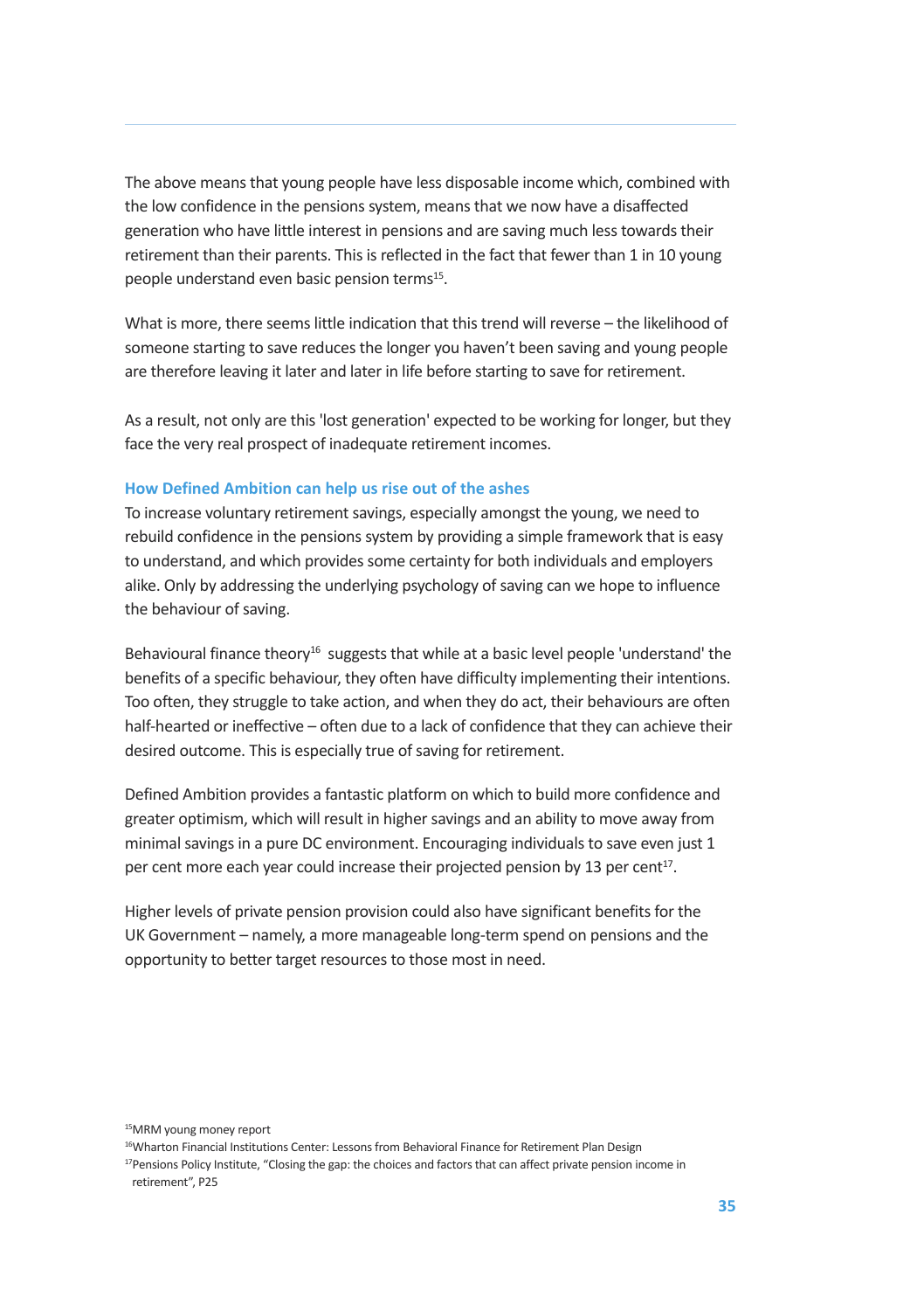The above means that young people have less disposable income which, combined with the low confidence in the pensions system, means that we now have a disaffected generation who have little interest in pensions and are saving much less towards their retirement than their parents. This is reflected in the fact that fewer than 1 in 10 young people understand even basic pension terms[15].

What is more, there seems little indication that this trend will reverse – the likelihood of someone starting to save reduces the longer you haven't been saving and young people are therefore leaving it later and later in life before starting to save for retirement.

As a result, not only are this 'lost generation' expected to be working for longer, but they face the very real prospect of inadequate retirement incomes.

### How Defined Ambition can help us rise out of the ashes

To increase voluntary retirement savings, especially amongst the young, we need to rebuild confidence in the pensions system by providing a simple framework that is easy to understand, and which provides some certainty for both individuals and employers alike. Only by addressing the underlying psychology of saving can we hope to influence the behaviour of saving.

Behavioural finance theory[16] suggests that while at a basic level people 'understand' the benefits of a specific behaviour, they often have difficulty implementing their intentions. Too often, they struggle to take action, and when they do act, their behaviours are often half-hearted or ineffective – often due to a lack of confidence that they can achieve their desired outcome. This is especially true of saving for retirement.

Defined Ambition provides a fantastic platform on which to build more confidence and greater optimism, which will result in higher savings and an ability to move away from minimal savings in a pure DC environment. Encouraging individuals to save even just 1 per cent more each year could increase their projected pension by 13 per cent[17].

Higher levels of private pension provision could also have significant benefits for the UK Government – namely, a more manageable long-term spend on pensions and the opportunity to better target resources to those most in need.

---

[15] MRM young money report

[16] Wharton Financial Institutions Center: Lessons from Behavioral Finance for Retirement Plan Design

[17] Pensions Policy Institute, "Closing the gap: the choices and factors that can affect private pension income in retirement", P25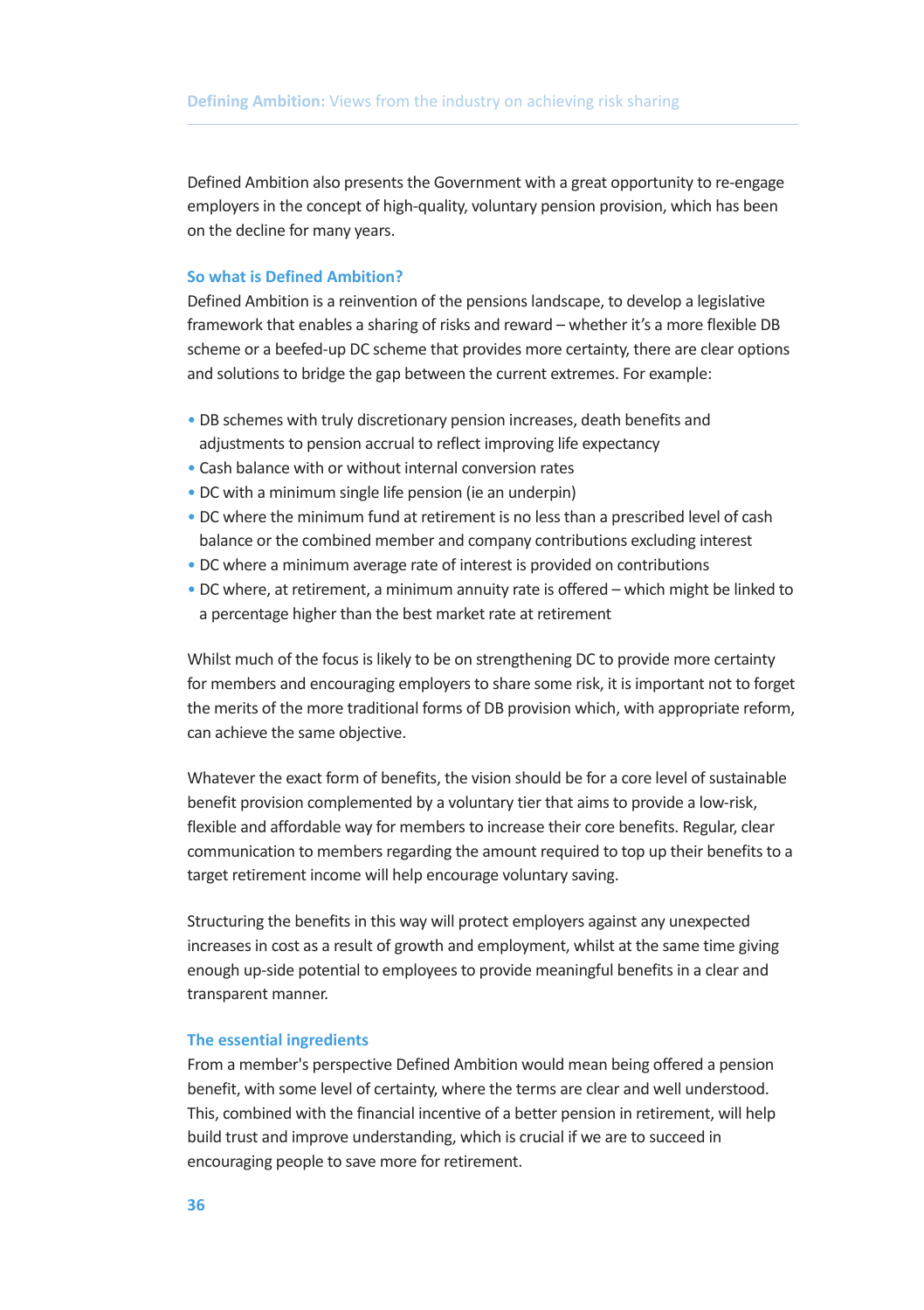Defined Ambition also presents the Government with a great opportunity to re-engage employers in the concept of high-quality, voluntary pension provision, which has been on the decline for many years.

### So what is Defined Ambition?

Defined Ambition is a reinvention of the pensions landscape, to develop a legislative framework that enables a sharing of risks and reward – whether it's a more flexible DB scheme or a beefed-up DC scheme that provides more certainty, there are clear options and solutions to bridge the gap between the current extremes. For example:

- DB schemes with truly discretionary pension increases, death benefits and adjustments to pension accrual to reflect improving life expectancy
- Cash balance with or without internal conversion rates
- DC with a minimum single life pension (ie an underpin)
- DC where the minimum fund at retirement is no less than a prescribed level of cash balance or the combined member and company contributions excluding interest
- DC where a minimum average rate of interest is provided on contributions
- DC where, at retirement, a minimum annuity rate is offered – which might be linked to a percentage higher than the best market rate at retirement

Whilst much of the focus is likely to be on strengthening DC to provide more certainty for members and encouraging employers to share some risk, it is important not to forget the merits of the more traditional forms of DB provision which, with appropriate reform, can achieve the same objective.

Whatever the exact form of benefits, the vision should be for a core level of sustainable benefit provision complemented by a voluntary tier that aims to provide a low-risk, flexible and affordable way for members to increase their core benefits. Regular, clear communication to members regarding the amount required to top up their benefits to a target retirement income will help encourage voluntary saving.

Structuring the benefits in this way will protect employers against any unexpected increases in cost as a result of growth and employment, whilst at the same time giving enough up-side potential to employees to provide meaningful benefits in a clear and transparent manner.

### The essential ingredients

From a member's perspective Defined Ambition would mean being offered a pension benefit, with some level of certainty, where the terms are clear and well understood. This, combined with the financial incentive of a better pension in retirement, will help build trust and improve understanding, which is crucial if we are to succeed in encouraging people to save more for retirement.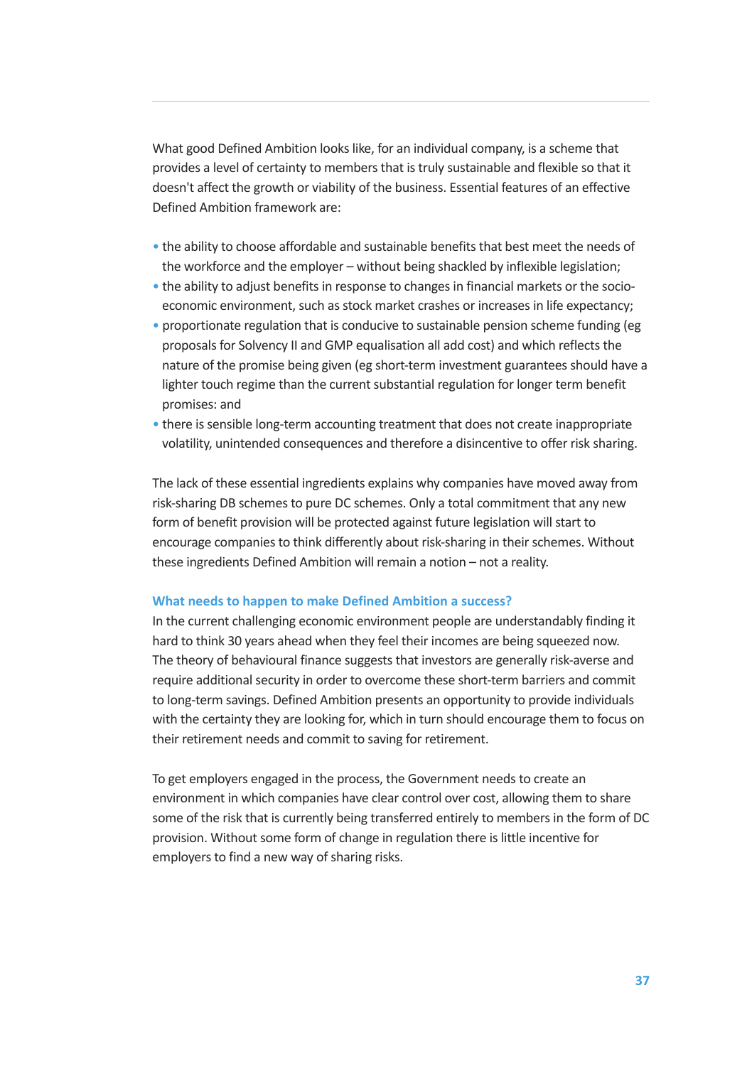What good Defined Ambition looks like, for an individual company, is a scheme that provides a level of certainty to members that is truly sustainable and flexible so that it doesn't affect the growth or viability of the business. Essential features of an effective Defined Ambition framework are:

- the ability to choose affordable and sustainable benefits that best meet the needs of the workforce and the employer – without being shackled by inflexible legislation;
- the ability to adjust benefits in response to changes in financial markets or the socio-economic environment, such as stock market crashes or increases in life expectancy;
- proportionate regulation that is conducive to sustainable pension scheme funding (eg proposals for Solvency II and GMP equalisation all add cost) and which reflects the nature of the promise being given (eg short-term investment guarantees should have a lighter touch regime than the current substantial regulation for longer term benefit promises: and
- there is sensible long-term accounting treatment that does not create inappropriate volatility, unintended consequences and therefore a disincentive to offer risk sharing.

The lack of these essential ingredients explains why companies have moved away from risk-sharing DB schemes to pure DC schemes. Only a total commitment that any new form of benefit provision will be protected against future legislation will start to encourage companies to think differently about risk-sharing in their schemes. Without these ingredients Defined Ambition will remain a notion – not a reality.

### What needs to happen to make Defined Ambition a success?

In the current challenging economic environment people are understandably finding it hard to think 30 years ahead when they feel their incomes are being squeezed now. The theory of behavioural finance suggests that investors are generally risk-averse and require additional security in order to overcome these short-term barriers and commit to long-term savings. Defined Ambition presents an opportunity to provide individuals with the certainty they are looking for, which in turn should encourage them to focus on their retirement needs and commit to saving for retirement.

To get employers engaged in the process, the Government needs to create an environment in which companies have clear control over cost, allowing them to share some of the risk that is currently being transferred entirely to members in the form of DC provision. Without some form of change in regulation there is little incentive for employers to find a new way of sharing risks.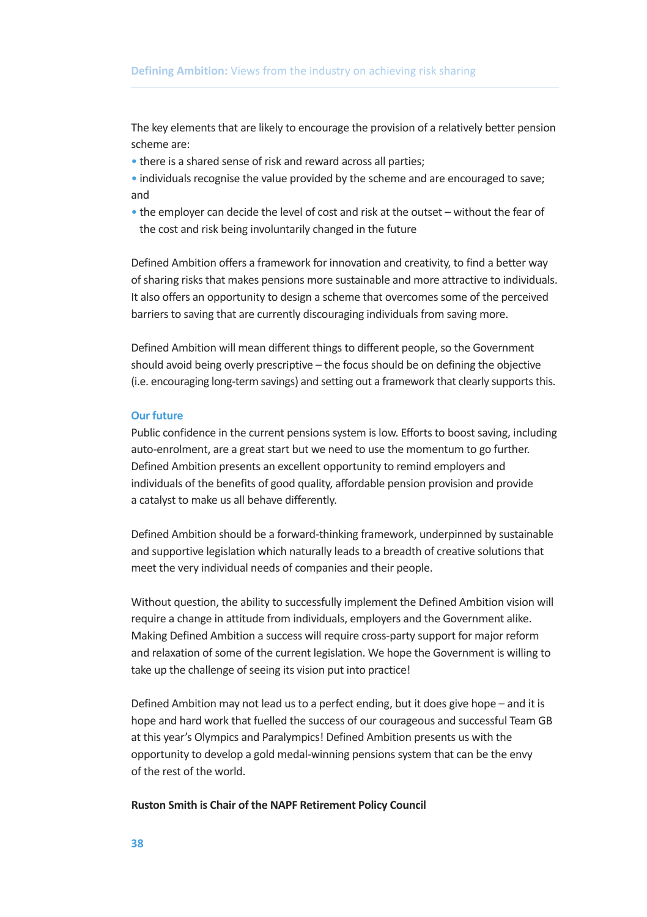The key elements that are likely to encourage the provision of a relatively better pension scheme are:

- there is a shared sense of risk and reward across all parties;
- individuals recognise the value provided by the scheme and are encouraged to save; and
- the employer can decide the level of cost and risk at the outset – without the fear of the cost and risk being involuntarily changed in the future

Defined Ambition offers a framework for innovation and creativity, to find a better way of sharing risks that makes pensions more sustainable and more attractive to individuals. It also offers an opportunity to design a scheme that overcomes some of the perceived barriers to saving that are currently discouraging individuals from saving more.

Defined Ambition will mean different things to different people, so the Government should avoid being overly prescriptive – the focus should be on defining the objective (i.e. encouraging long-term savings) and setting out a framework that clearly supports this.

### Our future

Public confidence in the current pensions system is low. Efforts to boost saving, including auto-enrolment, are a great start but we need to use the momentum to go further. Defined Ambition presents an excellent opportunity to remind employers and individuals of the benefits of good quality, affordable pension provision and provide a catalyst to make us all behave differently.

Defined Ambition should be a forward-thinking framework, underpinned by sustainable and supportive legislation which naturally leads to a breadth of creative solutions that meet the very individual needs of companies and their people.

Without question, the ability to successfully implement the Defined Ambition vision will require a change in attitude from individuals, employers and the Government alike. Making Defined Ambition a success will require cross-party support for major reform and relaxation of some of the current legislation. We hope the Government is willing to take up the challenge of seeing its vision put into practice!

Defined Ambition may not lead us to a perfect ending, but it does give hope – and it is hope and hard work that fuelled the success of our courageous and successful Team GB at this year's Olympics and Paralympics! Defined Ambition presents us with the opportunity to develop a gold medal-winning pensions system that can be the envy of the rest of the world.

**Ruston Smith is Chair of the NAPF Retirement Policy Council**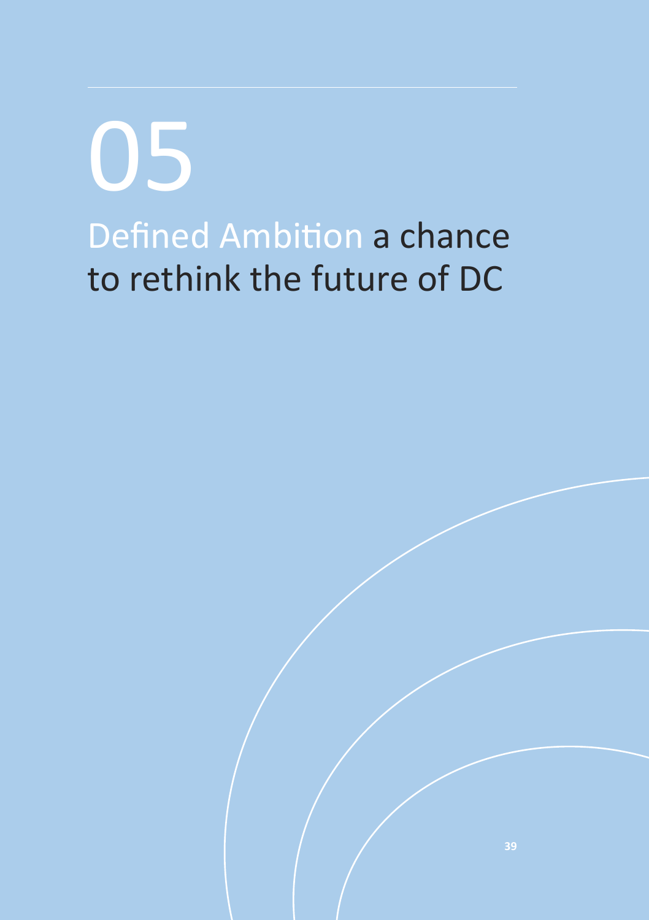# 05

# Defined Ambition a chance to rethink the future of DC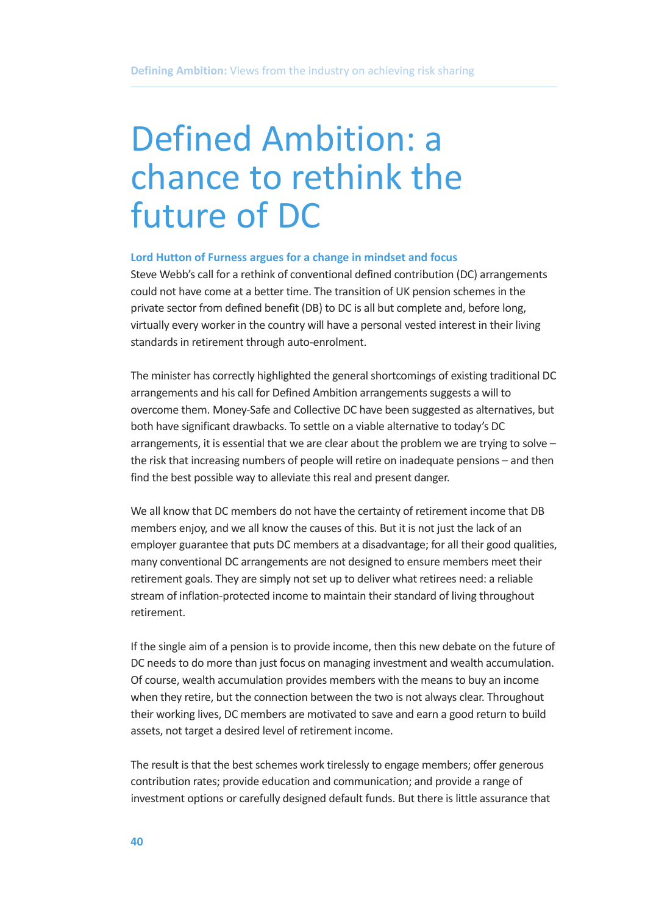# Defined Ambition: a chance to rethink the future of DC

**Lord Hutton of Furness argues for a change in mindset and focus**

Steve Webb's call for a rethink of conventional defined contribution (DC) arrangements could not have come at a better time. The transition of UK pension schemes in the private sector from defined benefit (DB) to DC is all but complete and, before long, virtually every worker in the country will have a personal vested interest in their living standards in retirement through auto-enrolment.

The minister has correctly highlighted the general shortcomings of existing traditional DC arrangements and his call for Defined Ambition arrangements suggests a will to overcome them. Money-Safe and Collective DC have been suggested as alternatives, but both have significant drawbacks. To settle on a viable alternative to today's DC arrangements, it is essential that we are clear about the problem we are trying to solve – the risk that increasing numbers of people will retire on inadequate pensions – and then find the best possible way to alleviate this real and present danger.

We all know that DC members do not have the certainty of retirement income that DB members enjoy, and we all know the causes of this. But it is not just the lack of an employer guarantee that puts DC members at a disadvantage; for all their good qualities, many conventional DC arrangements are not designed to ensure members meet their retirement goals. They are simply not set up to deliver what retirees need: a reliable stream of inflation-protected income to maintain their standard of living throughout retirement.

If the single aim of a pension is to provide income, then this new debate on the future of DC needs to do more than just focus on managing investment and wealth accumulation. Of course, wealth accumulation provides members with the means to buy an income when they retire, but the connection between the two is not always clear. Throughout their working lives, DC members are motivated to save and earn a good return to build assets, not target a desired level of retirement income.

The result is that the best schemes work tirelessly to engage members; offer generous contribution rates; provide education and communication; and provide a range of investment options or carefully designed default funds. But there is little assurance that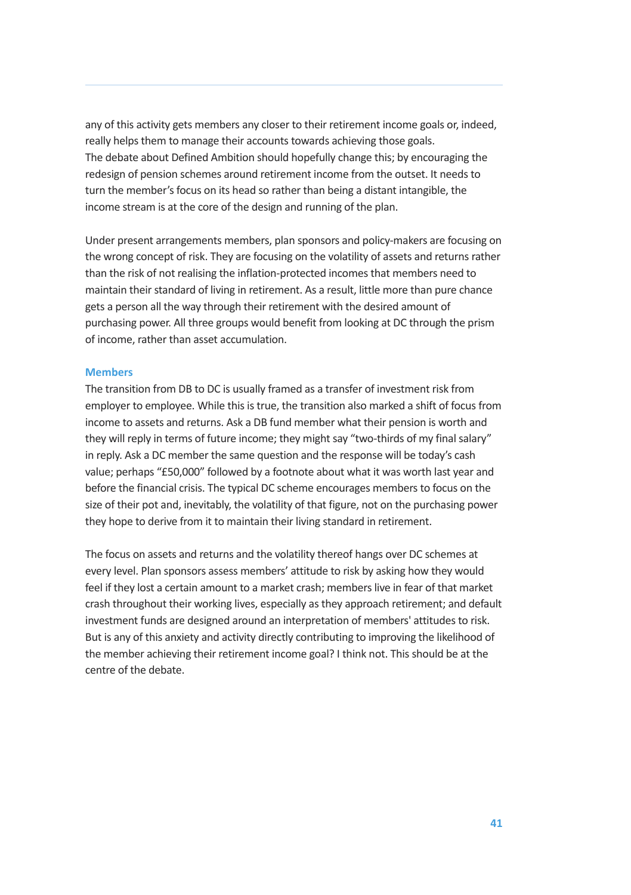any of this activity gets members any closer to their retirement income goals or, indeed, really helps them to manage their accounts towards achieving those goals. The debate about Defined Ambition should hopefully change this; by encouraging the redesign of pension schemes around retirement income from the outset. It needs to turn the member's focus on its head so rather than being a distant intangible, the income stream is at the core of the design and running of the plan.

Under present arrangements members, plan sponsors and policy-makers are focusing on the wrong concept of risk. They are focusing on the volatility of assets and returns rather than the risk of not realising the inflation-protected incomes that members need to maintain their standard of living in retirement. As a result, little more than pure chance gets a person all the way through their retirement with the desired amount of purchasing power. All three groups would benefit from looking at DC through the prism of income, rather than asset accumulation.

### Members

The transition from DB to DC is usually framed as a transfer of investment risk from employer to employee. While this is true, the transition also marked a shift of focus from income to assets and returns. Ask a DB fund member what their pension is worth and they will reply in terms of future income; they might say "two-thirds of my final salary" in reply. Ask a DC member the same question and the response will be today's cash value; perhaps "£50,000" followed by a footnote about what it was worth last year and before the financial crisis. The typical DC scheme encourages members to focus on the size of their pot and, inevitably, the volatility of that figure, not on the purchasing power they hope to derive from it to maintain their living standard in retirement.

The focus on assets and returns and the volatility thereof hangs over DC schemes at every level. Plan sponsors assess members' attitude to risk by asking how they would feel if they lost a certain amount to a market crash; members live in fear of that market crash throughout their working lives, especially as they approach retirement; and default investment funds are designed around an interpretation of members' attitudes to risk. But is any of this anxiety and activity directly contributing to improving the likelihood of the member achieving their retirement income goal? I think not. This should be at the centre of the debate.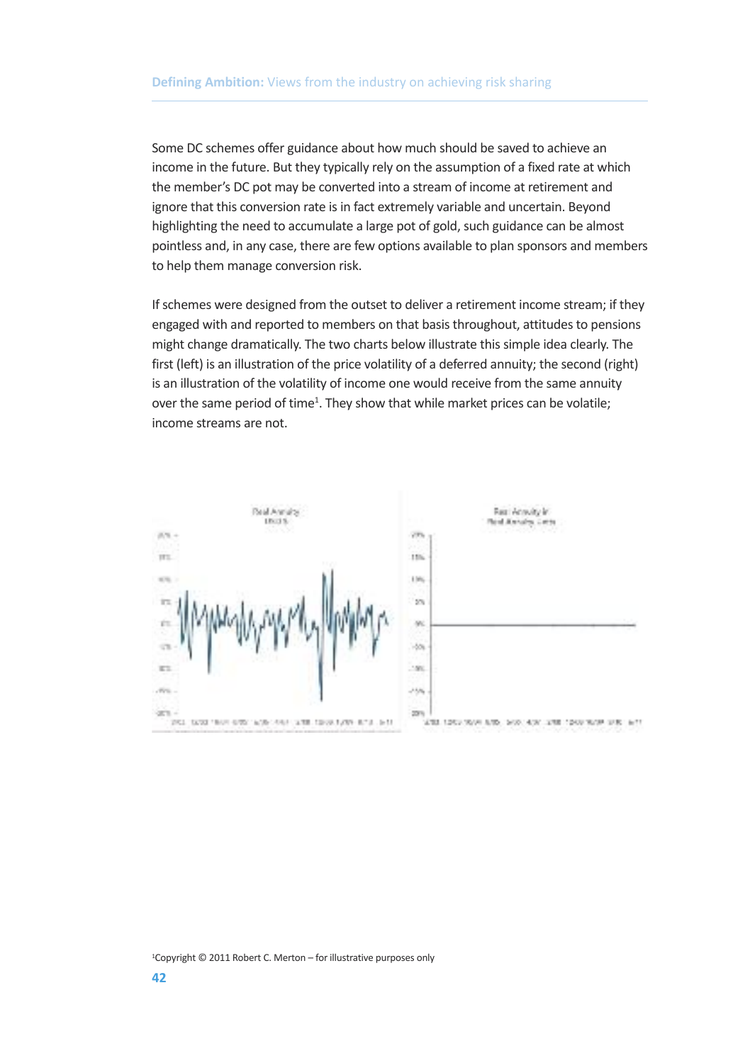Some DC schemes offer guidance about how much should be saved to achieve an income in the future. But they typically rely on the assumption of a fixed rate at which the member's DC pot may be converted into a stream of income at retirement and ignore that this conversion rate is in fact extremely variable and uncertain. Beyond highlighting the need to accumulate a large pot of gold, such guidance can be almost pointless and, in any case, there are few options available to plan sponsors and members to help them manage conversion risk.

If schemes were designed from the outset to deliver a retirement income stream; if they engaged with and reported to members on that basis throughout, attitudes to pensions might change dramatically. The two charts below illustrate this simple idea clearly. The first (left) is an illustration of the price volatility of a deferred annuity; the second (right) is an illustration of the volatility of income one would receive from the same annuity over the same period of time[1]. They show that while market prices can be volatile; income streams are not.

[1]Copyright © 2011 Robert C. Merton – for illustrative purposes only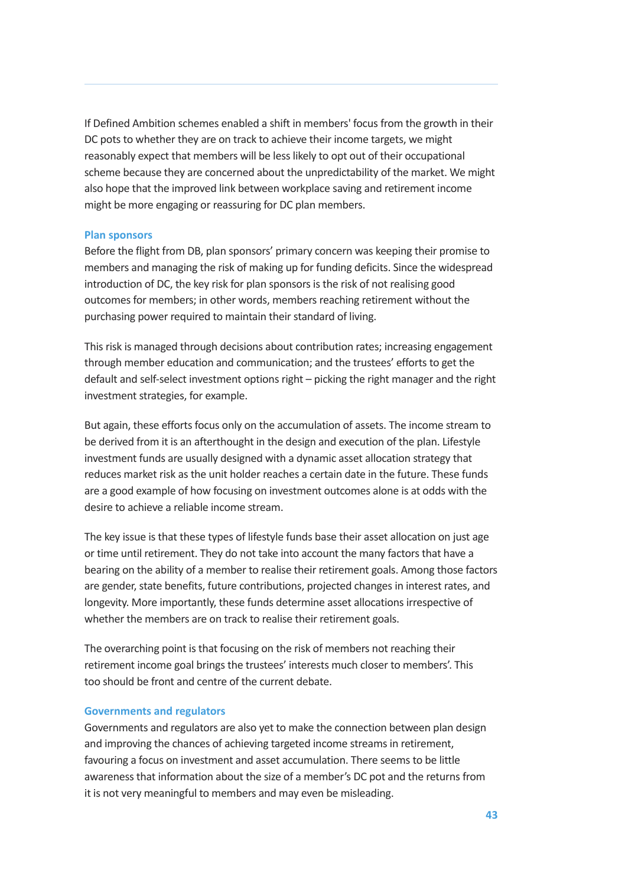If Defined Ambition schemes enabled a shift in members' focus from the growth in their DC pots to whether they are on track to achieve their income targets, we might reasonably expect that members will be less likely to opt out of their occupational scheme because they are concerned about the unpredictability of the market. We might also hope that the improved link between workplace saving and retirement income might be more engaging or reassuring for DC plan members.

### Plan sponsors

Before the flight from DB, plan sponsors' primary concern was keeping their promise to members and managing the risk of making up for funding deficits. Since the widespread introduction of DC, the key risk for plan sponsors is the risk of not realising good outcomes for members; in other words, members reaching retirement without the purchasing power required to maintain their standard of living.

This risk is managed through decisions about contribution rates; increasing engagement through member education and communication; and the trustees' efforts to get the default and self-select investment options right – picking the right manager and the right investment strategies, for example.

But again, these efforts focus only on the accumulation of assets. The income stream to be derived from it is an afterthought in the design and execution of the plan. Lifestyle investment funds are usually designed with a dynamic asset allocation strategy that reduces market risk as the unit holder reaches a certain date in the future. These funds are a good example of how focusing on investment outcomes alone is at odds with the desire to achieve a reliable income stream.

The key issue is that these types of lifestyle funds base their asset allocation on just age or time until retirement. They do not take into account the many factors that have a bearing on the ability of a member to realise their retirement goals. Among those factors are gender, state benefits, future contributions, projected changes in interest rates, and longevity. More importantly, these funds determine asset allocations irrespective of whether the members are on track to realise their retirement goals.

The overarching point is that focusing on the risk of members not reaching their retirement income goal brings the trustees' interests much closer to members'. This too should be front and centre of the current debate.

### Governments and regulators

Governments and regulators are also yet to make the connection between plan design and improving the chances of achieving targeted income streams in retirement, favouring a focus on investment and asset accumulation. There seems to be little awareness that information about the size of a member's DC pot and the returns from it is not very meaningful to members and may even be misleading.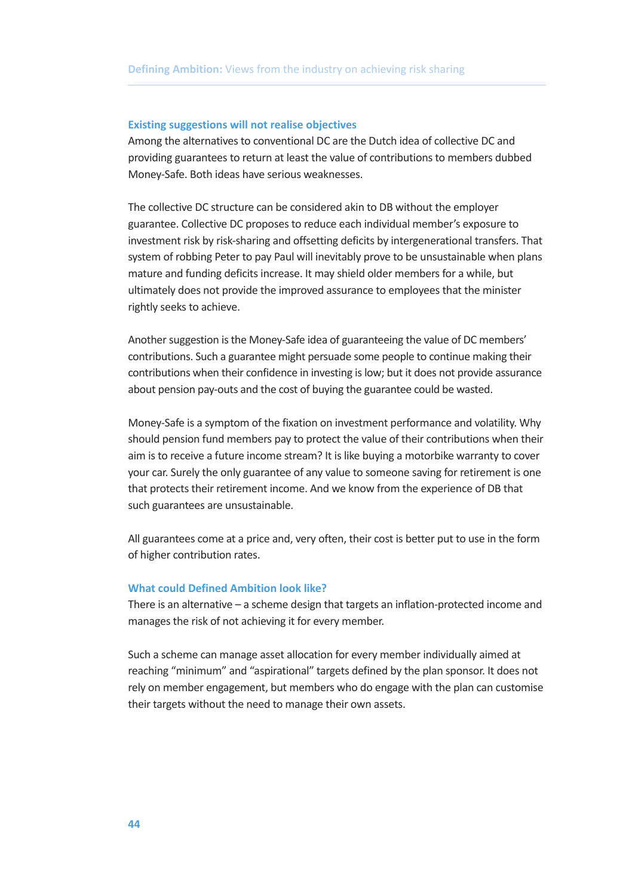## Existing suggestions will not realise objectives

Among the alternatives to conventional DC are the Dutch idea of collective DC and providing guarantees to return at least the value of contributions to members dubbed Money-Safe. Both ideas have serious weaknesses.

The collective DC structure can be considered akin to DB without the employer guarantee. Collective DC proposes to reduce each individual member's exposure to investment risk by risk-sharing and offsetting deficits by intergenerational transfers. That system of robbing Peter to pay Paul will inevitably prove to be unsustainable when plans mature and funding deficits increase. It may shield older members for a while, but ultimately does not provide the improved assurance to employees that the minister rightly seeks to achieve.

Another suggestion is the Money-Safe idea of guaranteeing the value of DC members' contributions. Such a guarantee might persuade some people to continue making their contributions when their confidence in investing is low; but it does not provide assurance about pension pay-outs and the cost of buying the guarantee could be wasted.

Money-Safe is a symptom of the fixation on investment performance and volatility. Why should pension fund members pay to protect the value of their contributions when their aim is to receive a future income stream? It is like buying a motorbike warranty to cover your car. Surely the only guarantee of any value to someone saving for retirement is one that protects their retirement income. And we know from the experience of DB that such guarantees are unsustainable.

All guarantees come at a price and, very often, their cost is better put to use in the form of higher contribution rates.

## What could Defined Ambition look like?

There is an alternative – a scheme design that targets an inflation-protected income and manages the risk of not achieving it for every member.

Such a scheme can manage asset allocation for every member individually aimed at reaching "minimum" and "aspirational" targets defined by the plan sponsor. It does not rely on member engagement, but members who do engage with the plan can customise their targets without the need to manage their own assets.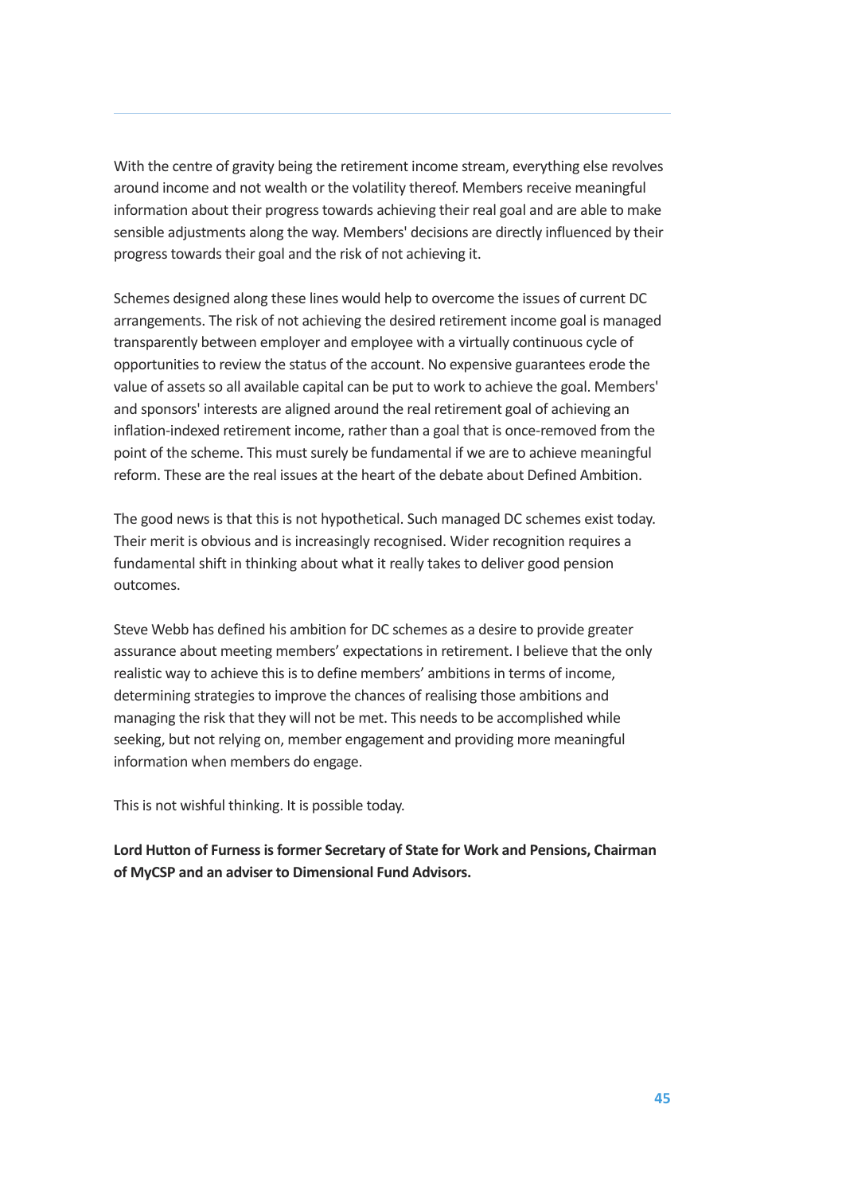With the centre of gravity being the retirement income stream, everything else revolves around income and not wealth or the volatility thereof. Members receive meaningful information about their progress towards achieving their real goal and are able to make sensible adjustments along the way. Members' decisions are directly influenced by their progress towards their goal and the risk of not achieving it.

Schemes designed along these lines would help to overcome the issues of current DC arrangements. The risk of not achieving the desired retirement income goal is managed transparently between employer and employee with a virtually continuous cycle of opportunities to review the status of the account. No expensive guarantees erode the value of assets so all available capital can be put to work to achieve the goal. Members' and sponsors' interests are aligned around the real retirement goal of achieving an inflation-indexed retirement income, rather than a goal that is once-removed from the point of the scheme. This must surely be fundamental if we are to achieve meaningful reform. These are the real issues at the heart of the debate about Defined Ambition.

The good news is that this is not hypothetical. Such managed DC schemes exist today. Their merit is obvious and is increasingly recognised. Wider recognition requires a fundamental shift in thinking about what it really takes to deliver good pension outcomes.

Steve Webb has defined his ambition for DC schemes as a desire to provide greater assurance about meeting members' expectations in retirement. I believe that the only realistic way to achieve this is to define members' ambitions in terms of income, determining strategies to improve the chances of realising those ambitions and managing the risk that they will not be met. This needs to be accomplished while seeking, but not relying on, member engagement and providing more meaningful information when members do engage.

This is not wishful thinking. It is possible today.

**Lord Hutton of Furness is former Secretary of State for Work and Pensions, Chairman of MyCSP and an adviser to Dimensional Fund Advisors.**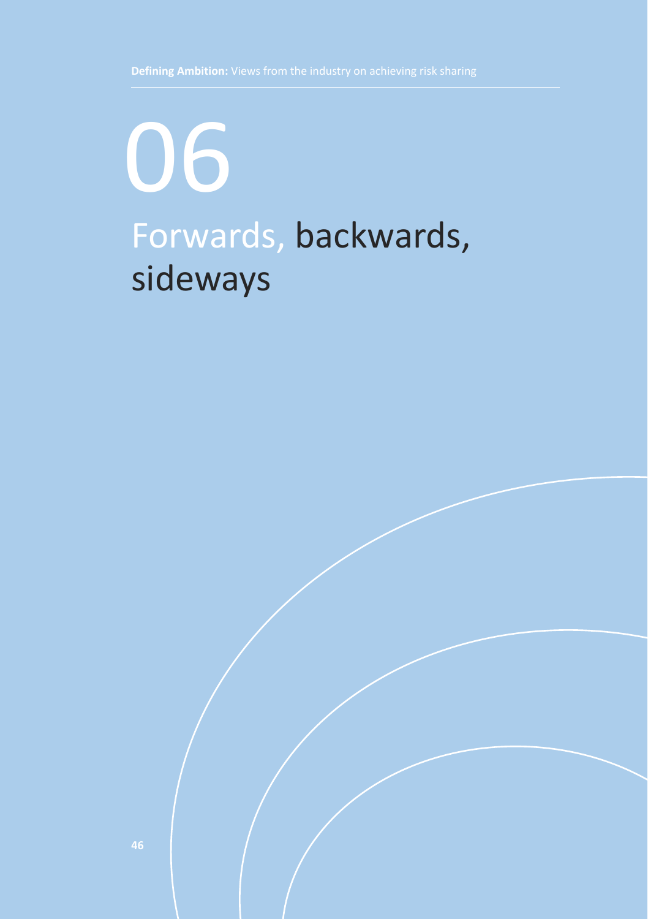# 06

# Forwards, backwards, sideways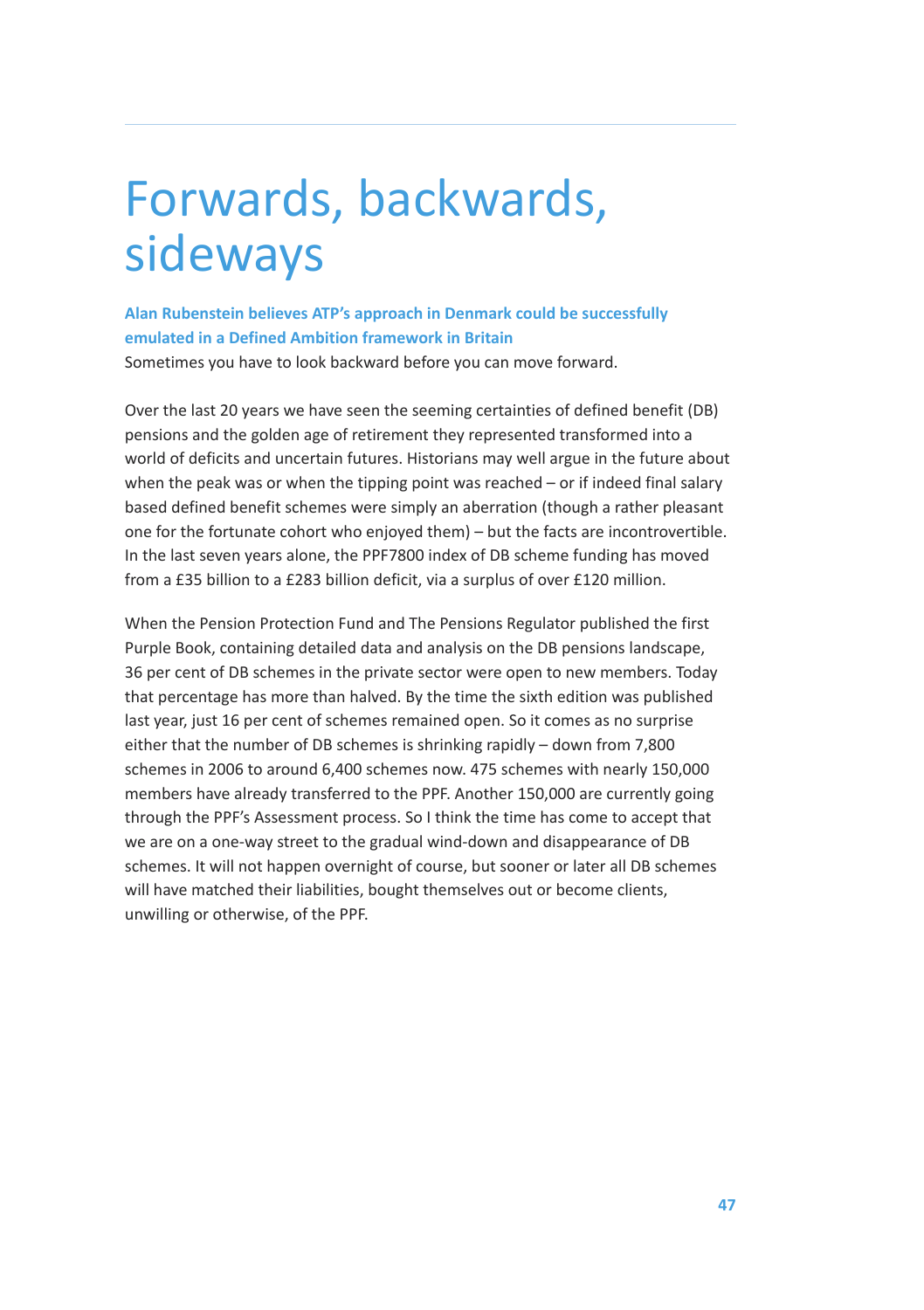# Forwards, backwards, sideways

**Alan Rubenstein believes ATP's approach in Denmark could be successfully emulated in a Defined Ambition framework in Britain**

Sometimes you have to look backward before you can move forward.

Over the last 20 years we have seen the seeming certainties of defined benefit (DB) pensions and the golden age of retirement they represented transformed into a world of deficits and uncertain futures. Historians may well argue in the future about when the peak was or when the tipping point was reached – or if indeed final salary based defined benefit schemes were simply an aberration (though a rather pleasant one for the fortunate cohort who enjoyed them) – but the facts are incontrovertible. In the last seven years alone, the PPF7800 index of DB scheme funding has moved from a £35 billion to a £283 billion deficit, via a surplus of over £120 million.

When the Pension Protection Fund and The Pensions Regulator published the first Purple Book, containing detailed data and analysis on the DB pensions landscape, 36 per cent of DB schemes in the private sector were open to new members. Today that percentage has more than halved. By the time the sixth edition was published last year, just 16 per cent of schemes remained open. So it comes as no surprise either that the number of DB schemes is shrinking rapidly – down from 7,800 schemes in 2006 to around 6,400 schemes now. 475 schemes with nearly 150,000 members have already transferred to the PPF. Another 150,000 are currently going through the PPF's Assessment process. So I think the time has come to accept that we are on a one-way street to the gradual wind-down and disappearance of DB schemes. It will not happen overnight of course, but sooner or later all DB schemes will have matched their liabilities, bought themselves out or become clients, unwilling or otherwise, of the PPF.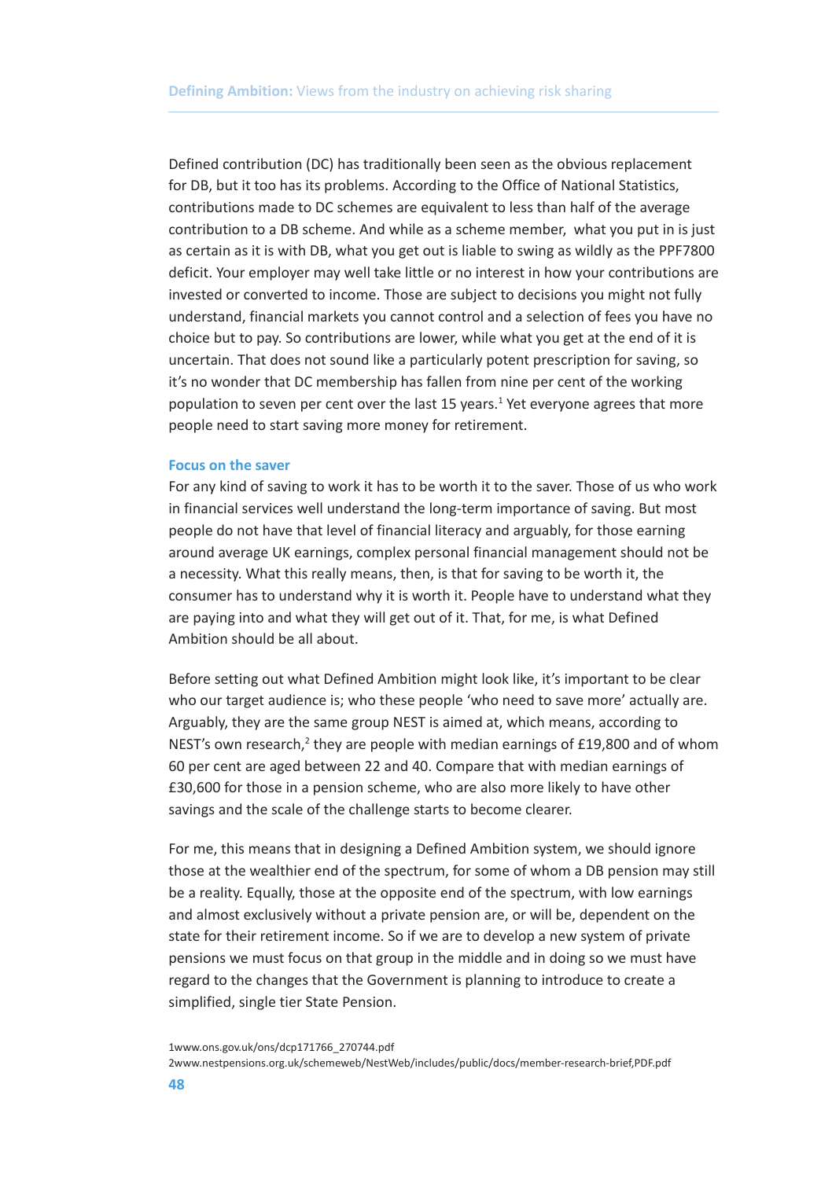Defined contribution (DC) has traditionally been seen as the obvious replacement for DB, but it too has its problems. According to the Office of National Statistics, contributions made to DC schemes are equivalent to less than half of the average contribution to a DB scheme. And while as a scheme member, what you put in is just as certain as it is with DB, what you get out is liable to swing as wildly as the PPF7800 deficit. Your employer may well take little or no interest in how your contributions are invested or converted to income. Those are subject to decisions you might not fully understand, financial markets you cannot control and a selection of fees you have no choice but to pay. So contributions are lower, while what you get at the end of it is uncertain. That does not sound like a particularly potent prescription for saving, so it's no wonder that DC membership has fallen from nine per cent of the working population to seven per cent over the last 15 years.[1] Yet everyone agrees that more people need to start saving more money for retirement.

### Focus on the saver

For any kind of saving to work it has to be worth it to the saver. Those of us who work in financial services well understand the long-term importance of saving. But most people do not have that level of financial literacy and arguably, for those earning around average UK earnings, complex personal financial management should not be a necessity. What this really means, then, is that for saving to be worth it, the consumer has to understand why it is worth it. People have to understand what they are paying into and what they will get out of it. That, for me, is what Defined Ambition should be all about.

Before setting out what Defined Ambition might look like, it's important to be clear who our target audience is; who these people 'who need to save more' actually are. Arguably, they are the same group NEST is aimed at, which means, according to NEST's own research,[2] they are people with median earnings of £19,800 and of whom 60 per cent are aged between 22 and 40. Compare that with median earnings of £30,600 for those in a pension scheme, who are also more likely to have other savings and the scale of the challenge starts to become clearer.

For me, this means that in designing a Defined Ambition system, we should ignore those at the wealthier end of the spectrum, for some of whom a DB pension may still be a reality. Equally, those at the opposite end of the spectrum, with low earnings and almost exclusively without a private pension are, or will be, dependent on the state for their retirement income. So if we are to develop a new system of private pensions we must focus on that group in the middle and in doing so we must have regard to the changes that the Government is planning to introduce to create a simplified, single tier State Pension.

1www.ons.gov.uk/ons/dcp171766_270744.pdf

2www.nestpensions.org.uk/schemeweb/NestWeb/includes/public/docs/member-research-brief,PDF.pdf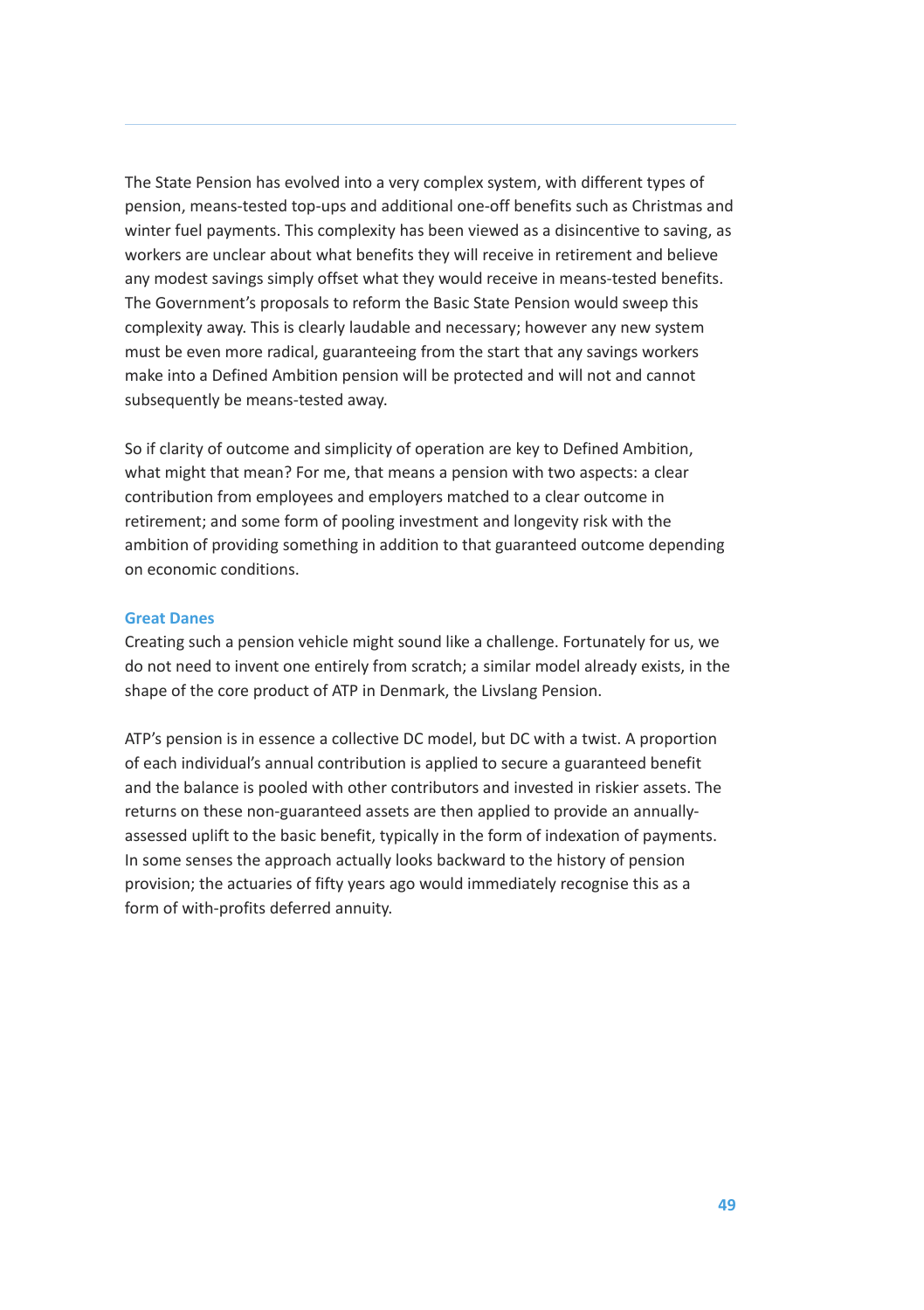The State Pension has evolved into a very complex system, with different types of pension, means-tested top-ups and additional one-off benefits such as Christmas and winter fuel payments. This complexity has been viewed as a disincentive to saving, as workers are unclear about what benefits they will receive in retirement and believe any modest savings simply offset what they would receive in means-tested benefits. The Government's proposals to reform the Basic State Pension would sweep this complexity away. This is clearly laudable and necessary; however any new system must be even more radical, guaranteeing from the start that any savings workers make into a Defined Ambition pension will be protected and will not and cannot subsequently be means-tested away.

So if clarity of outcome and simplicity of operation are key to Defined Ambition, what might that mean? For me, that means a pension with two aspects: a clear contribution from employees and employers matched to a clear outcome in retirement; and some form of pooling investment and longevity risk with the ambition of providing something in addition to that guaranteed outcome depending on economic conditions.

### Great Danes

Creating such a pension vehicle might sound like a challenge. Fortunately for us, we do not need to invent one entirely from scratch; a similar model already exists, in the shape of the core product of ATP in Denmark, the Livslang Pension.

ATP's pension is in essence a collective DC model, but DC with a twist. A proportion of each individual's annual contribution is applied to secure a guaranteed benefit and the balance is pooled with other contributors and invested in riskier assets. The returns on these non-guaranteed assets are then applied to provide an annually-assessed uplift to the basic benefit, typically in the form of indexation of payments. In some senses the approach actually looks backward to the history of pension provision; the actuaries of fifty years ago would immediately recognise this as a form of with-profits deferred annuity.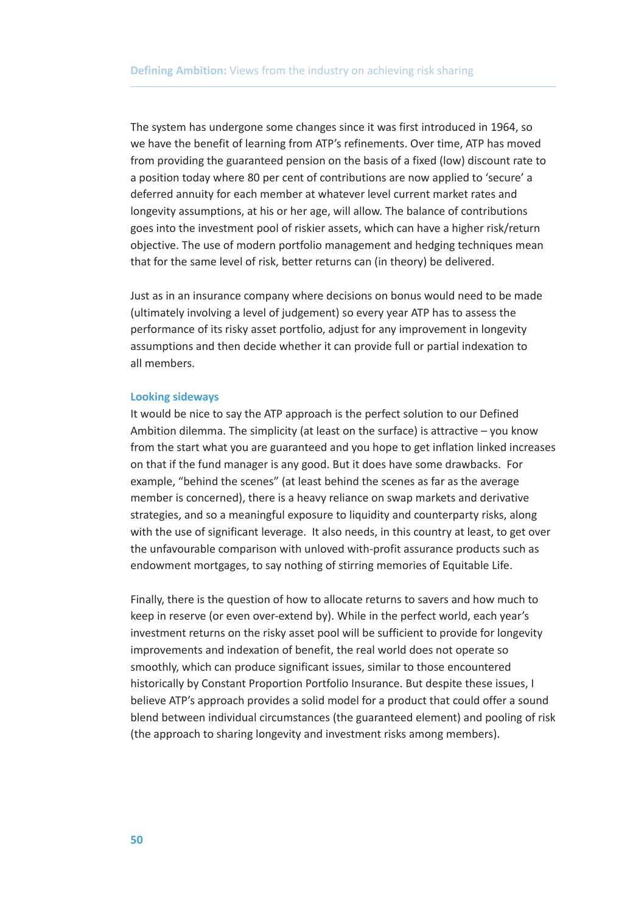The system has undergone some changes since it was first introduced in 1964, so we have the benefit of learning from ATP's refinements. Over time, ATP has moved from providing the guaranteed pension on the basis of a fixed (low) discount rate to a position today where 80 per cent of contributions are now applied to 'secure' a deferred annuity for each member at whatever level current market rates and longevity assumptions, at his or her age, will allow. The balance of contributions goes into the investment pool of riskier assets, which can have a higher risk/return objective. The use of modern portfolio management and hedging techniques mean that for the same level of risk, better returns can (in theory) be delivered.

Just as in an insurance company where decisions on bonus would need to be made (ultimately involving a level of judgement) so every year ATP has to assess the performance of its risky asset portfolio, adjust for any improvement in longevity assumptions and then decide whether it can provide full or partial indexation to all members.

### Looking sideways

It would be nice to say the ATP approach is the perfect solution to our Defined Ambition dilemma. The simplicity (at least on the surface) is attractive – you know from the start what you are guaranteed and you hope to get inflation linked increases on that if the fund manager is any good. But it does have some drawbacks. For example, "behind the scenes" (at least behind the scenes as far as the average member is concerned), there is a heavy reliance on swap markets and derivative strategies, and so a meaningful exposure to liquidity and counterparty risks, along with the use of significant leverage. It also needs, in this country at least, to get over the unfavourable comparison with unloved with-profit assurance products such as endowment mortgages, to say nothing of stirring memories of Equitable Life.

Finally, there is the question of how to allocate returns to savers and how much to keep in reserve (or even over-extend by). While in the perfect world, each year's investment returns on the risky asset pool will be sufficient to provide for longevity improvements and indexation of benefit, the real world does not operate so smoothly, which can produce significant issues, similar to those encountered historically by Constant Proportion Portfolio Insurance. But despite these issues, I believe ATP's approach provides a solid model for a product that could offer a sound blend between individual circumstances (the guaranteed element) and pooling of risk (the approach to sharing longevity and investment risks among members).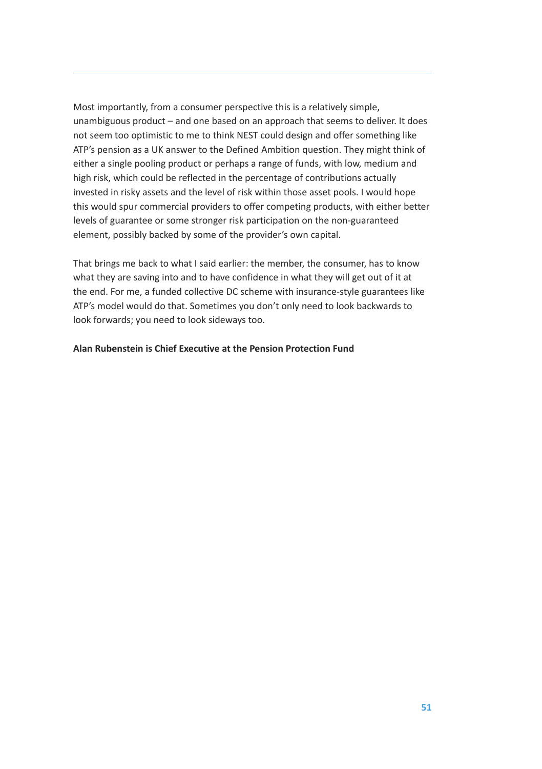Most importantly, from a consumer perspective this is a relatively simple, unambiguous product – and one based on an approach that seems to deliver. It does not seem too optimistic to me to think NEST could design and offer something like ATP's pension as a UK answer to the Defined Ambition question. They might think of either a single pooling product or perhaps a range of funds, with low, medium and high risk, which could be reflected in the percentage of contributions actually invested in risky assets and the level of risk within those asset pools. I would hope this would spur commercial providers to offer competing products, with either better levels of guarantee or some stronger risk participation on the non-guaranteed element, possibly backed by some of the provider's own capital.

That brings me back to what I said earlier: the member, the consumer, has to know what they are saving into and to have confidence in what they will get out of it at the end. For me, a funded collective DC scheme with insurance-style guarantees like ATP's model would do that. Sometimes you don't only need to look backwards to look forwards; you need to look sideways too.

**Alan Rubenstein is Chief Executive at the Pension Protection Fund**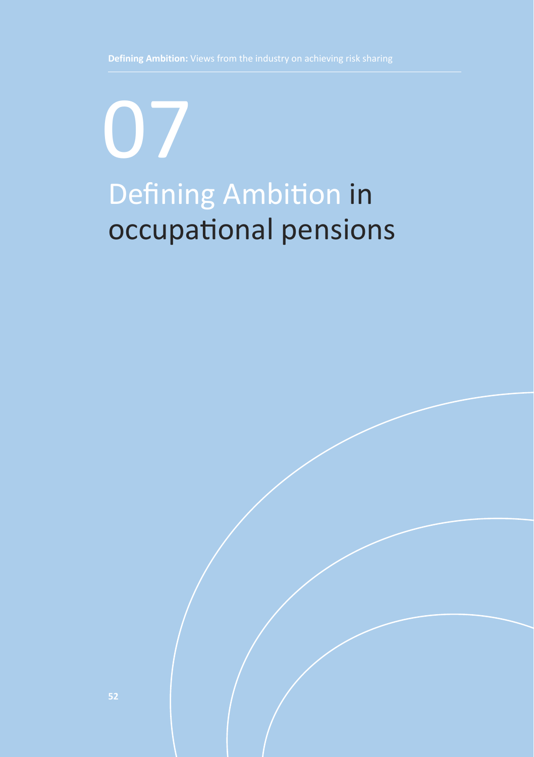# 07

# Defining Ambition in occupational pensions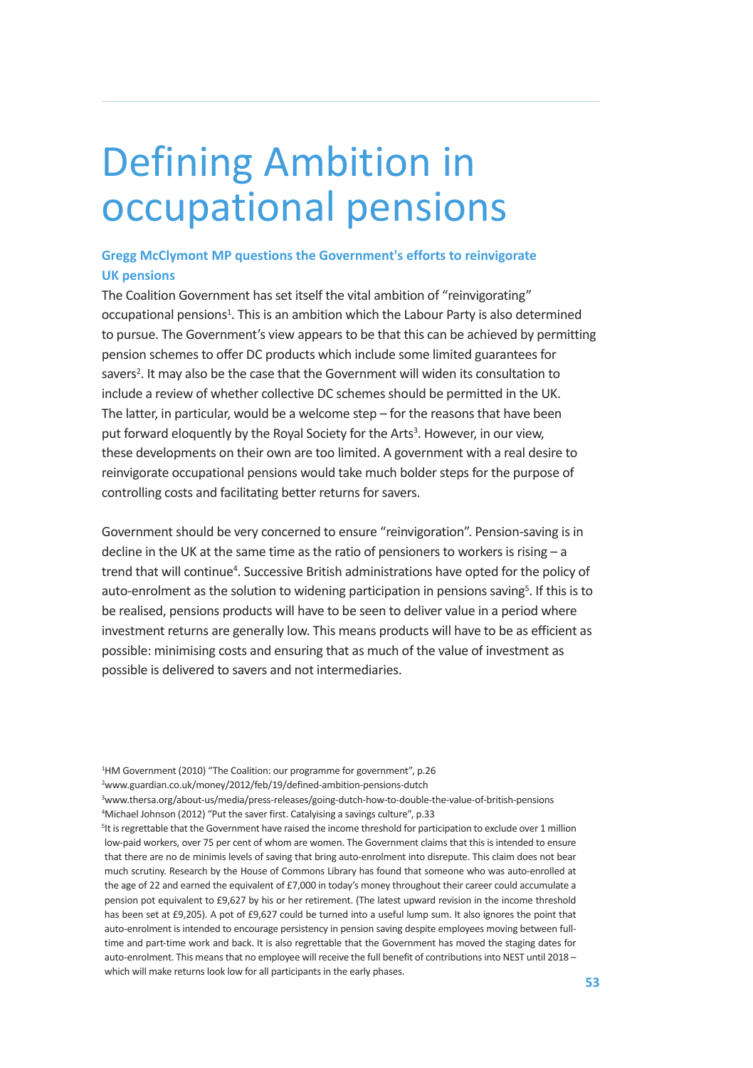# Defining Ambition in occupational pensions

### Gregg McClymont MP questions the Government's efforts to reinvigorate UK pensions

The Coalition Government has set itself the vital ambition of "reinvigorating" occupational pensions[1]. This is an ambition which the Labour Party is also determined to pursue. The Government's view appears to be that this can be achieved by permitting pension schemes to offer DC products which include some limited guarantees for savers[2]. It may also be the case that the Government will widen its consultation to include a review of whether collective DC schemes should be permitted in the UK. The latter, in particular, would be a welcome step – for the reasons that have been put forward eloquently by the Royal Society for the Arts[3]. However, in our view, these developments on their own are too limited. A government with a real desire to reinvigorate occupational pensions would take much bolder steps for the purpose of controlling costs and facilitating better returns for savers.

Government should be very concerned to ensure "reinvigoration". Pension-saving is in decline in the UK at the same time as the ratio of pensioners to workers is rising – a trend that will continue[4]. Successive British administrations have opted for the policy of auto-enrolment as the solution to widening participation in pensions saving[5]. If this is to be realised, pensions products will have to be seen to deliver value in a period where investment returns are generally low. This means products will have to be as efficient as possible: minimising costs and ensuring that as much of the value of investment as possible is delivered to savers and not intermediaries.

[1] HM Government (2010) "The Coalition: our programme for government", p.26

[2] www.guardian.co.uk/money/2012/feb/19/defined-ambition-pensions-dutch

[3] www.thersa.org/about-us/media/press-releases/going-dutch-how-to-double-the-value-of-british-pensions

[4] Michael Johnson (2012) "Put the saver first. Catalysing a savings culture", p.33

[5] It is regrettable that the Government have raised the income threshold for participation to exclude over 1 million low-paid workers, over 75 per cent of whom are women. The Government claims that this is intended to ensure that there are no de minimis levels of saving that bring auto-enrolment into disrepute. This claim does not bear much scrutiny. Research by the House of Commons Library has found that someone who was auto-enrolled at the age of 22 and earned the equivalent of £7,000 in today's money throughout their career could accumulate a pension pot equivalent to £9,627 by his or her retirement. (The latest upward revision in the income threshold has been set at £9,205). A pot of £9,627 could be turned into a useful lump sum. It also ignores the point that auto-enrolment is intended to encourage persistency in pension saving despite employees moving between full-time and part-time work and back. It is also regrettable that the Government has moved the staging dates for auto-enrolment. This means that no employee will receive the full benefit of contributions into NEST until 2018 – which will make returns look low for all participants in the early phases.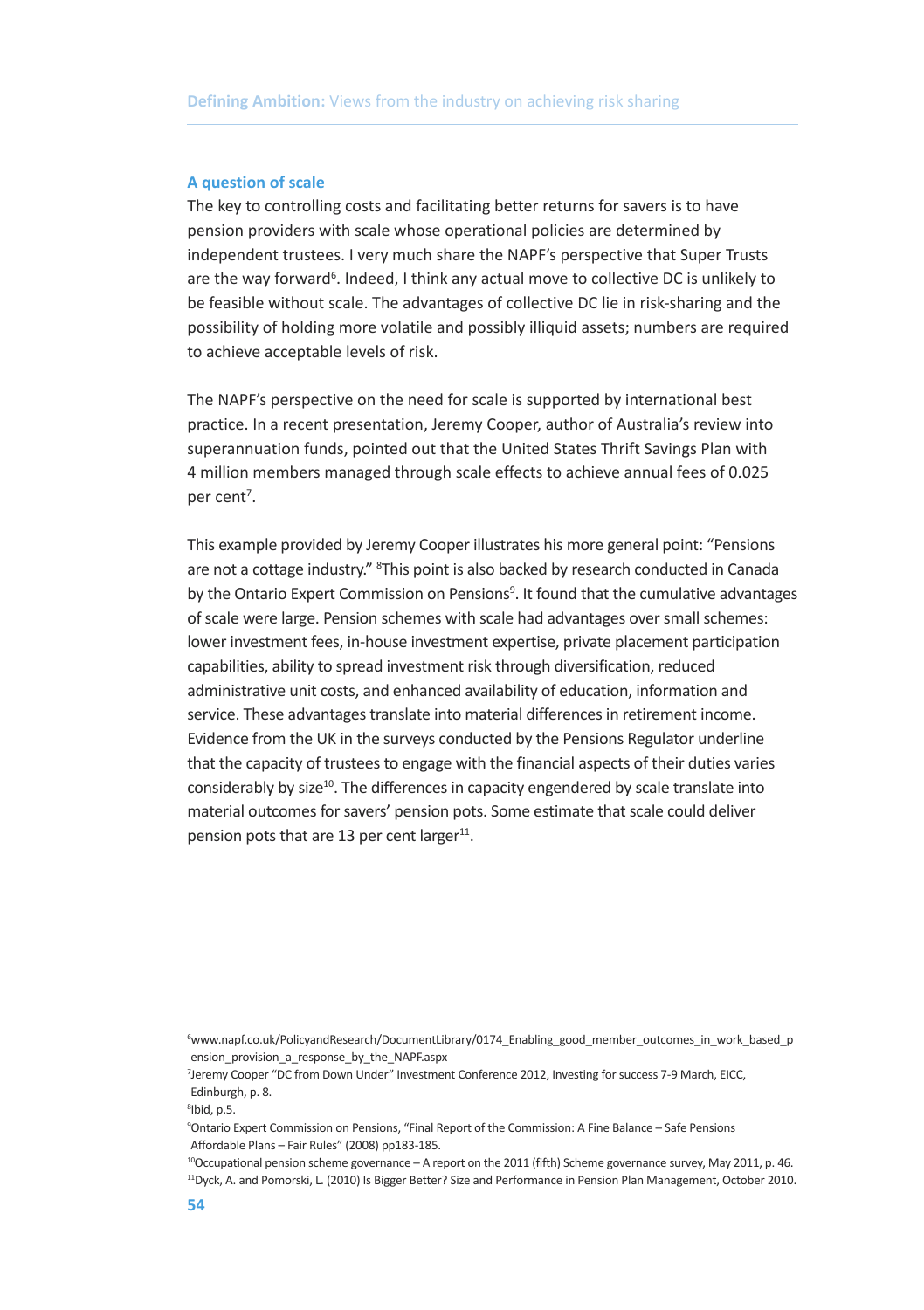### A question of scale

The key to controlling costs and facilitating better returns for savers is to have pension providers with scale whose operational policies are determined by independent trustees. I very much share the NAPF's perspective that Super Trusts are the way forward[6]. Indeed, I think any actual move to collective DC is unlikely to be feasible without scale. The advantages of collective DC lie in risk-sharing and the possibility of holding more volatile and possibly illiquid assets; numbers are required to achieve acceptable levels of risk.

The NAPF's perspective on the need for scale is supported by international best practice. In a recent presentation, Jeremy Cooper, author of Australia's review into superannuation funds, pointed out that the United States Thrift Savings Plan with 4 million members managed through scale effects to achieve annual fees of 0.025 per cent[7].

This example provided by Jeremy Cooper illustrates his more general point: "Pensions are not a cottage industry." [8]This point is also backed by research conducted in Canada by the Ontario Expert Commission on Pensions[9]. It found that the cumulative advantages of scale were large. Pension schemes with scale had advantages over small schemes: lower investment fees, in-house investment expertise, private placement participation capabilities, ability to spread investment risk through diversification, reduced administrative unit costs, and enhanced availability of education, information and service. These advantages translate into material differences in retirement income. Evidence from the UK in the surveys conducted by the Pensions Regulator underline that the capacity of trustees to engage with the financial aspects of their duties varies considerably by size[10]. The differences in capacity engendered by scale translate into material outcomes for savers' pension pots. Some estimate that scale could deliver pension pots that are 13 per cent larger[11].

[6]www.napf.co.uk/PolicyandResearch/DocumentLibrary/0174_Enabling_good_member_outcomes_in_work_based_pension_provision_a_response_by_the_NAPF.aspx

[7]Jeremy Cooper "DC from Down Under" Investment Conference 2012, Investing for success 7-9 March, EICC, Edinburgh, p. 8.

[8]Ibid, p.5.

[9]Ontario Expert Commission on Pensions, "Final Report of the Commission: A Fine Balance – Safe Pensions Affordable Plans – Fair Rules" (2008) pp183-185.

[10]Occupational pension scheme governance – A report on the 2011 (fifth) Scheme governance survey, May 2011, p. 46.

[11]Dyck, A. and Pomorski, L. (2010) Is Bigger Better? Size and Performance in Pension Plan Management, October 2010.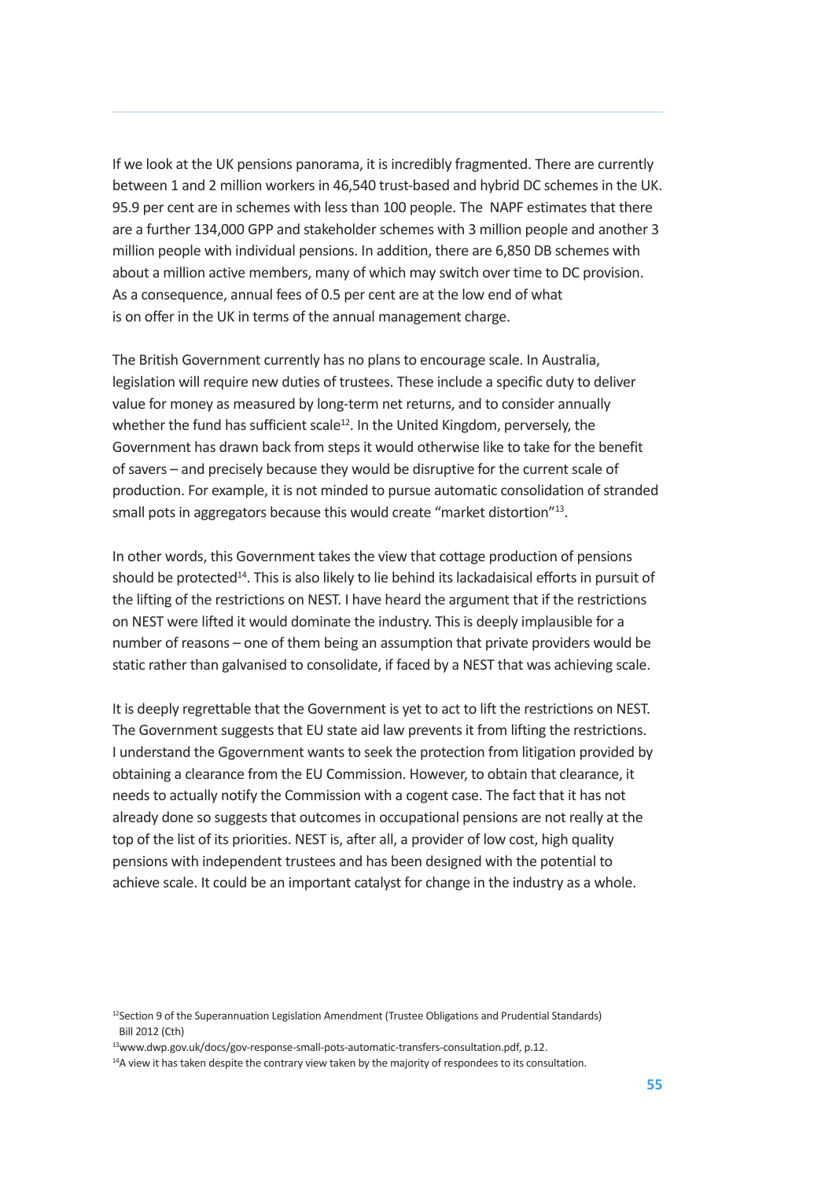If we look at the UK pensions panorama, it is incredibly fragmented. There are currently between 1 and 2 million workers in 46,540 trust-based and hybrid DC schemes in the UK. 95.9 per cent are in schemes with less than 100 people. The NAPF estimates that there are a further 134,000 GPP and stakeholder schemes with 3 million people and another 3 million people with individual pensions. In addition, there are 6,850 DB schemes with about a million active members, many of which may switch over time to DC provision. As a consequence, annual fees of 0.5 per cent are at the low end of what is on offer in the UK in terms of the annual management charge.

The British Government currently has no plans to encourage scale. In Australia, legislation will require new duties of trustees. These include a specific duty to deliver value for money as measured by long-term net returns, and to consider annually whether the fund has sufficient scale[12]. In the United Kingdom, perversely, the Government has drawn back from steps it would otherwise like to take for the benefit of savers – and precisely because they would be disruptive for the current scale of production. For example, it is not minded to pursue automatic consolidation of stranded small pots in aggregators because this would create "market distortion"[13].

In other words, this Government takes the view that cottage production of pensions should be protected[14]. This is also likely to lie behind its lackadaisical efforts in pursuit of the lifting of the restrictions on NEST. I have heard the argument that if the restrictions on NEST were lifted it would dominate the industry. This is deeply implausible for a number of reasons – one of them being an assumption that private providers would be static rather than galvanised to consolidate, if faced by a NEST that was achieving scale.

It is deeply regrettable that the Government is yet to act to lift the restrictions on NEST. The Government suggests that EU state aid law prevents it from lifting the restrictions. I understand the Ggovernment wants to seek the protection from litigation provided by obtaining a clearance from the EU Commission. However, to obtain that clearance, it needs to actually notify the Commission with a cogent case. The fact that it has not already done so suggests that outcomes in occupational pensions are not really at the top of the list of its priorities. NEST is, after all, a provider of low cost, high quality pensions with independent trustees and has been designed with the potential to achieve scale. It could be an important catalyst for change in the industry as a whole.

[12]Section 9 of the Superannuation Legislation Amendment (Trustee Obligations and Prudential Standards) Bill 2012 (Cth)

[13]www.dwp.gov.uk/docs/gov-response-small-pots-automatic-transfers-consultation.pdf, p.12.

[14]A view it has taken despite the contrary view taken by the majority of respondees to its consultation.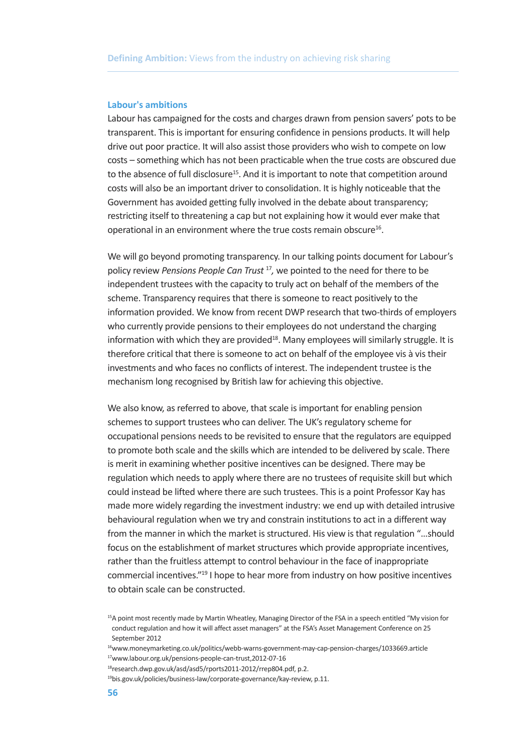## Labour's ambitions

Labour has campaigned for the costs and charges drawn from pension savers' pots to be transparent. This is important for ensuring confidence in pensions products. It will help drive out poor practice. It will also assist those providers who wish to compete on low costs – something which has not been practicable when the true costs are obscured due to the absence of full disclosure[15]. And it is important to note that competition around costs will also be an important driver to consolidation. It is highly noticeable that the Government has avoided getting fully involved in the debate about transparency; restricting itself to threatening a cap but not explaining how it would ever make that operational in an environment where the true costs remain obscure[16].

We will go beyond promoting transparency. In our talking points document for Labour's policy review *Pensions People Can Trust* [17], we pointed to the need for there to be independent trustees with the capacity to truly act on behalf of the members of the scheme. Transparency requires that there is someone to react positively to the information provided. We know from recent DWP research that two-thirds of employers who currently provide pensions to their employees do not understand the charging information with which they are provided[18]. Many employees will similarly struggle. It is therefore critical that there is someone to act on behalf of the employee vis à vis their investments and who faces no conflicts of interest. The independent trustee is the mechanism long recognised by British law for achieving this objective.

We also know, as referred to above, that scale is important for enabling pension schemes to support trustees who can deliver. The UK's regulatory scheme for occupational pensions needs to be revisited to ensure that the regulators are equipped to promote both scale and the skills which are intended to be delivered by scale. There is merit in examining whether positive incentives can be designed. There may be regulation which needs to apply where there are no trustees of requisite skill but which could instead be lifted where there are such trustees. This is a point Professor Kay has made more widely regarding the investment industry: we end up with detailed intrusive behavioural regulation when we try and constrain institutions to act in a different way from the manner in which the market is structured. His view is that regulation "...should focus on the establishment of market structures which provide appropriate incentives, rather than the fruitless attempt to control behaviour in the face of inappropriate commercial incentives."[19] I hope to hear more from industry on how positive incentives to obtain scale can be constructed.

[15] A point most recently made by Martin Wheatley, Managing Director of the FSA in a speech entitled "My vision for conduct regulation and how it will affect asset managers" at the FSA's Asset Management Conference on 25 September 2012

[16] www.moneymarketing.co.uk/politics/webb-warns-government-may-cap-pension-charges/1033669.article

[17] www.labour.org.uk/pensions-people-can-trust,2012-07-16

[18] research.dwp.gov.uk/asd/asd5/rports2011-2012/rrep804.pdf, p.2.

[19] bis.gov.uk/policies/business-law/corporate-governance/kay-review, p.11.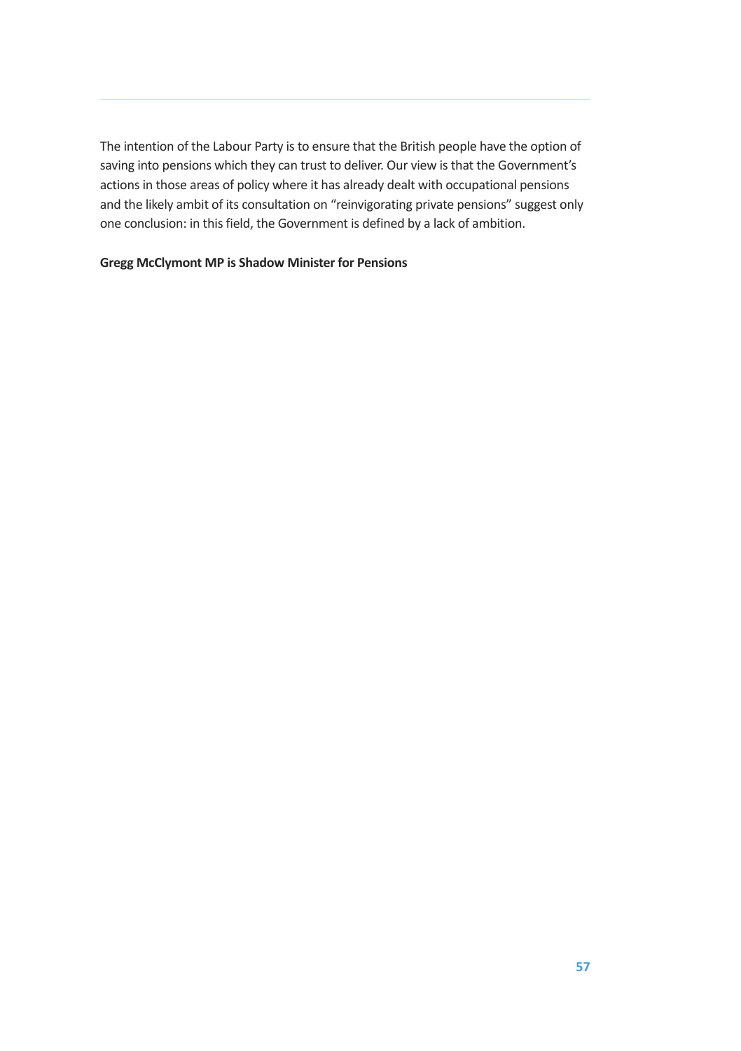The intention of the Labour Party is to ensure that the British people have the option of saving into pensions which they can trust to deliver. Our view is that the Government's actions in those areas of policy where it has already dealt with occupational pensions and the likely ambit of its consultation on "reinvigorating private pensions" suggest only one conclusion: in this field, the Government is defined by a lack of ambition.

**Gregg McClymont MP is Shadow Minister for Pensions**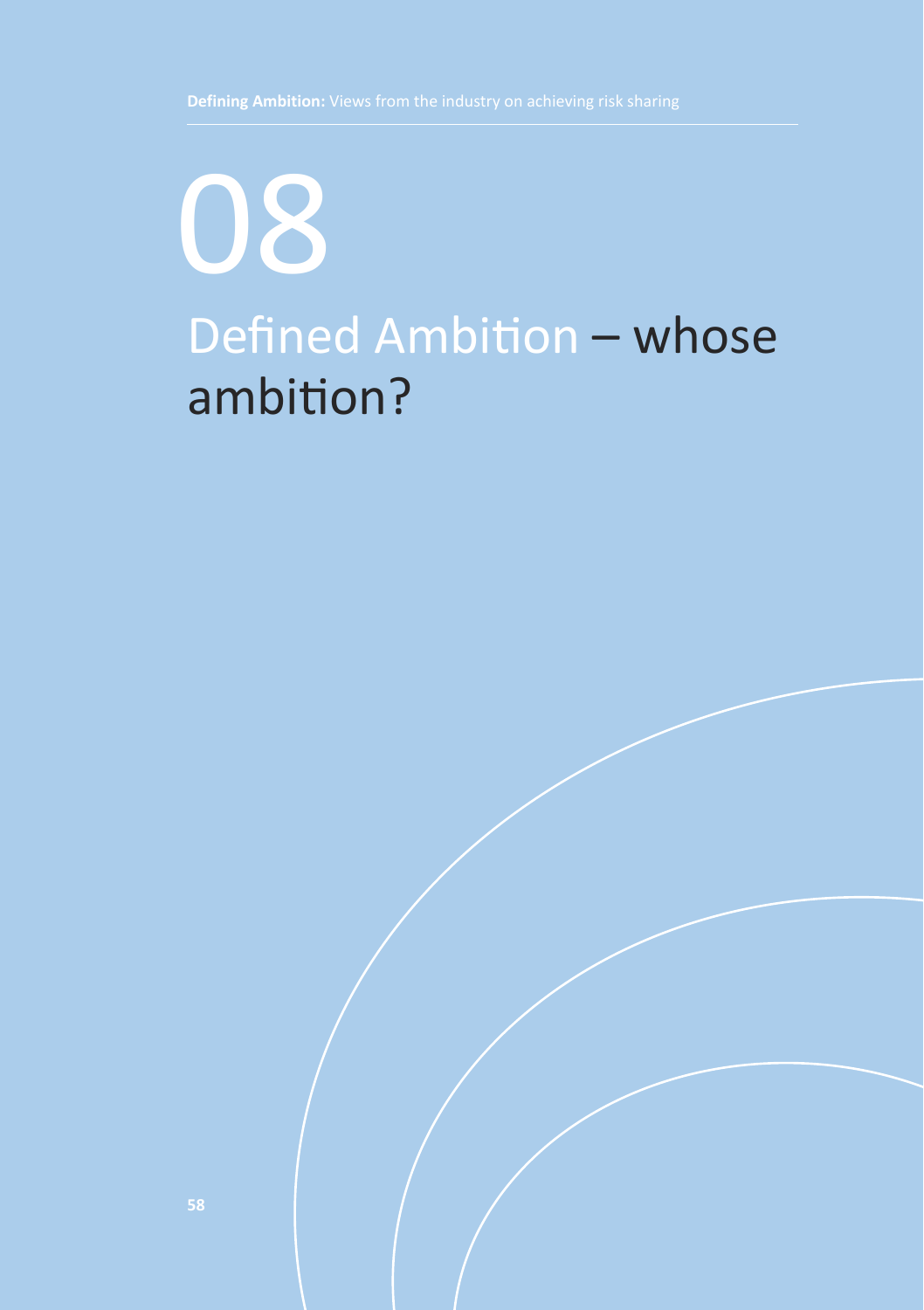# 08

# Defined Ambition – whose ambition?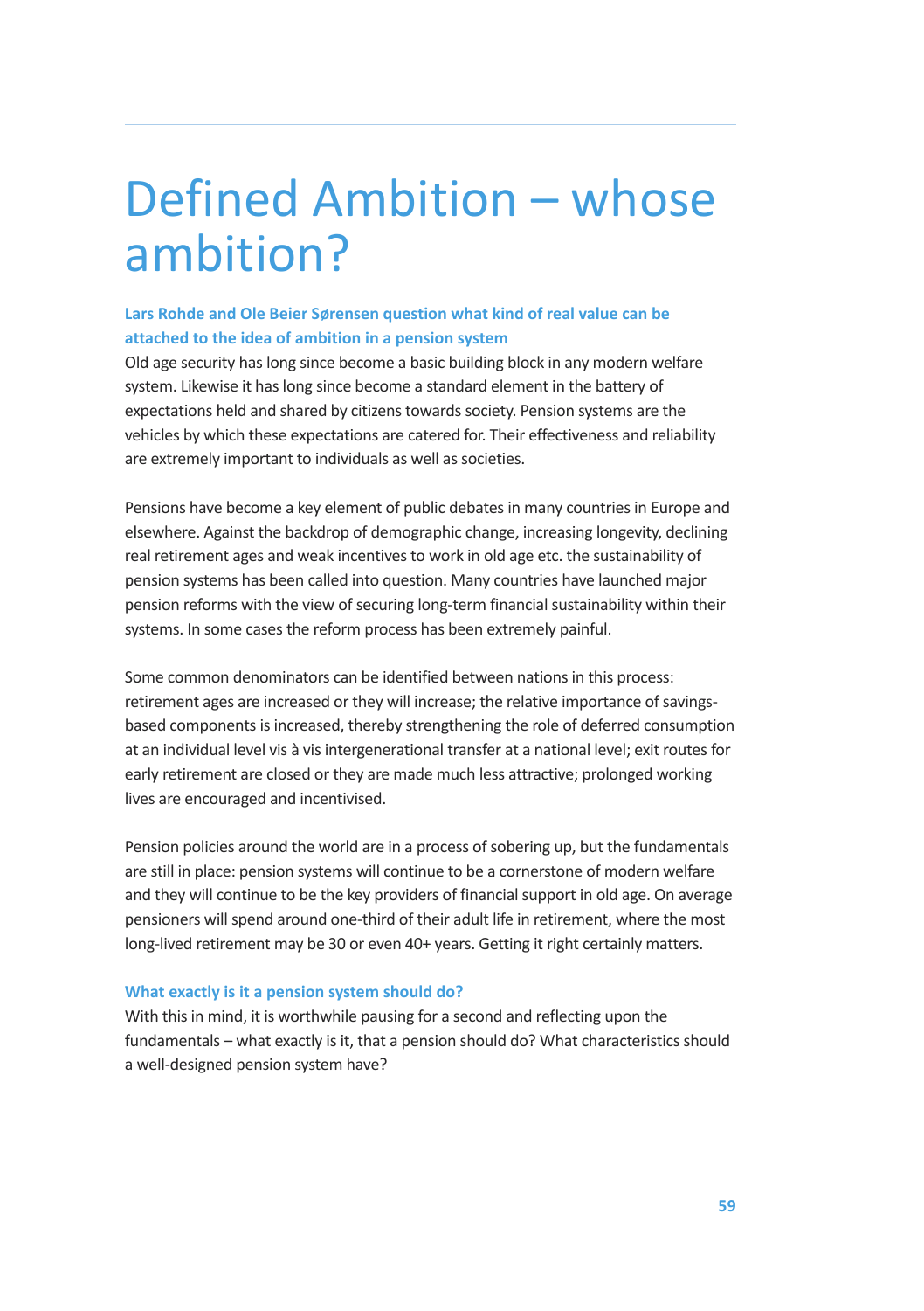# Defined Ambition – whose ambition?

**Lars Rohde and Ole Beier Sørensen question what kind of real value can be attached to the idea of ambition in a pension system**

Old age security has long since become a basic building block in any modern welfare system. Likewise it has long since become a standard element in the battery of expectations held and shared by citizens towards society. Pension systems are the vehicles by which these expectations are catered for. Their effectiveness and reliability are extremely important to individuals as well as societies.

Pensions have become a key element of public debates in many countries in Europe and elsewhere. Against the backdrop of demographic change, increasing longevity, declining real retirement ages and weak incentives to work in old age etc. the sustainability of pension systems has been called into question. Many countries have launched major pension reforms with the view of securing long-term financial sustainability within their systems. In some cases the reform process has been extremely painful.

Some common denominators can be identified between nations in this process: retirement ages are increased or they will increase; the relative importance of savings-based components is increased, thereby strengthening the role of deferred consumption at an individual level vis à vis intergenerational transfer at a national level; exit routes for early retirement are closed or they are made much less attractive; prolonged working lives are encouraged and incentivised.

Pension policies around the world are in a process of sobering up, but the fundamentals are still in place: pension systems will continue to be a cornerstone of modern welfare and they will continue to be the key providers of financial support in old age. On average pensioners will spend around one-third of their adult life in retirement, where the most long-lived retirement may be 30 or even 40+ years. Getting it right certainly matters.

## What exactly is it a pension system should do?

With this in mind, it is worthwhile pausing for a second and reflecting upon the fundamentals – what exactly is it, that a pension should do? What characteristics should a well-designed pension system have?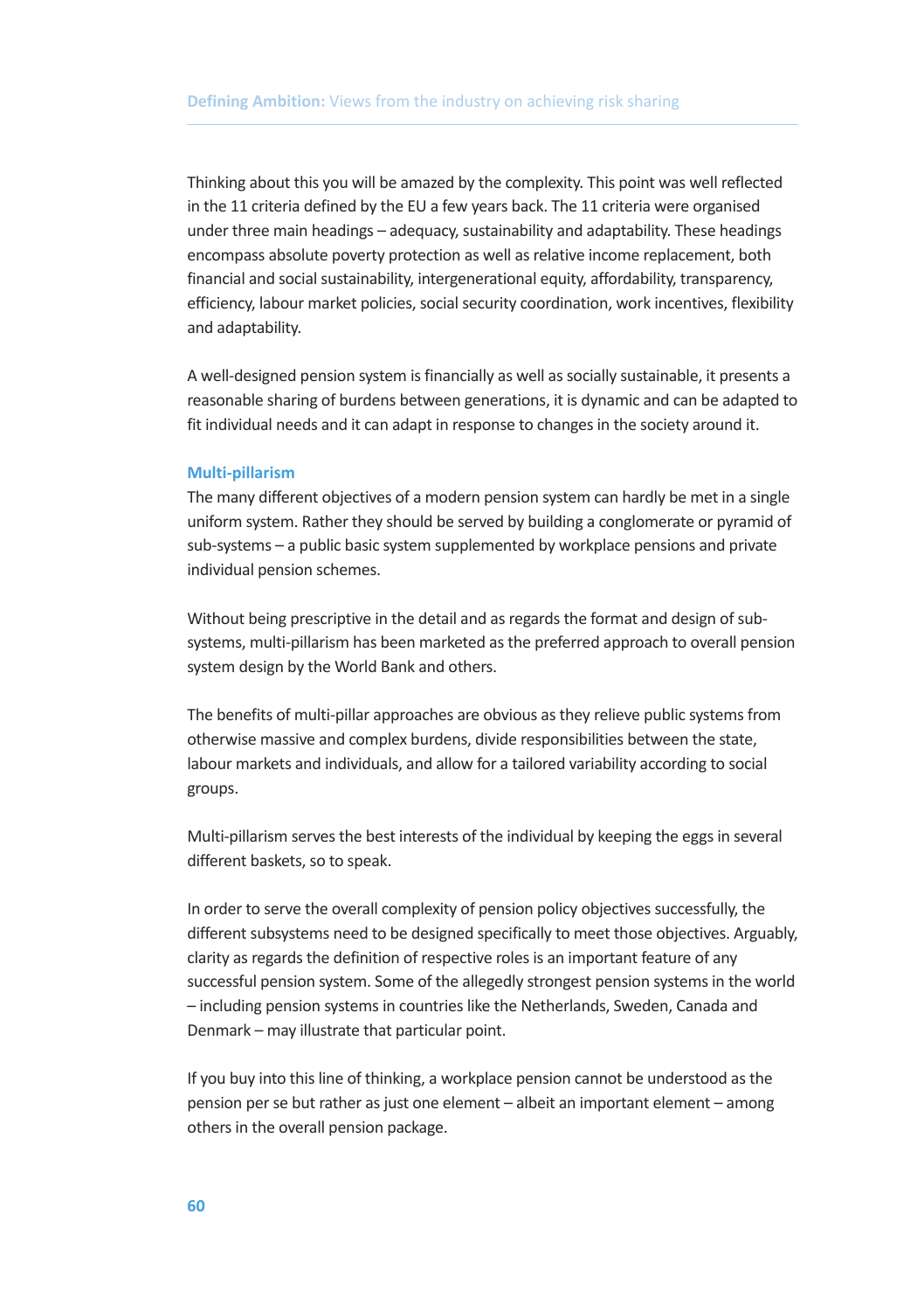Thinking about this you will be amazed by the complexity. This point was well reflected in the 11 criteria defined by the EU a few years back. The 11 criteria were organised under three main headings – adequacy, sustainability and adaptability. These headings encompass absolute poverty protection as well as relative income replacement, both financial and social sustainability, intergenerational equity, affordability, transparency, efficiency, labour market policies, social security coordination, work incentives, flexibility and adaptability.

A well-designed pension system is financially as well as socially sustainable, it presents a reasonable sharing of burdens between generations, it is dynamic and can be adapted to fit individual needs and it can adapt in response to changes in the society around it.

### Multi-pillarism

The many different objectives of a modern pension system can hardly be met in a single uniform system. Rather they should be served by building a conglomerate or pyramid of sub-systems – a public basic system supplemented by workplace pensions and private individual pension schemes.

Without being prescriptive in the detail and as regards the format and design of sub-systems, multi-pillarism has been marketed as the preferred approach to overall pension system design by the World Bank and others.

The benefits of multi-pillar approaches are obvious as they relieve public systems from otherwise massive and complex burdens, divide responsibilities between the state, labour markets and individuals, and allow for a tailored variability according to social groups.

Multi-pillarism serves the best interests of the individual by keeping the eggs in several different baskets, so to speak.

In order to serve the overall complexity of pension policy objectives successfully, the different subsystems need to be designed specifically to meet those objectives. Arguably, clarity as regards the definition of respective roles is an important feature of any successful pension system. Some of the allegedly strongest pension systems in the world – including pension systems in countries like the Netherlands, Sweden, Canada and Denmark – may illustrate that particular point.

If you buy into this line of thinking, a workplace pension cannot be understood as the pension per se but rather as just one element – albeit an important element – among others in the overall pension package.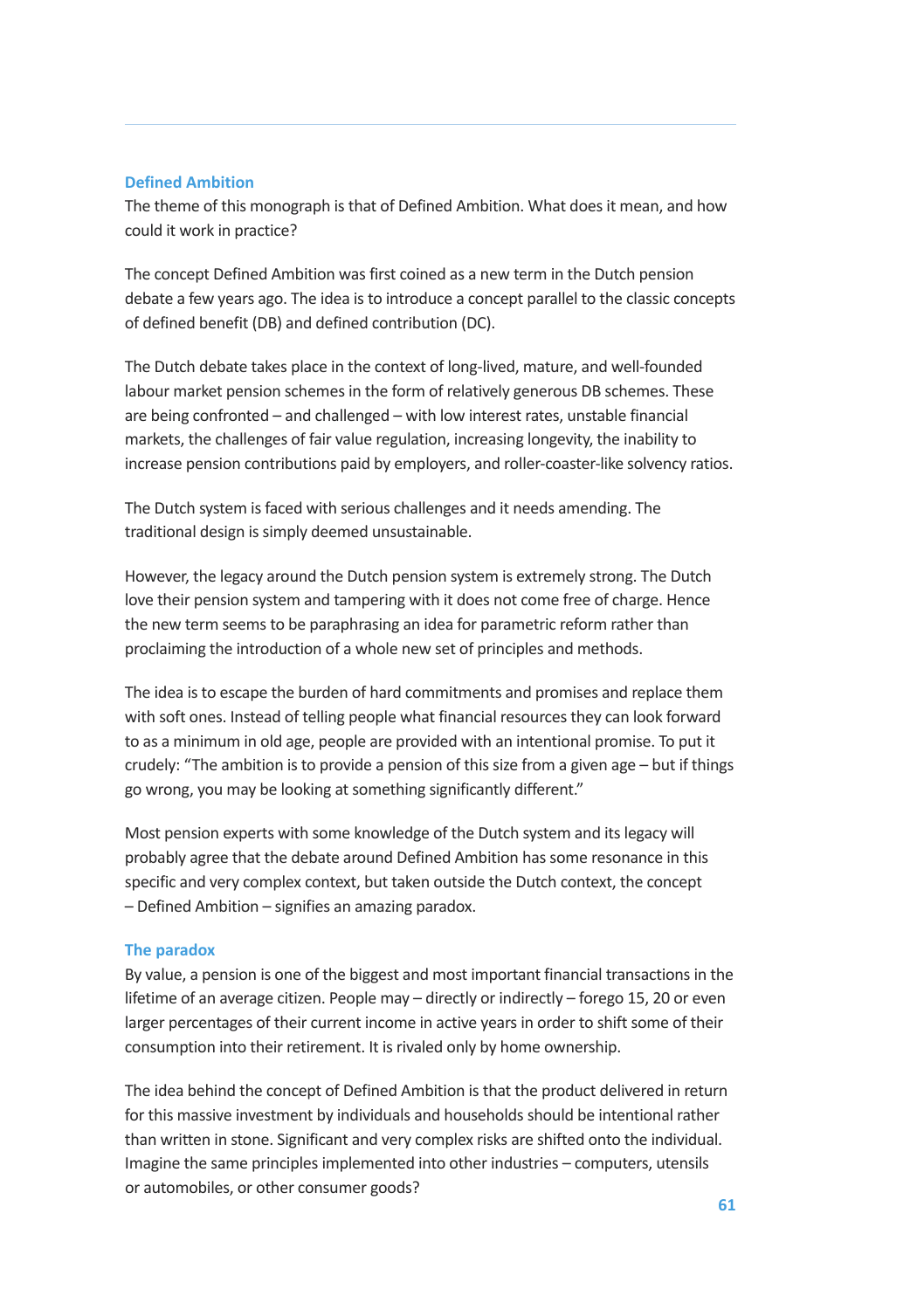### Defined Ambition

The theme of this monograph is that of Defined Ambition. What does it mean, and how could it work in practice?

The concept Defined Ambition was first coined as a new term in the Dutch pension debate a few years ago. The idea is to introduce a concept parallel to the classic concepts of defined benefit (DB) and defined contribution (DC).

The Dutch debate takes place in the context of long-lived, mature, and well-founded labour market pension schemes in the form of relatively generous DB schemes. These are being confronted – and challenged – with low interest rates, unstable financial markets, the challenges of fair value regulation, increasing longevity, the inability to increase pension contributions paid by employers, and roller-coaster-like solvency ratios.

The Dutch system is faced with serious challenges and it needs amending. The traditional design is simply deemed unsustainable.

However, the legacy around the Dutch pension system is extremely strong. The Dutch love their pension system and tampering with it does not come free of charge. Hence the new term seems to be paraphrasing an idea for parametric reform rather than proclaiming the introduction of a whole new set of principles and methods.

The idea is to escape the burden of hard commitments and promises and replace them with soft ones. Instead of telling people what financial resources they can look forward to as a minimum in old age, people are provided with an intentional promise. To put it crudely: "The ambition is to provide a pension of this size from a given age – but if things go wrong, you may be looking at something significantly different."

Most pension experts with some knowledge of the Dutch system and its legacy will probably agree that the debate around Defined Ambition has some resonance in this specific and very complex context, but taken outside the Dutch context, the concept – Defined Ambition – signifies an amazing paradox.

### The paradox

By value, a pension is one of the biggest and most important financial transactions in the lifetime of an average citizen. People may – directly or indirectly – forego 15, 20 or even larger percentages of their current income in active years in order to shift some of their consumption into their retirement. It is rivaled only by home ownership.

The idea behind the concept of Defined Ambition is that the product delivered in return for this massive investment by individuals and households should be intentional rather than written in stone. Significant and very complex risks are shifted onto the individual. Imagine the same principles implemented into other industries – computers, utensils or automobiles, or other consumer goods?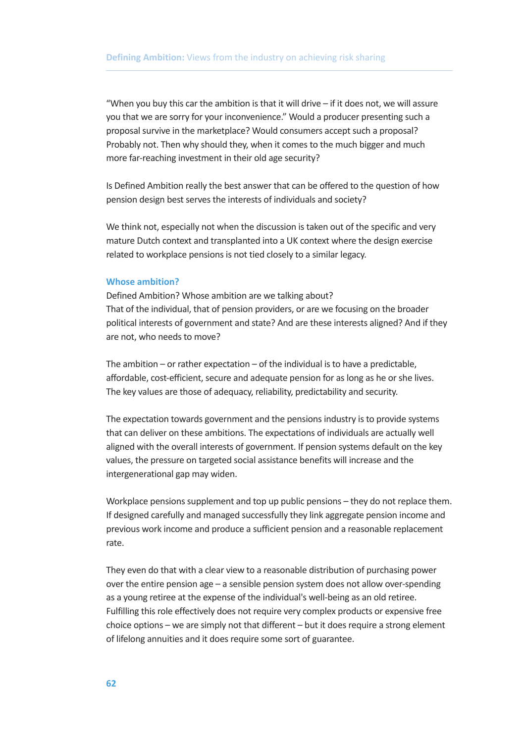"When you buy this car the ambition is that it will drive – if it does not, we will assure you that we are sorry for your inconvenience." Would a producer presenting such a proposal survive in the marketplace? Would consumers accept such a proposal? Probably not. Then why should they, when it comes to the much bigger and much more far-reaching investment in their old age security?

Is Defined Ambition really the best answer that can be offered to the question of how pension design best serves the interests of individuals and society?

We think not, especially not when the discussion is taken out of the specific and very mature Dutch context and transplanted into a UK context where the design exercise related to workplace pensions is not tied closely to a similar legacy.

### Whose ambition?

Defined Ambition? Whose ambition are we talking about?
That of the individual, that of pension providers, or are we focusing on the broader political interests of government and state? And are these interests aligned? And if they are not, who needs to move?

The ambition – or rather expectation – of the individual is to have a predictable, affordable, cost-efficient, secure and adequate pension for as long as he or she lives. The key values are those of adequacy, reliability, predictability and security.

The expectation towards government and the pensions industry is to provide systems that can deliver on these ambitions. The expectations of individuals are actually well aligned with the overall interests of government. If pension systems default on the key values, the pressure on targeted social assistance benefits will increase and the intergenerational gap may widen.

Workplace pensions supplement and top up public pensions – they do not replace them. If designed carefully and managed successfully they link aggregate pension income and previous work income and produce a sufficient pension and a reasonable replacement rate.

They even do that with a clear view to a reasonable distribution of purchasing power over the entire pension age – a sensible pension system does not allow over-spending as a young retiree at the expense of the individual's well-being as an old retiree. Fulfilling this role effectively does not require very complex products or expensive free choice options – we are simply not that different – but it does require a strong element of lifelong annuities and it does require some sort of guarantee.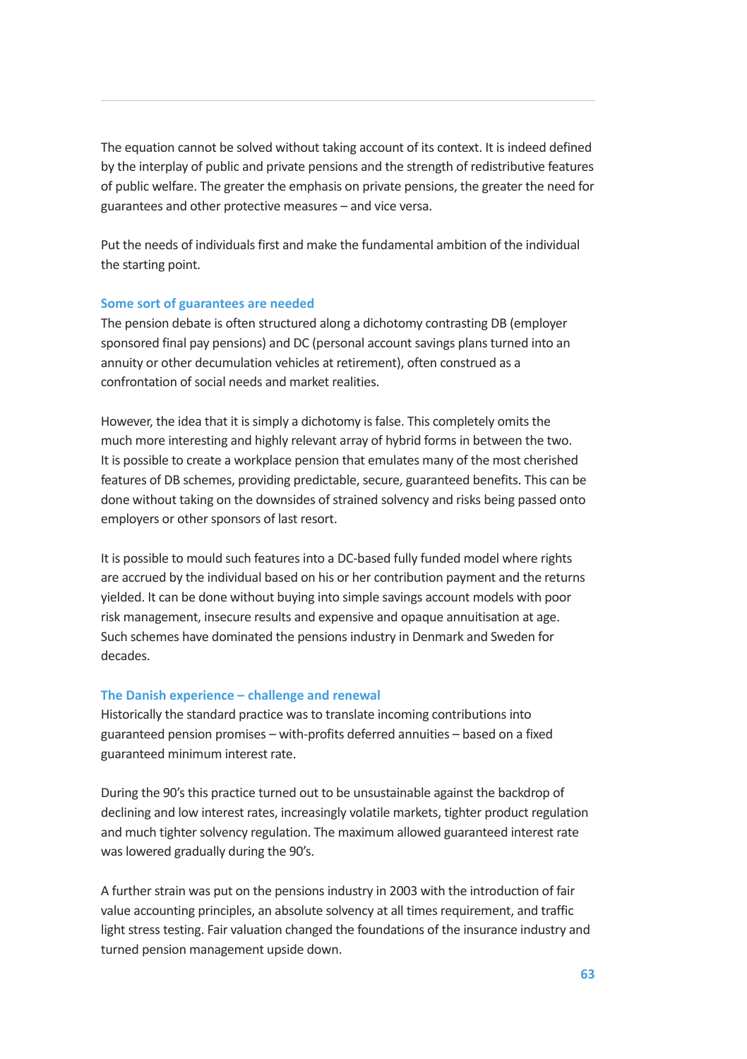The equation cannot be solved without taking account of its context. It is indeed defined by the interplay of public and private pensions and the strength of redistributive features of public welfare. The greater the emphasis on private pensions, the greater the need for guarantees and other protective measures – and vice versa.

Put the needs of individuals first and make the fundamental ambition of the individual the starting point.

### Some sort of guarantees are needed

The pension debate is often structured along a dichotomy contrasting DB (employer sponsored final pay pensions) and DC (personal account savings plans turned into an annuity or other decumulation vehicles at retirement), often construed as a confrontation of social needs and market realities.

However, the idea that it is simply a dichotomy is false. This completely omits the much more interesting and highly relevant array of hybrid forms in between the two. It is possible to create a workplace pension that emulates many of the most cherished features of DB schemes, providing predictable, secure, guaranteed benefits. This can be done without taking on the downsides of strained solvency and risks being passed onto employers or other sponsors of last resort.

It is possible to mould such features into a DC-based fully funded model where rights are accrued by the individual based on his or her contribution payment and the returns yielded. It can be done without buying into simple savings account models with poor risk management, insecure results and expensive and opaque annuitisation at age. Such schemes have dominated the pensions industry in Denmark and Sweden for decades.

### The Danish experience – challenge and renewal

Historically the standard practice was to translate incoming contributions into guaranteed pension promises – with-profits deferred annuities – based on a fixed guaranteed minimum interest rate.

During the 90's this practice turned out to be unsustainable against the backdrop of declining and low interest rates, increasingly volatile markets, tighter product regulation and much tighter solvency regulation. The maximum allowed guaranteed interest rate was lowered gradually during the 90's.

A further strain was put on the pensions industry in 2003 with the introduction of fair value accounting principles, an absolute solvency at all times requirement, and traffic light stress testing. Fair valuation changed the foundations of the insurance industry and turned pension management upside down.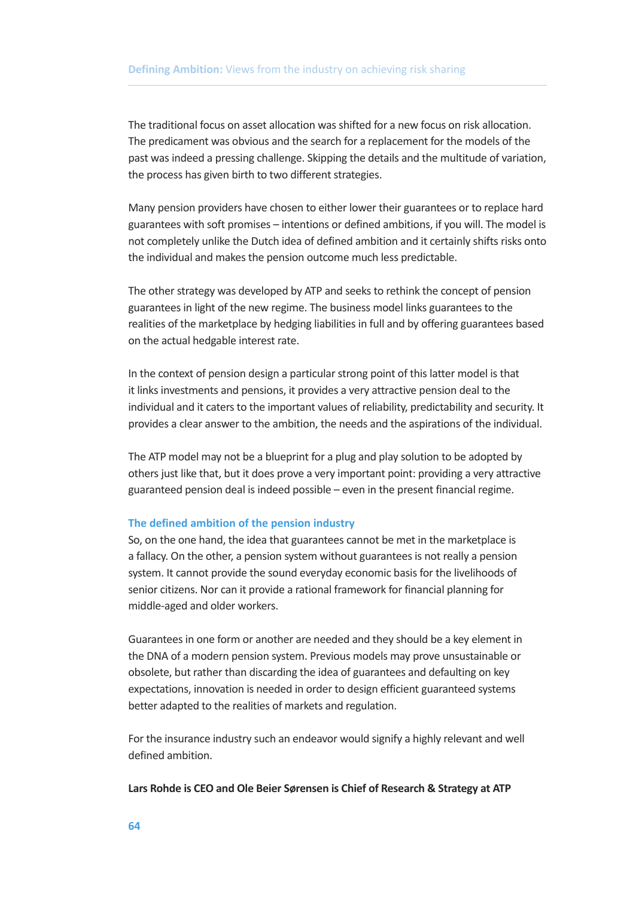The traditional focus on asset allocation was shifted for a new focus on risk allocation. The predicament was obvious and the search for a replacement for the models of the past was indeed a pressing challenge. Skipping the details and the multitude of variation, the process has given birth to two different strategies.

Many pension providers have chosen to either lower their guarantees or to replace hard guarantees with soft promises – intentions or defined ambitions, if you will. The model is not completely unlike the Dutch idea of defined ambition and it certainly shifts risks onto the individual and makes the pension outcome much less predictable.

The other strategy was developed by ATP and seeks to rethink the concept of pension guarantees in light of the new regime. The business model links guarantees to the realities of the marketplace by hedging liabilities in full and by offering guarantees based on the actual hedgable interest rate.

In the context of pension design a particular strong point of this latter model is that it links investments and pensions, it provides a very attractive pension deal to the individual and it caters to the important values of reliability, predictability and security. It provides a clear answer to the ambition, the needs and the aspirations of the individual.

The ATP model may not be a blueprint for a plug and play solution to be adopted by others just like that, but it does prove a very important point: providing a very attractive guaranteed pension deal is indeed possible – even in the present financial regime.

### The defined ambition of the pension industry

So, on the one hand, the idea that guarantees cannot be met in the marketplace is a fallacy. On the other, a pension system without guarantees is not really a pension system. It cannot provide the sound everyday economic basis for the livelihoods of senior citizens. Nor can it provide a rational framework for financial planning for middle-aged and older workers.

Guarantees in one form or another are needed and they should be a key element in the DNA of a modern pension system. Previous models may prove unsustainable or obsolete, but rather than discarding the idea of guarantees and defaulting on key expectations, innovation is needed in order to design efficient guaranteed systems better adapted to the realities of markets and regulation.

For the insurance industry such an endeavor would signify a highly relevant and well defined ambition.

**Lars Rohde is CEO and Ole Beier Sørensen is Chief of Research & Strategy at ATP**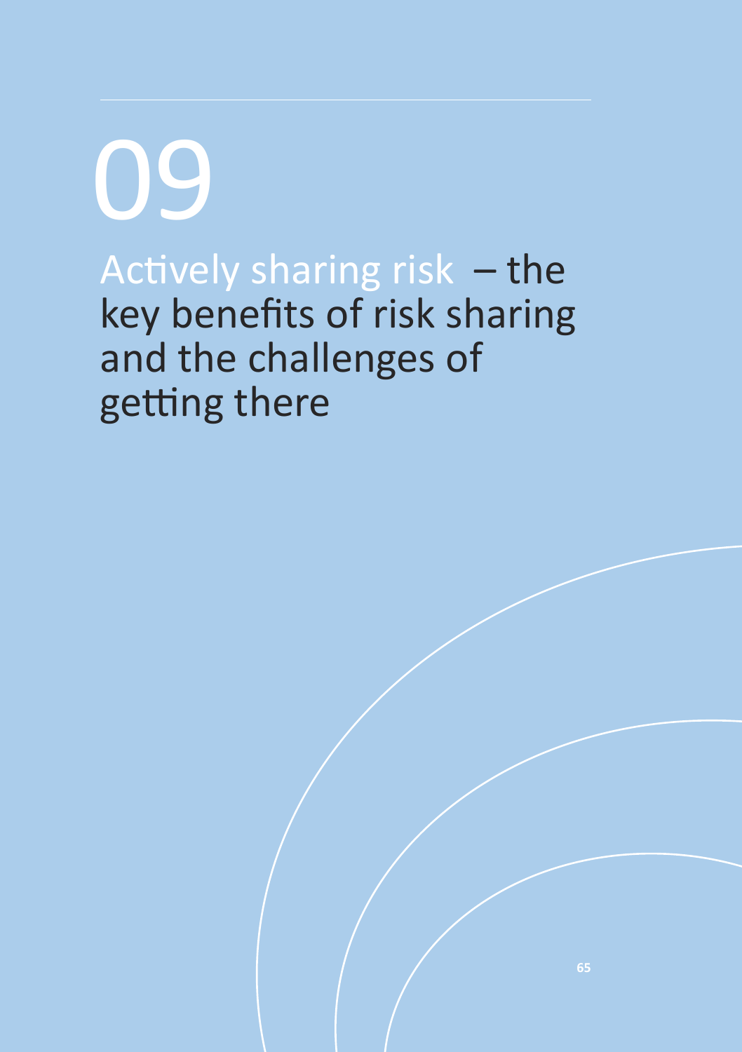# 09

# Actively sharing risk – the key benefits of risk sharing and the challenges of getting there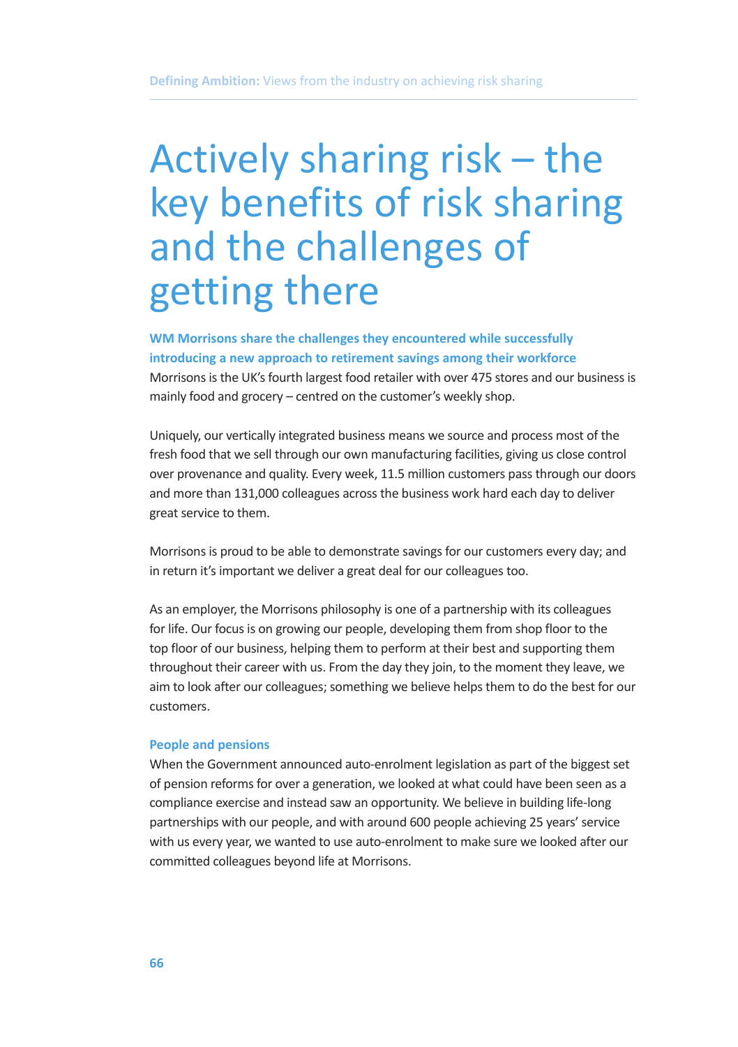# Actively sharing risk – the key benefits of risk sharing and the challenges of getting there

**WM Morrisons share the challenges they encountered while successfully introducing a new approach to retirement savings among their workforce**

Morrisons is the UK's fourth largest food retailer with over 475 stores and our business is mainly food and grocery – centred on the customer's weekly shop.

Uniquely, our vertically integrated business means we source and process most of the fresh food that we sell through our own manufacturing facilities, giving us close control over provenance and quality. Every week, 11.5 million customers pass through our doors and more than 131,000 colleagues across the business work hard each day to deliver great service to them.

Morrisons is proud to be able to demonstrate savings for our customers every day; and in return it's important we deliver a great deal for our colleagues too.

As an employer, the Morrisons philosophy is one of a partnership with its colleagues for life. Our focus is on growing our people, developing them from shop floor to the top floor of our business, helping them to perform at their best and supporting them throughout their career with us. From the day they join, to the moment they leave, we aim to look after our colleagues; something we believe helps them to do the best for our customers.

### People and pensions

When the Government announced auto-enrolment legislation as part of the biggest set of pension reforms for over a generation, we looked at what could have been seen as a compliance exercise and instead saw an opportunity. We believe in building life-long partnerships with our people, and with around 600 people achieving 25 years' service with us every year, we wanted to use auto-enrolment to make sure we looked after our committed colleagues beyond life at Morrisons.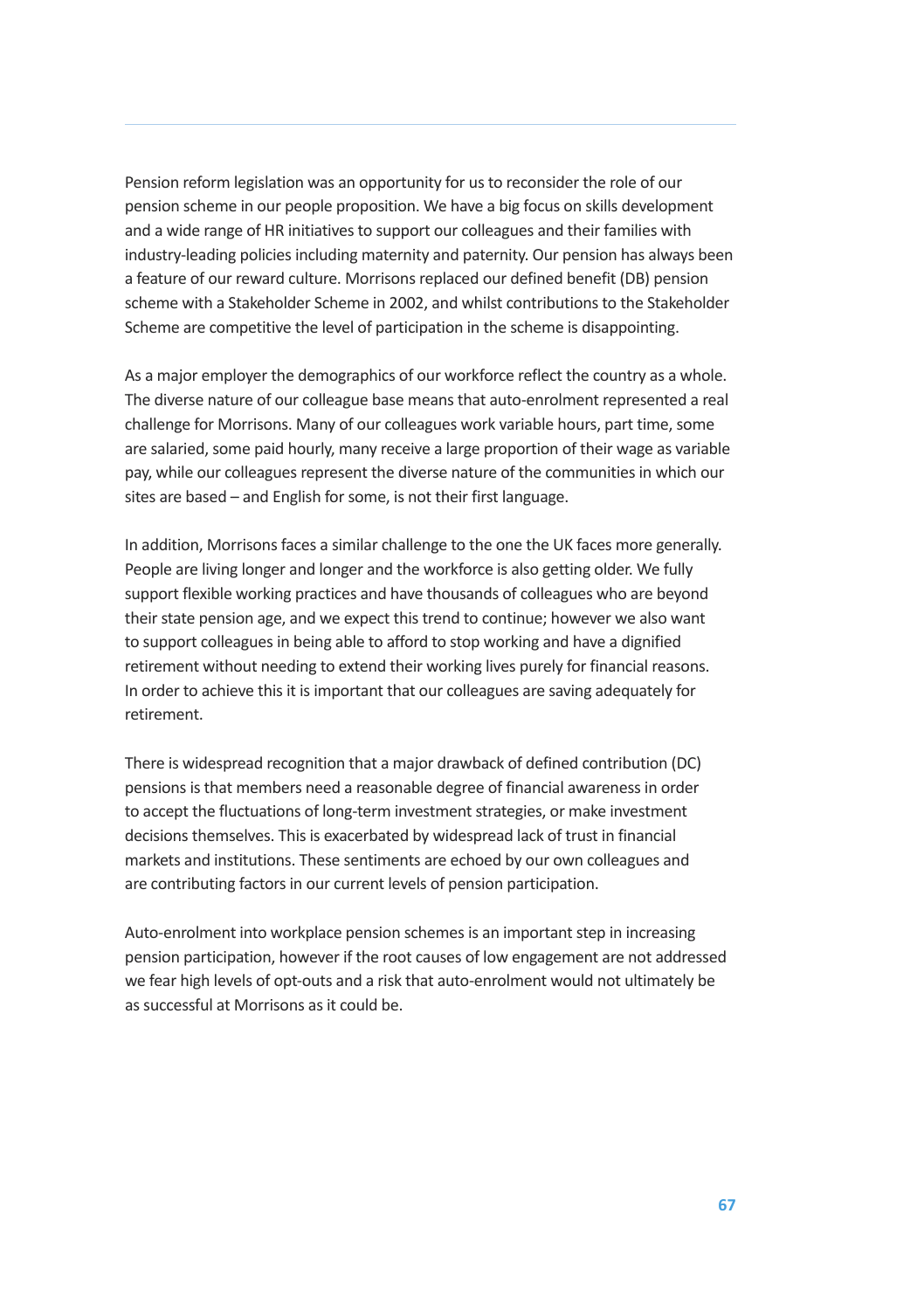Pension reform legislation was an opportunity for us to reconsider the role of our pension scheme in our people proposition. We have a big focus on skills development and a wide range of HR initiatives to support our colleagues and their families with industry-leading policies including maternity and paternity. Our pension has always been a feature of our reward culture. Morrisons replaced our defined benefit (DB) pension scheme with a Stakeholder Scheme in 2002, and whilst contributions to the Stakeholder Scheme are competitive the level of participation in the scheme is disappointing.

As a major employer the demographics of our workforce reflect the country as a whole. The diverse nature of our colleague base means that auto-enrolment represented a real challenge for Morrisons. Many of our colleagues work variable hours, part time, some are salaried, some paid hourly, many receive a large proportion of their wage as variable pay, while our colleagues represent the diverse nature of the communities in which our sites are based – and English for some, is not their first language.

In addition, Morrisons faces a similar challenge to the one the UK faces more generally. People are living longer and longer and the workforce is also getting older. We fully support flexible working practices and have thousands of colleagues who are beyond their state pension age, and we expect this trend to continue; however we also want to support colleagues in being able to afford to stop working and have a dignified retirement without needing to extend their working lives purely for financial reasons. In order to achieve this it is important that our colleagues are saving adequately for retirement.

There is widespread recognition that a major drawback of defined contribution (DC) pensions is that members need a reasonable degree of financial awareness in order to accept the fluctuations of long-term investment strategies, or make investment decisions themselves. This is exacerbated by widespread lack of trust in financial markets and institutions. These sentiments are echoed by our own colleagues and are contributing factors in our current levels of pension participation.

Auto-enrolment into workplace pension schemes is an important step in increasing pension participation, however if the root causes of low engagement are not addressed we fear high levels of opt-outs and a risk that auto-enrolment would not ultimately be as successful at Morrisons as it could be.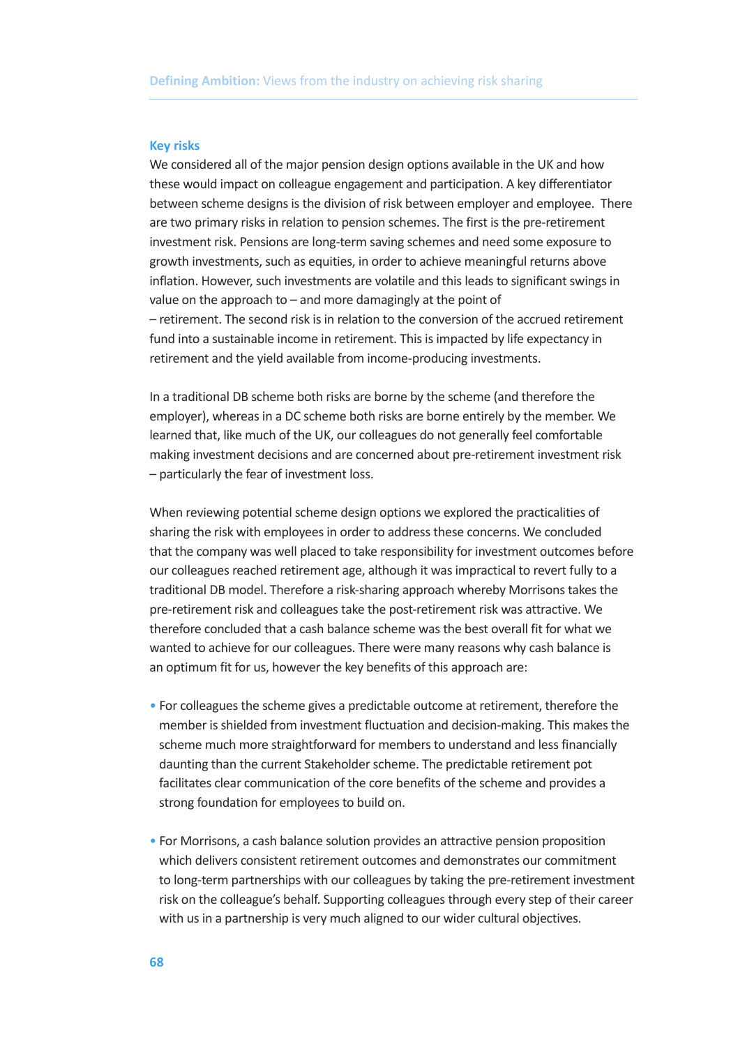### Key risks

We considered all of the major pension design options available in the UK and how these would impact on colleague engagement and participation. A key differentiator between scheme designs is the division of risk between employer and employee. There are two primary risks in relation to pension schemes. The first is the pre-retirement investment risk. Pensions are long-term saving schemes and need some exposure to growth investments, such as equities, in order to achieve meaningful returns above inflation. However, such investments are volatile and this leads to significant swings in value on the approach to – and more damagingly at the point of – retirement. The second risk is in relation to the conversion of the accrued retirement fund into a sustainable income in retirement. This is impacted by life expectancy in retirement and the yield available from income-producing investments.

In a traditional DB scheme both risks are borne by the scheme (and therefore the employer), whereas in a DC scheme both risks are borne entirely by the member. We learned that, like much of the UK, our colleagues do not generally feel comfortable making investment decisions and are concerned about pre-retirement investment risk – particularly the fear of investment loss.

When reviewing potential scheme design options we explored the practicalities of sharing the risk with employees in order to address these concerns. We concluded that the company was well placed to take responsibility for investment outcomes before our colleagues reached retirement age, although it was impractical to revert fully to a traditional DB model. Therefore a risk-sharing approach whereby Morrisons takes the pre-retirement risk and colleagues take the post-retirement risk was attractive. We therefore concluded that a cash balance scheme was the best overall fit for what we wanted to achieve for our colleagues. There were many reasons why cash balance is an optimum fit for us, however the key benefits of this approach are:

- For colleagues the scheme gives a predictable outcome at retirement, therefore the member is shielded from investment fluctuation and decision-making. This makes the scheme much more straightforward for members to understand and less financially daunting than the current Stakeholder scheme. The predictable retirement pot facilitates clear communication of the core benefits of the scheme and provides a strong foundation for employees to build on.

- For Morrisons, a cash balance solution provides an attractive pension proposition which delivers consistent retirement outcomes and demonstrates our commitment to long-term partnerships with our colleagues by taking the pre-retirement investment risk on the colleague's behalf. Supporting colleagues through every step of their career with us in a partnership is very much aligned to our wider cultural objectives.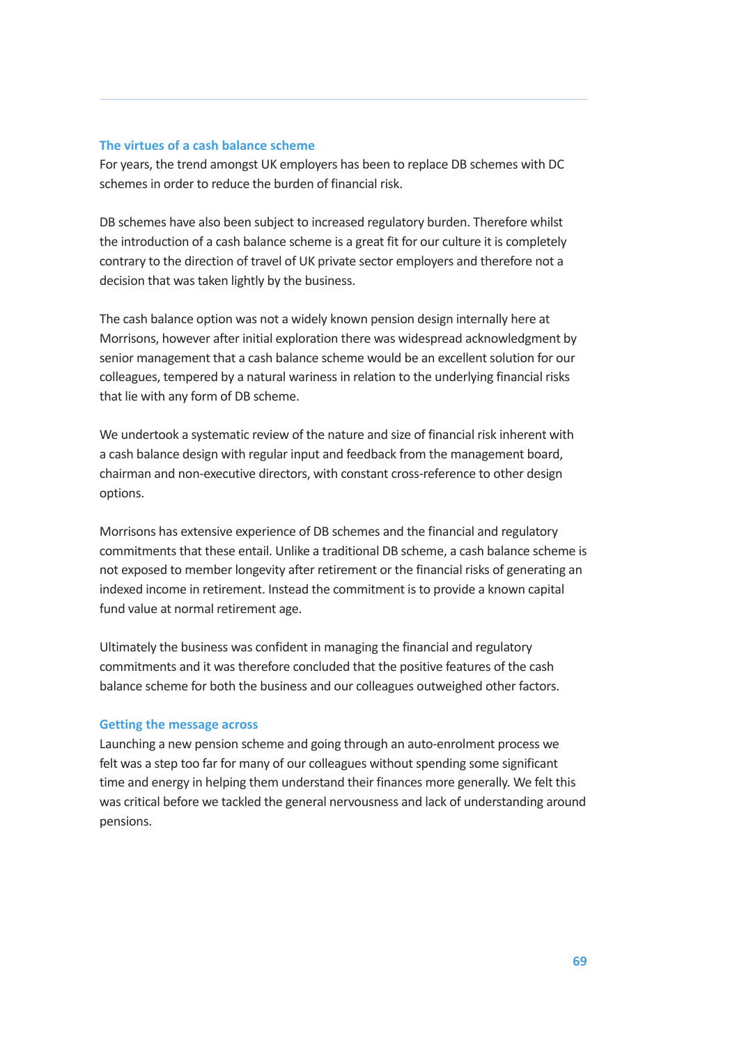### The virtues of a cash balance scheme

For years, the trend amongst UK employers has been to replace DB schemes with DC schemes in order to reduce the burden of financial risk.

DB schemes have also been subject to increased regulatory burden. Therefore whilst the introduction of a cash balance scheme is a great fit for our culture it is completely contrary to the direction of travel of UK private sector employers and therefore not a decision that was taken lightly by the business.

The cash balance option was not a widely known pension design internally here at Morrisons, however after initial exploration there was widespread acknowledgment by senior management that a cash balance scheme would be an excellent solution for our colleagues, tempered by a natural wariness in relation to the underlying financial risks that lie with any form of DB scheme.

We undertook a systematic review of the nature and size of financial risk inherent with a cash balance design with regular input and feedback from the management board, chairman and non-executive directors, with constant cross-reference to other design options.

Morrisons has extensive experience of DB schemes and the financial and regulatory commitments that these entail. Unlike a traditional DB scheme, a cash balance scheme is not exposed to member longevity after retirement or the financial risks of generating an indexed income in retirement. Instead the commitment is to provide a known capital fund value at normal retirement age.

Ultimately the business was confident in managing the financial and regulatory commitments and it was therefore concluded that the positive features of the cash balance scheme for both the business and our colleagues outweighed other factors.

### Getting the message across

Launching a new pension scheme and going through an auto-enrolment process we felt was a step too far for many of our colleagues without spending some significant time and energy in helping them understand their finances more generally. We felt this was critical before we tackled the general nervousness and lack of understanding around pensions.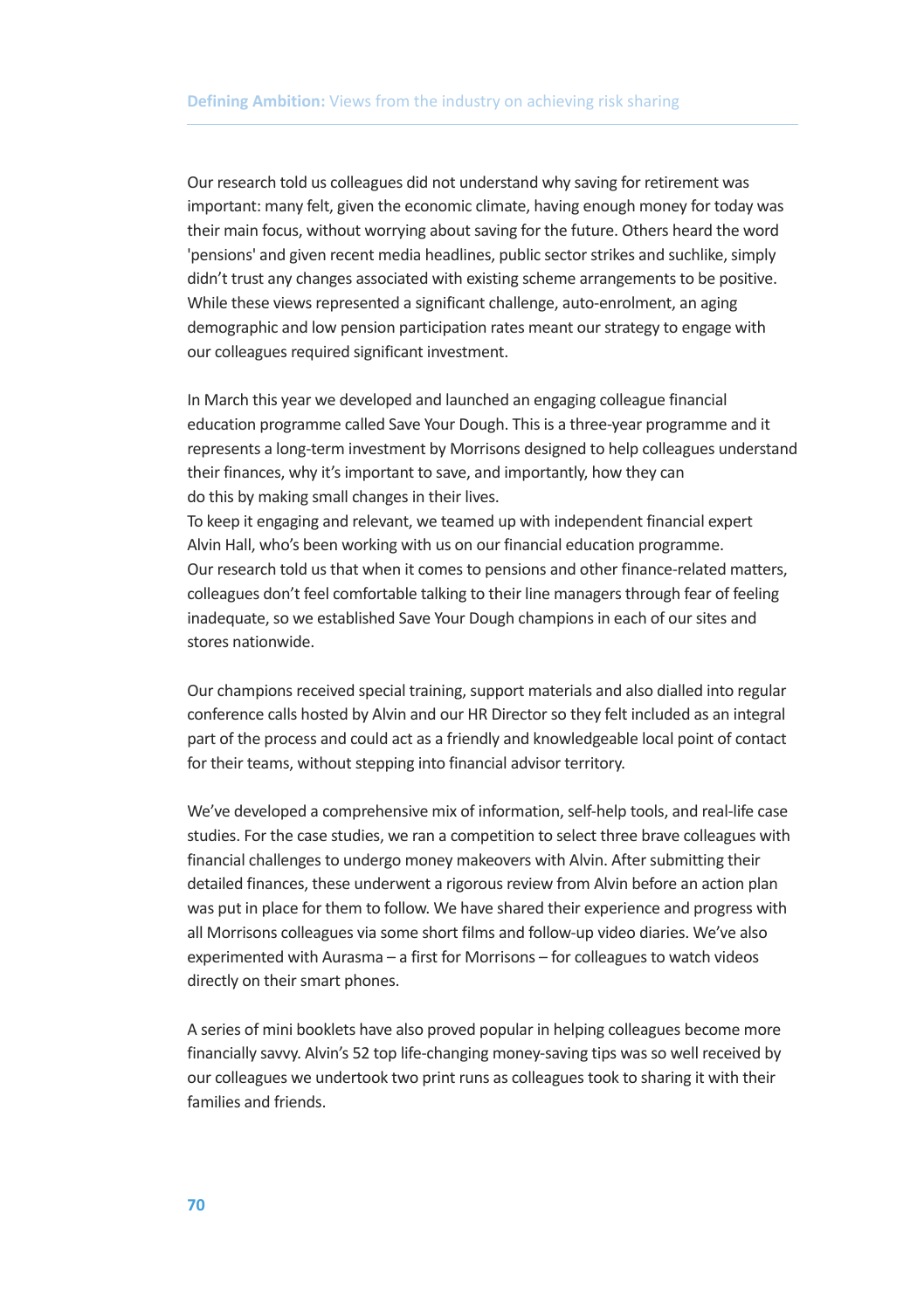Our research told us colleagues did not understand why saving for retirement was important: many felt, given the economic climate, having enough money for today was their main focus, without worrying about saving for the future. Others heard the word 'pensions' and given recent media headlines, public sector strikes and suchlike, simply didn't trust any changes associated with existing scheme arrangements to be positive. While these views represented a significant challenge, auto-enrolment, an aging demographic and low pension participation rates meant our strategy to engage with our colleagues required significant investment.

In March this year we developed and launched an engaging colleague financial education programme called Save Your Dough. This is a three-year programme and it represents a long-term investment by Morrisons designed to help colleagues understand their finances, why it's important to save, and importantly, how they can do this by making small changes in their lives.

To keep it engaging and relevant, we teamed up with independent financial expert Alvin Hall, who's been working with us on our financial education programme. Our research told us that when it comes to pensions and other finance-related matters, colleagues don't feel comfortable talking to their line managers through fear of feeling inadequate, so we established Save Your Dough champions in each of our sites and stores nationwide.

Our champions received special training, support materials and also dialled into regular conference calls hosted by Alvin and our HR Director so they felt included as an integral part of the process and could act as a friendly and knowledgeable local point of contact for their teams, without stepping into financial advisor territory.

We've developed a comprehensive mix of information, self-help tools, and real-life case studies. For the case studies, we ran a competition to select three brave colleagues with financial challenges to undergo money makeovers with Alvin. After submitting their detailed finances, these underwent a rigorous review from Alvin before an action plan was put in place for them to follow. We have shared their experience and progress with all Morrisons colleagues via some short films and follow-up video diaries. We've also experimented with Aurasma – a first for Morrisons – for colleagues to watch videos directly on their smart phones.

A series of mini booklets have also proved popular in helping colleagues become more financially savvy. Alvin's 52 top life-changing money-saving tips was so well received by our colleagues we undertook two print runs as colleagues took to sharing it with their families and friends.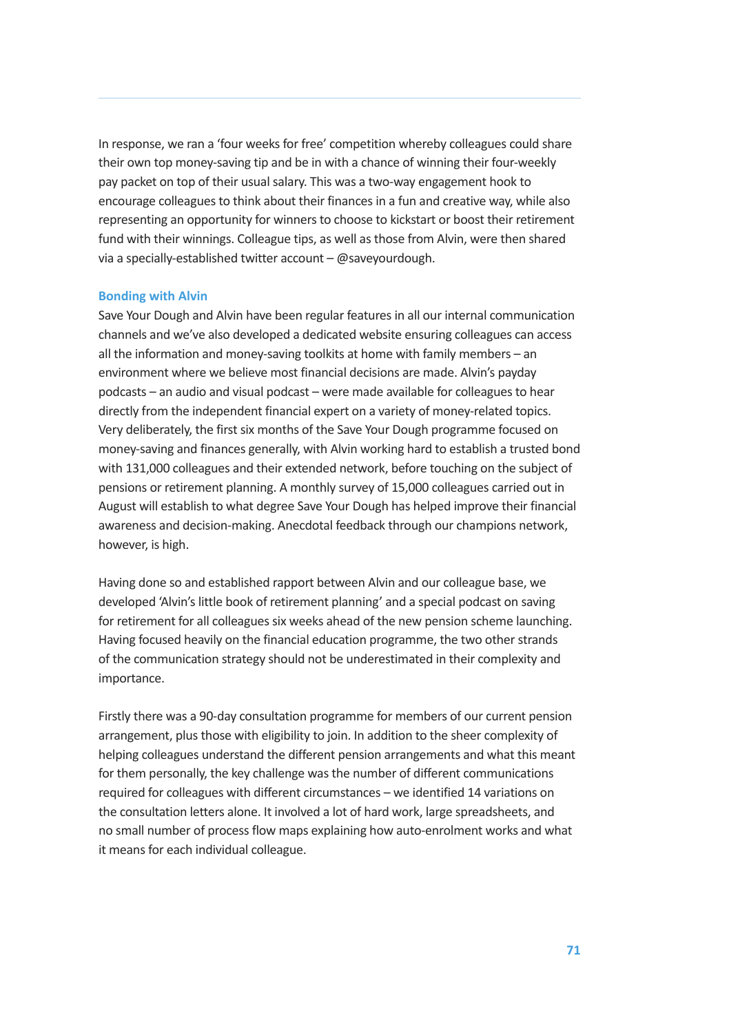In response, we ran a 'four weeks for free' competition whereby colleagues could share their own top money-saving tip and be in with a chance of winning their four-weekly pay packet on top of their usual salary. This was a two-way engagement hook to encourage colleagues to think about their finances in a fun and creative way, while also representing an opportunity for winners to choose to kickstart or boost their retirement fund with their winnings. Colleague tips, as well as those from Alvin, were then shared via a specially-established twitter account – @saveyourdough.

### Bonding with Alvin

Save Your Dough and Alvin have been regular features in all our internal communication channels and we've also developed a dedicated website ensuring colleagues can access all the information and money-saving toolkits at home with family members – an environment where we believe most financial decisions are made. Alvin's payday podcasts – an audio and visual podcast – were made available for colleagues to hear directly from the independent financial expert on a variety of money-related topics. Very deliberately, the first six months of the Save Your Dough programme focused on money-saving and finances generally, with Alvin working hard to establish a trusted bond with 131,000 colleagues and their extended network, before touching on the subject of pensions or retirement planning. A monthly survey of 15,000 colleagues carried out in August will establish to what degree Save Your Dough has helped improve their financial awareness and decision-making. Anecdotal feedback through our champions network, however, is high.

Having done so and established rapport between Alvin and our colleague base, we developed 'Alvin's little book of retirement planning' and a special podcast on saving for retirement for all colleagues six weeks ahead of the new pension scheme launching. Having focused heavily on the financial education programme, the two other strands of the communication strategy should not be underestimated in their complexity and importance.

Firstly there was a 90-day consultation programme for members of our current pension arrangement, plus those with eligibility to join. In addition to the sheer complexity of helping colleagues understand the different pension arrangements and what this meant for them personally, the key challenge was the number of different communications required for colleagues with different circumstances – we identified 14 variations on the consultation letters alone. It involved a lot of hard work, large spreadsheets, and no small number of process flow maps explaining how auto-enrolment works and what it means for each individual colleague.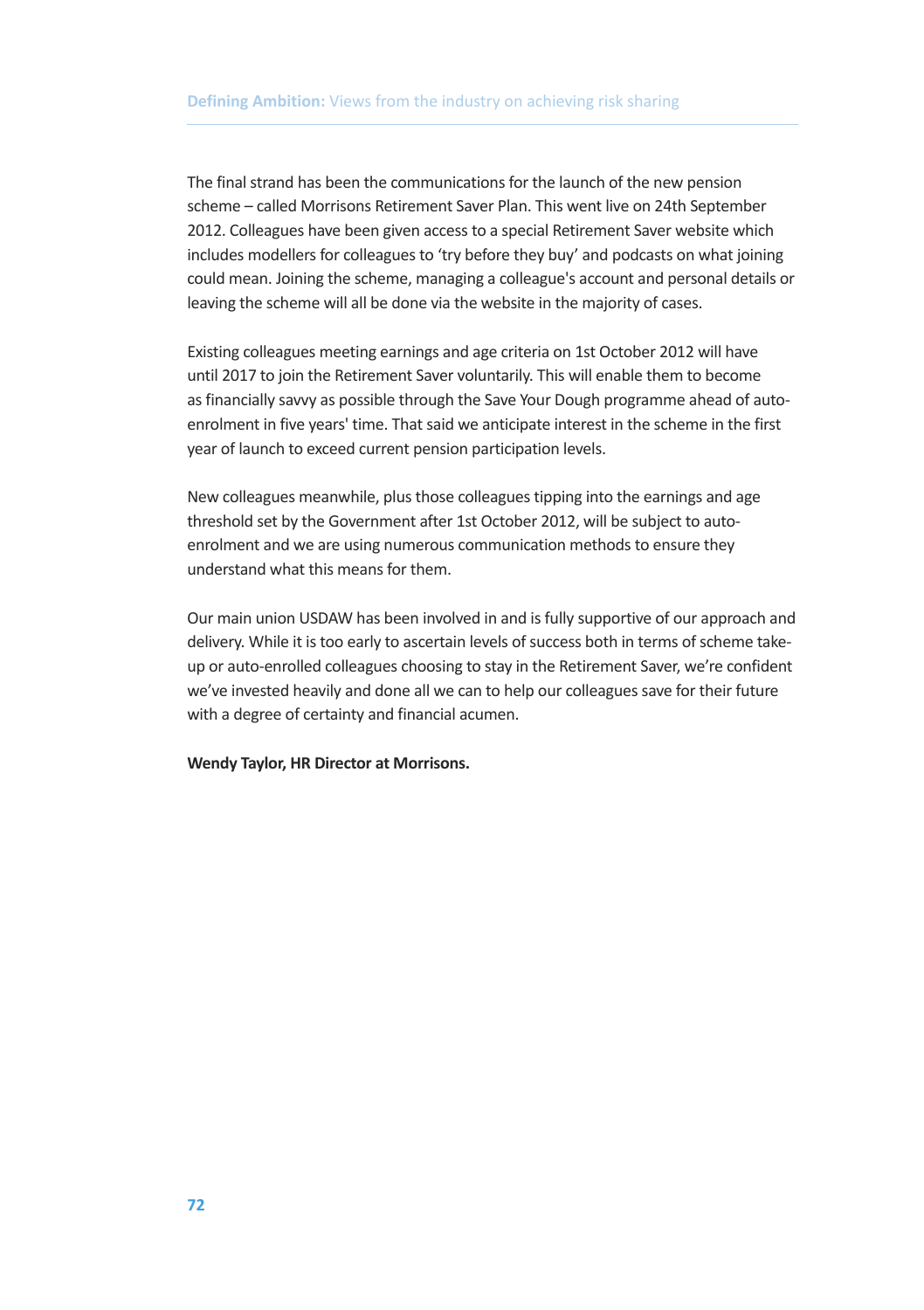The final strand has been the communications for the launch of the new pension scheme – called Morrisons Retirement Saver Plan. This went live on 24th September 2012. Colleagues have been given access to a special Retirement Saver website which includes modellers for colleagues to 'try before they buy' and podcasts on what joining could mean. Joining the scheme, managing a colleague's account and personal details or leaving the scheme will all be done via the website in the majority of cases.

Existing colleagues meeting earnings and age criteria on 1st October 2012 will have until 2017 to join the Retirement Saver voluntarily. This will enable them to become as financially savvy as possible through the Save Your Dough programme ahead of auto-enrolment in five years' time. That said we anticipate interest in the scheme in the first year of launch to exceed current pension participation levels.

New colleagues meanwhile, plus those colleagues tipping into the earnings and age threshold set by the Government after 1st October 2012, will be subject to auto-enrolment and we are using numerous communication methods to ensure they understand what this means for them.

Our main union USDAW has been involved in and is fully supportive of our approach and delivery. While it is too early to ascertain levels of success both in terms of scheme take-up or auto-enrolled colleagues choosing to stay in the Retirement Saver, we're confident we've invested heavily and done all we can to help our colleagues save for their future with a degree of certainty and financial acumen.

**Wendy Taylor, HR Director at Morrisons.**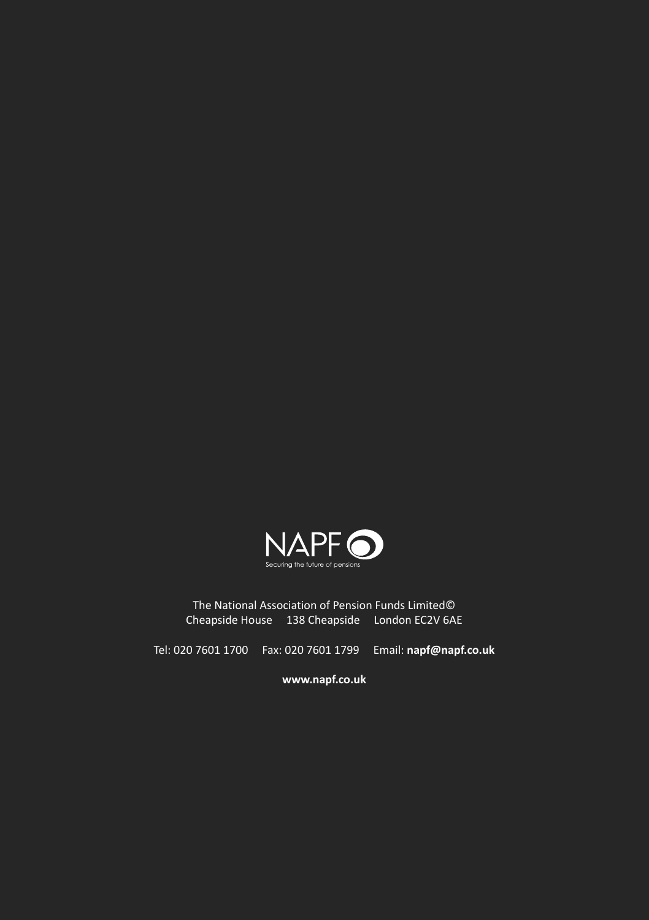NAPF

Securing the future of pensions

The National Association of Pension Funds Limited©
Cheapside House 138 Cheapside London EC2V 6AE

Tel: 020 7601 1700 Fax: 020 7601 1799 Email: **napf@napf.co.uk**

**www.napf.co.uk**